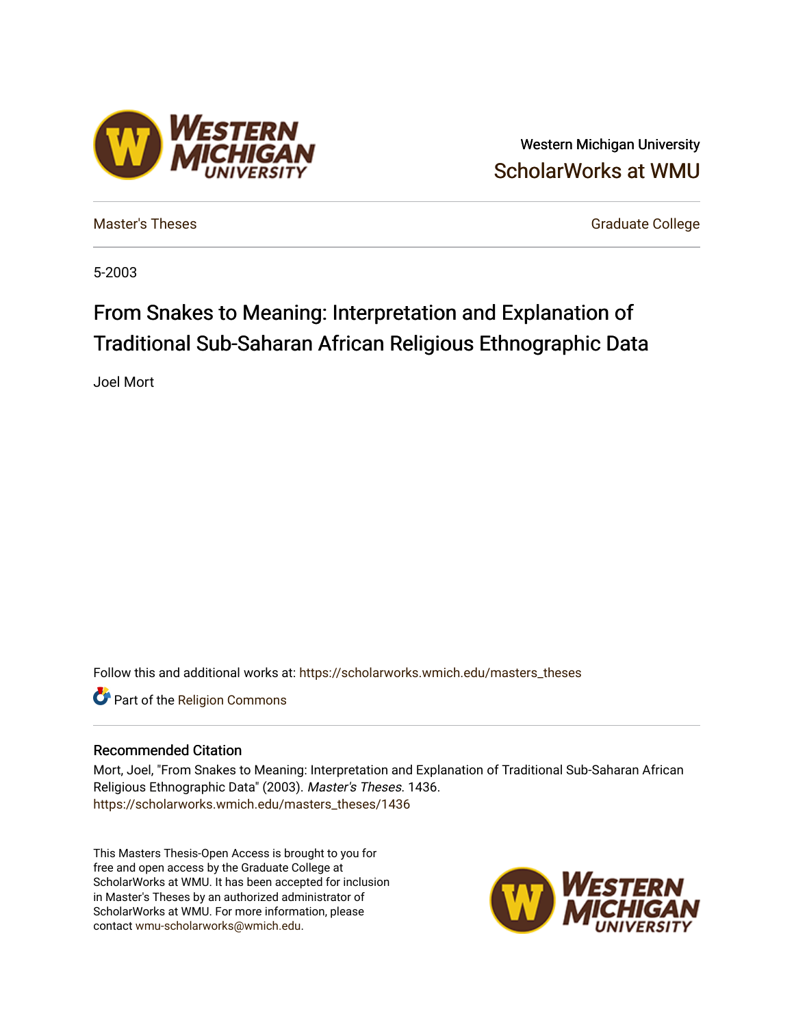Western Michigan University

ScholarWorks at WMU

Master's Theses

Graduate College

5-2003

# From Snakes to Meaning: Interpretation and Explanation of Traditional Sub-Saharan African Religious Ethnographic Data

Joel Mort

Follow this and additional works at: https://scholarworks.wmich.edu/masters_theses

Part of the Religion Commons

## Recommended Citation

Mort, Joel, "From Snakes to Meaning: Interpretation and Explanation of Traditional Sub-Saharan African Religious Ethnographic Data" (2003). *Master's Theses*. 1436.
https://scholarworks.wmich.edu/masters_theses/1436

This Masters Thesis-Open Access is brought to you for free and open access by the Graduate College at ScholarWorks at WMU. It has been accepted for inclusion in Master's Theses by an authorized administrator of ScholarWorks at WMU. For more information, please contact wmu-scholarworks@wmich.edu.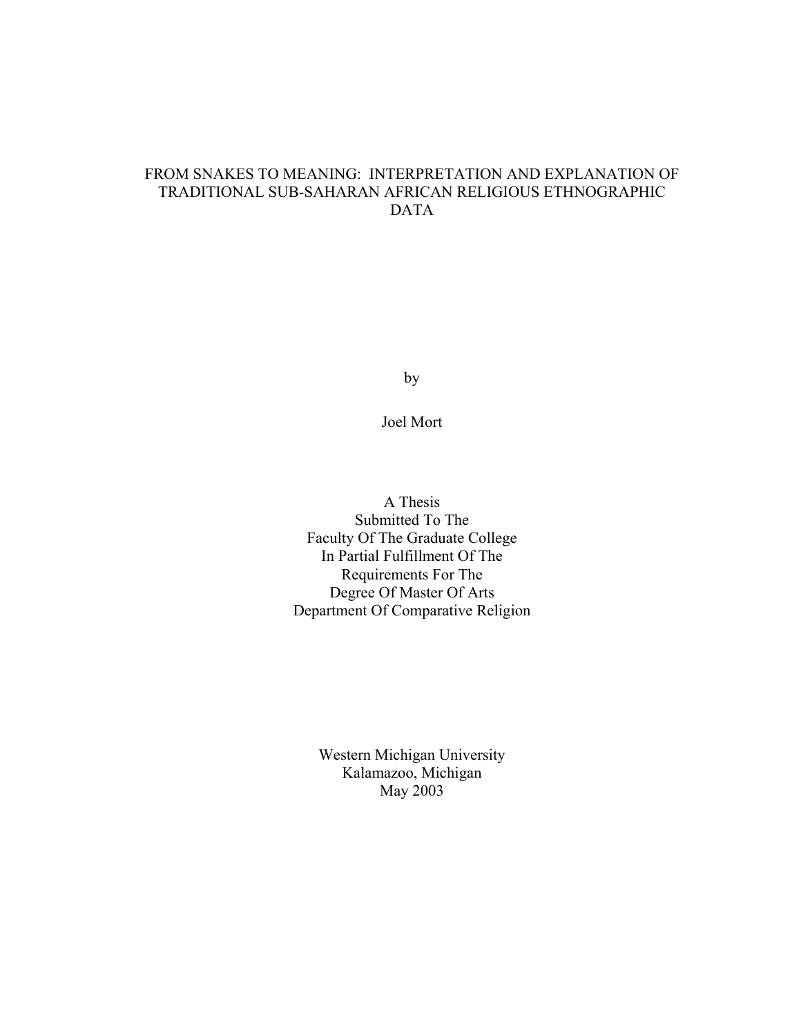# FROM SNAKES TO MEANING: INTERPRETATION AND EXPLANATION OF TRADITIONAL SUB-SAHARAN AFRICAN RELIGIOUS ETHNOGRAPHIC DATA

by

Joel Mort

A Thesis
Submitted To The
Faculty Of The Graduate College
In Partial Fulfillment Of The
Requirements For The
Degree Of Master Of Arts
Department Of Comparative Religion

Western Michigan University
Kalamazoo, Michigan
May 2003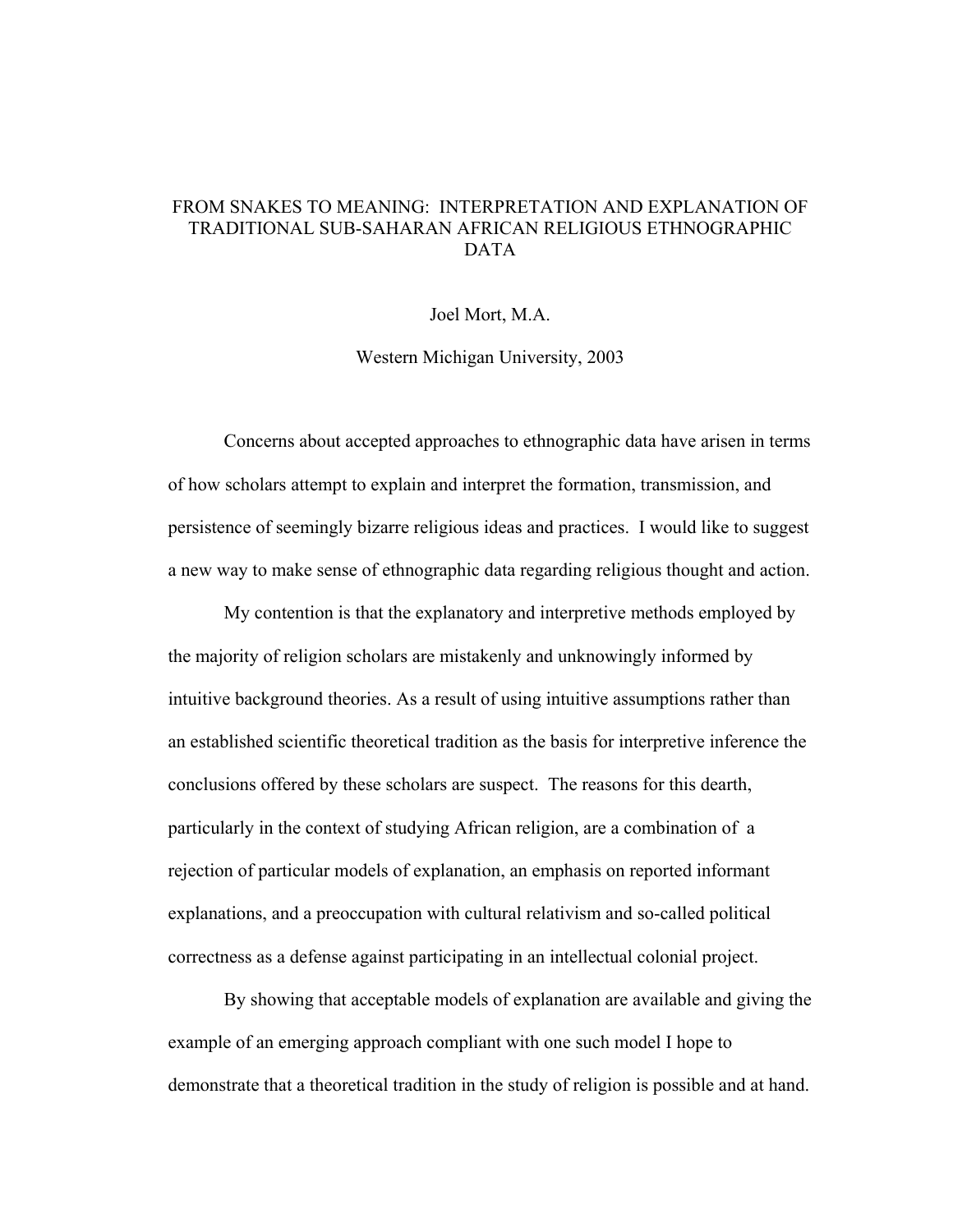# FROM SNAKES TO MEANING: INTERPRETATION AND EXPLANATION OF TRADITIONAL SUB-SAHARAN AFRICAN RELIGIOUS ETHNOGRAPHIC DATA

Joel Mort, M.A.

Western Michigan University, 2003

Concerns about accepted approaches to ethnographic data have arisen in terms of how scholars attempt to explain and interpret the formation, transmission, and persistence of seemingly bizarre religious ideas and practices. I would like to suggest a new way to make sense of ethnographic data regarding religious thought and action.

My contention is that the explanatory and interpretive methods employed by the majority of religion scholars are mistakenly and unknowingly informed by intuitive background theories. As a result of using intuitive assumptions rather than an established scientific theoretical tradition as the basis for interpretive inference the conclusions offered by these scholars are suspect. The reasons for this dearth, particularly in the context of studying African religion, are a combination of a rejection of particular models of explanation, an emphasis on reported informant explanations, and a preoccupation with cultural relativism and so-called political correctness as a defense against participating in an intellectual colonial project.

By showing that acceptable models of explanation are available and giving the example of an emerging approach compliant with one such model I hope to demonstrate that a theoretical tradition in the study of religion is possible and at hand.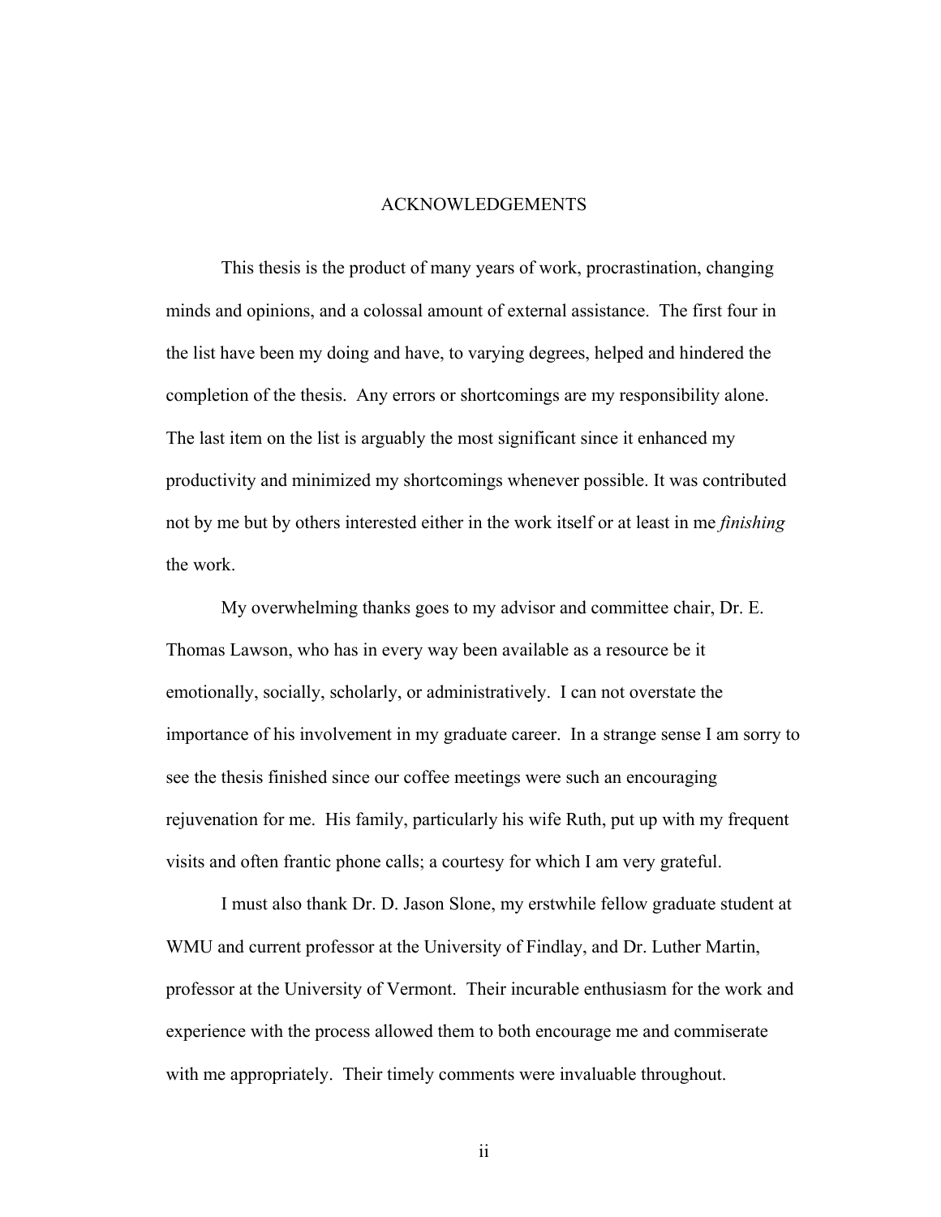# ACKNOWLEDGEMENTS

This thesis is the product of many years of work, procrastination, changing minds and opinions, and a colossal amount of external assistance. The first four in the list have been my doing and have, to varying degrees, helped and hindered the completion of the thesis. Any errors or shortcomings are my responsibility alone. The last item on the list is arguably the most significant since it enhanced my productivity and minimized my shortcomings whenever possible. It was contributed not by me but by others interested either in the work itself or at least in me *finishing* the work.

My overwhelming thanks goes to my advisor and committee chair, Dr. E. Thomas Lawson, who has in every way been available as a resource be it emotionally, socially, scholarly, or administratively. I can not overstate the importance of his involvement in my graduate career. In a strange sense I am sorry to see the thesis finished since our coffee meetings were such an encouraging rejuvenation for me. His family, particularly his wife Ruth, put up with my frequent visits and often frantic phone calls; a courtesy for which I am very grateful.

I must also thank Dr. D. Jason Slone, my erstwhile fellow graduate student at WMU and current professor at the University of Findlay, and Dr. Luther Martin, professor at the University of Vermont. Their incurable enthusiasm for the work and experience with the process allowed them to both encourage me and commiserate with me appropriately. Their timely comments were invaluable throughout.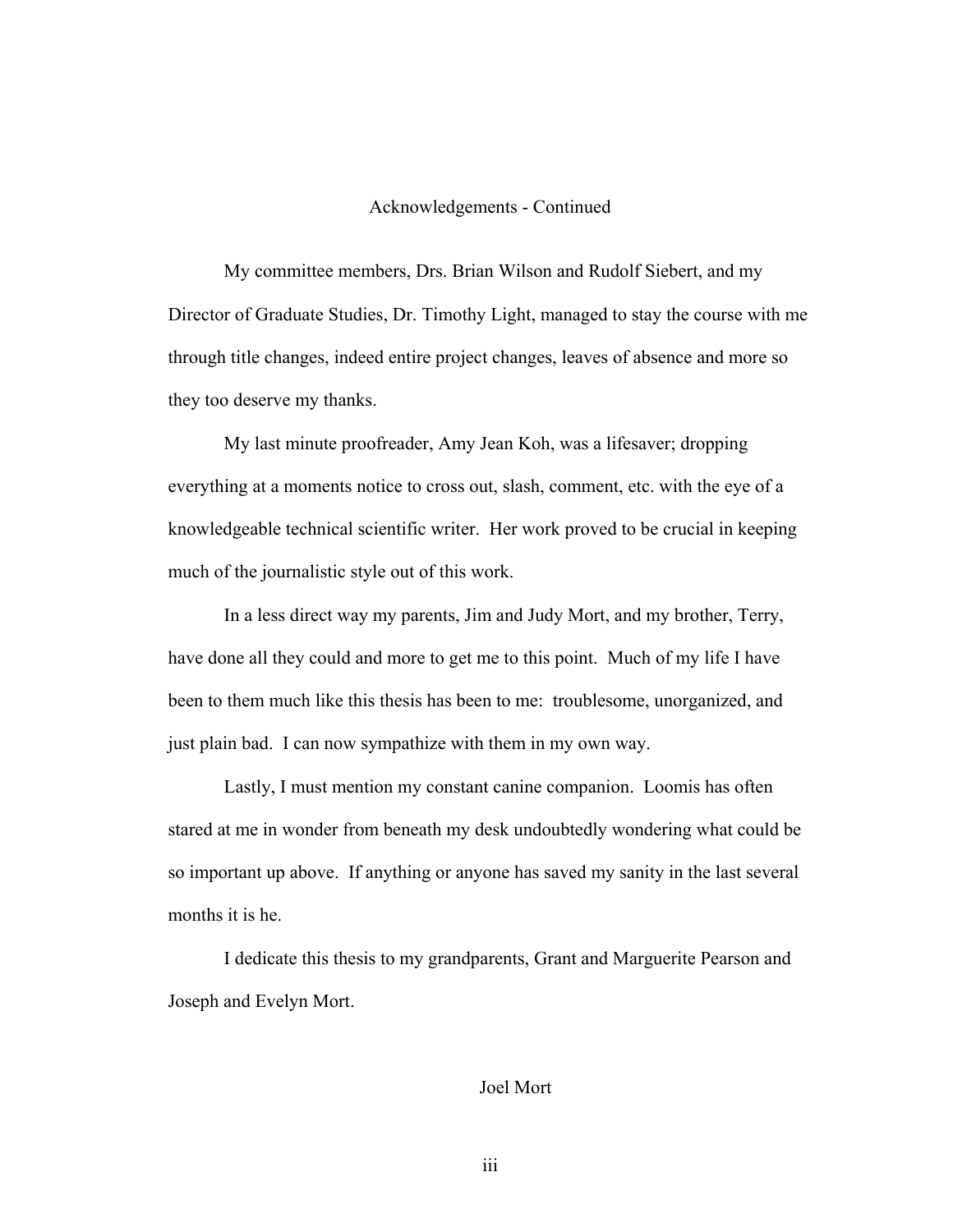# Acknowledgements - Continued

My committee members, Drs. Brian Wilson and Rudolf Siebert, and my Director of Graduate Studies, Dr. Timothy Light, managed to stay the course with me through title changes, indeed entire project changes, leaves of absence and more so they too deserve my thanks.

My last minute proofreader, Amy Jean Koh, was a lifesaver; dropping everything at a moments notice to cross out, slash, comment, etc. with the eye of a knowledgeable technical scientific writer. Her work proved to be crucial in keeping much of the journalistic style out of this work.

In a less direct way my parents, Jim and Judy Mort, and my brother, Terry, have done all they could and more to get me to this point. Much of my life I have been to them much like this thesis has been to me: troublesome, unorganized, and just plain bad. I can now sympathize with them in my own way.

Lastly, I must mention my constant canine companion. Loomis has often stared at me in wonder from beneath my desk undoubtedly wondering what could be so important up above. If anything or anyone has saved my sanity in the last several months it is he.

I dedicate this thesis to my grandparents, Grant and Marguerite Pearson and Joseph and Evelyn Mort.

Joel Mort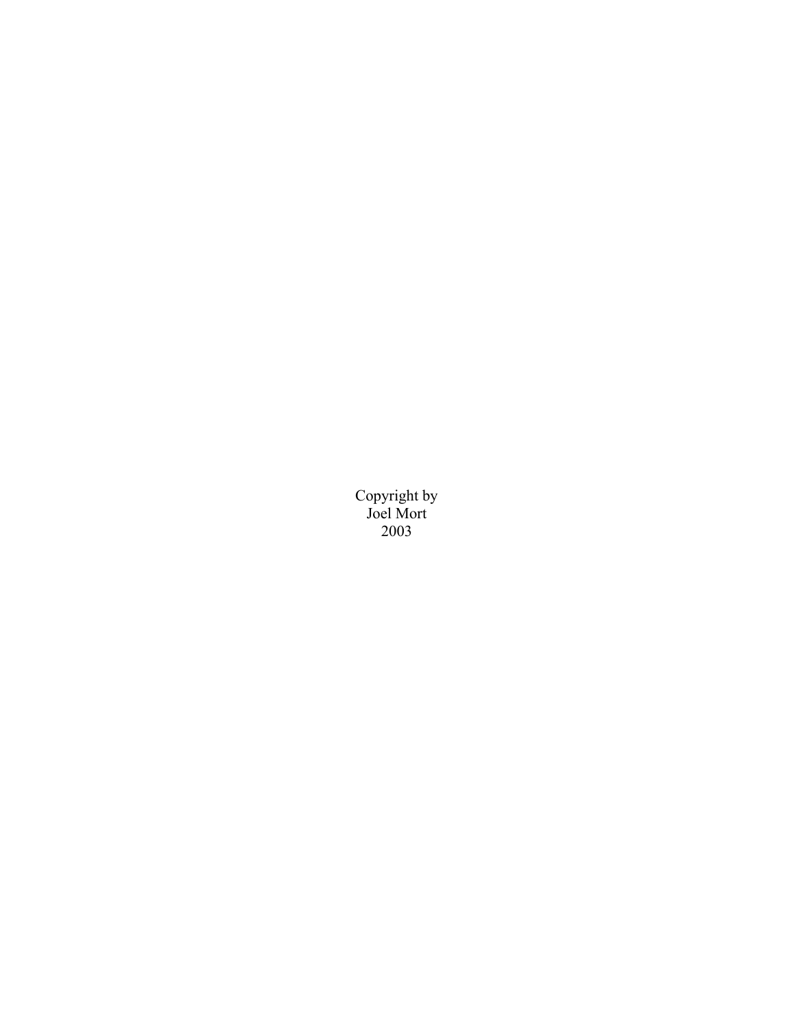Copyright by
Joel Mort
2003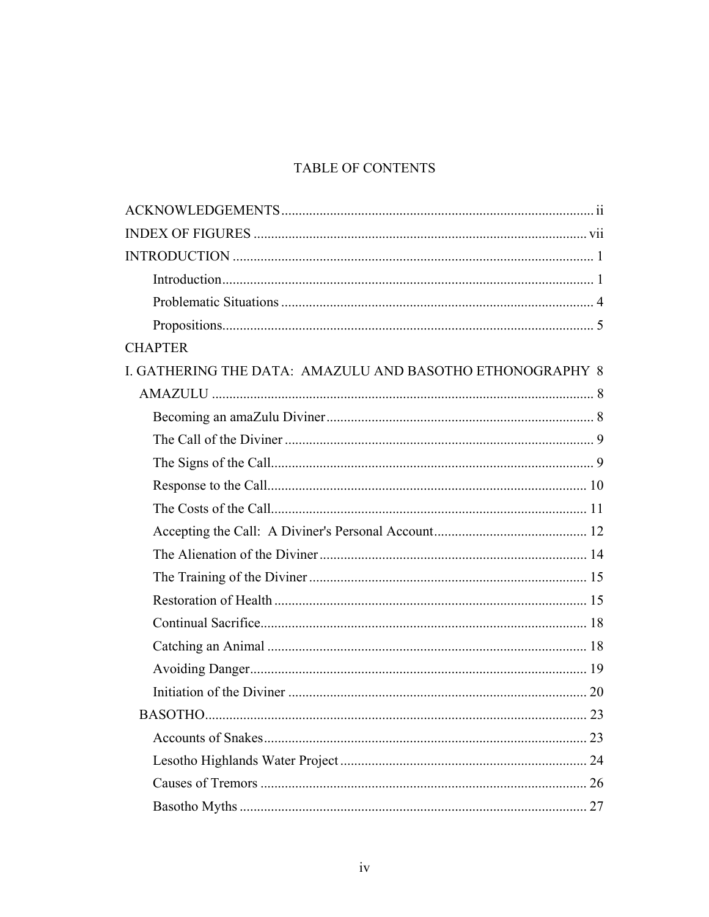# TABLE OF CONTENTS

ACKNOWLEDGEMENTS ........................................................................................ ii

INDEX OF FIGURES ........................................................................................ vii

INTRODUCTION ........................................................................................ 1

- Introduction ........................................................................................ 1
- Problematic Situations ........................................................................................ 4
- Propositions ........................................................................................ 5

CHAPTER

I. GATHERING THE DATA: AMAZULU AND BASOTHO ETHONOGRAPHY 8

- AMAZULU ........................................................................................ 8
  - Becoming an amaZulu Diviner ........................................................................................ 8
  - The Call of the Diviner ........................................................................................ 9
  - The Signs of the Call ........................................................................................ 9
  - Response to the Call ........................................................................................ 10
  - The Costs of the Call ........................................................................................ 11
  - Accepting the Call: A Diviner's Personal Account ........................................................................................ 12
  - The Alienation of the Diviner ........................................................................................ 14
  - The Training of the Diviner ........................................................................................ 15
  - Restoration of Health ........................................................................................ 15
  - Continual Sacrifice ........................................................................................ 18
  - Catching an Animal ........................................................................................ 18
  - Avoiding Danger ........................................................................................ 19
  - Initiation of the Diviner ........................................................................................ 20
- BASOTHO ........................................................................................ 23
  - Accounts of Snakes ........................................................................................ 23
  - Lesotho Highlands Water Project ........................................................................................ 24
  - Causes of Tremors ........................................................................................ 26
  - Basotho Myths ........................................................................................ 27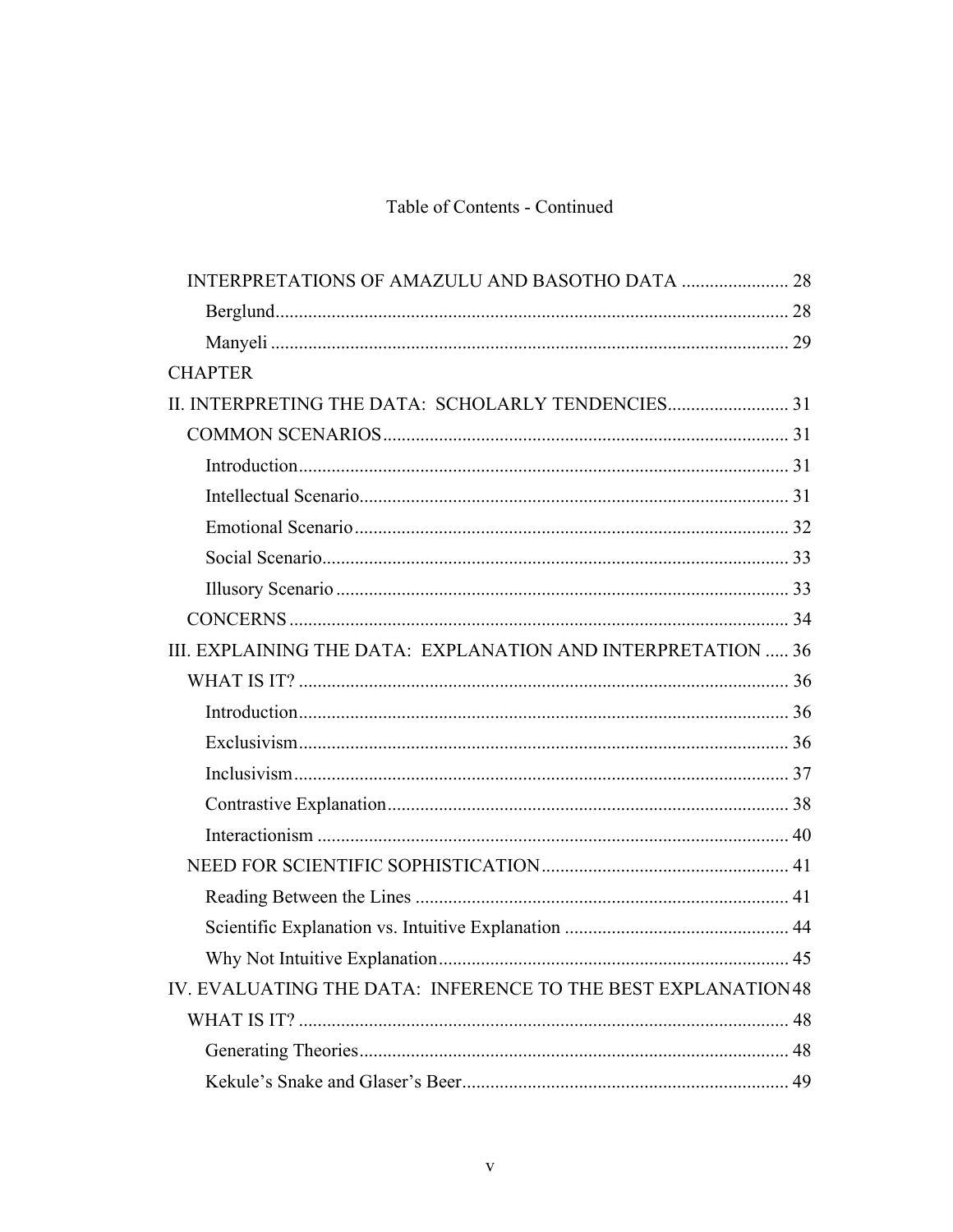Table of Contents - Continued

- INTERPRETATIONS OF AMAZULU AND BASOTHO DATA ........................ 28
  - Berglund ........................................................................................ 28
  - Manyeli ......................................................................................... 29

CHAPTER

- II. INTERPRETING THE DATA: SCHOLARLY TENDENCIES .......................... 31
  - COMMON SCENARIOS ........................................................................ 31
    - Introduction .................................................................................. 31
    - Intellectual Scenario ..................................................................... 31
    - Emotional Scenario ....................................................................... 32
    - Social Scenario .............................................................................. 33
    - Illusory Scenario ........................................................................... 33
  - CONCERNS ........................................................................................ 34
- III. EXPLAINING THE DATA: EXPLANATION AND INTERPRETATION ..... 36
  - WHAT IS IT? ....................................................................................... 36
    - Introduction .................................................................................. 36
    - Exclusivism ................................................................................... 36
    - Inclusivism .................................................................................... 37
    - Contrastive Explanation ................................................................ 38
    - Interactionism ............................................................................... 40
  - NEED FOR SCIENTIFIC SOPHISTICATION ......................................... 41
    - Reading Between the Lines ............................................................ 41
    - Scientific Explanation vs. Intuitive Explanation ............................. 44
    - Why Not Intuitive Explanation ....................................................... 45
- IV. EVALUATING THE DATA: INFERENCE TO THE BEST EXPLANATION 48
  - WHAT IS IT? ....................................................................................... 48
    - Generating Theories ...................................................................... 48
    - Kekule's Snake and Glaser's Beer ................................................... 49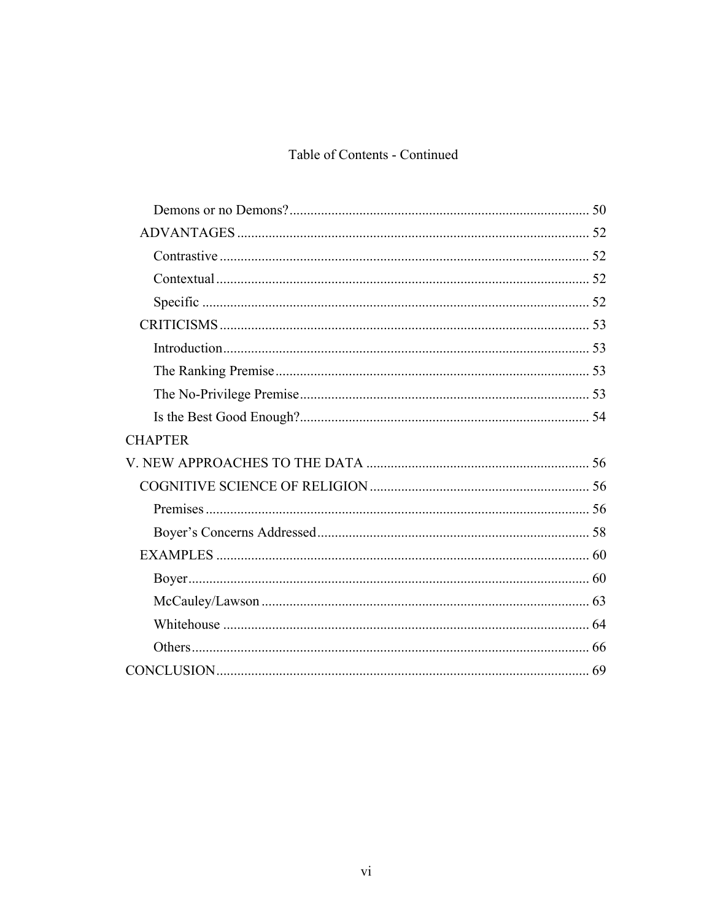Table of Contents - Continued

- Demons or no Demons? ..... 50
- ADVANTAGES ..... 52
  - Contrastive ..... 52
  - Contextual ..... 52
  - Specific ..... 52
- CRITICISMS ..... 53
  - Introduction ..... 53
  - The Ranking Premise ..... 53
  - The No-Privilege Premise ..... 53
  - Is the Best Good Enough? ..... 54

CHAPTER

V. NEW APPROACHES TO THE DATA ..... 56

- COGNITIVE SCIENCE OF RELIGION ..... 56
  - Premises ..... 56
  - Boyer's Concerns Addressed ..... 58
- EXAMPLES ..... 60
  - Boyer ..... 60
  - McCauley/Lawson ..... 63
  - Whitehouse ..... 64
  - Others ..... 66

CONCLUSION ..... 69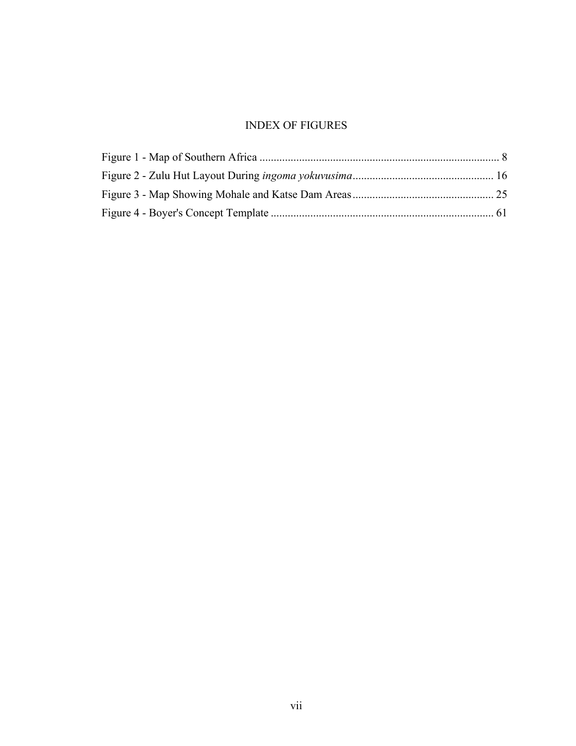# INDEX OF FIGURES

Figure 1 - Map of Southern Africa ..................................................................................... 8
Figure 2 - Zulu Hut Layout During *ingoma yokuvusima* .................................................. 16
Figure 3 - Map Showing Mohale and Katse Dam Areas .................................................. 25
Figure 4 - Boyer's Concept Template ............................................................................... 61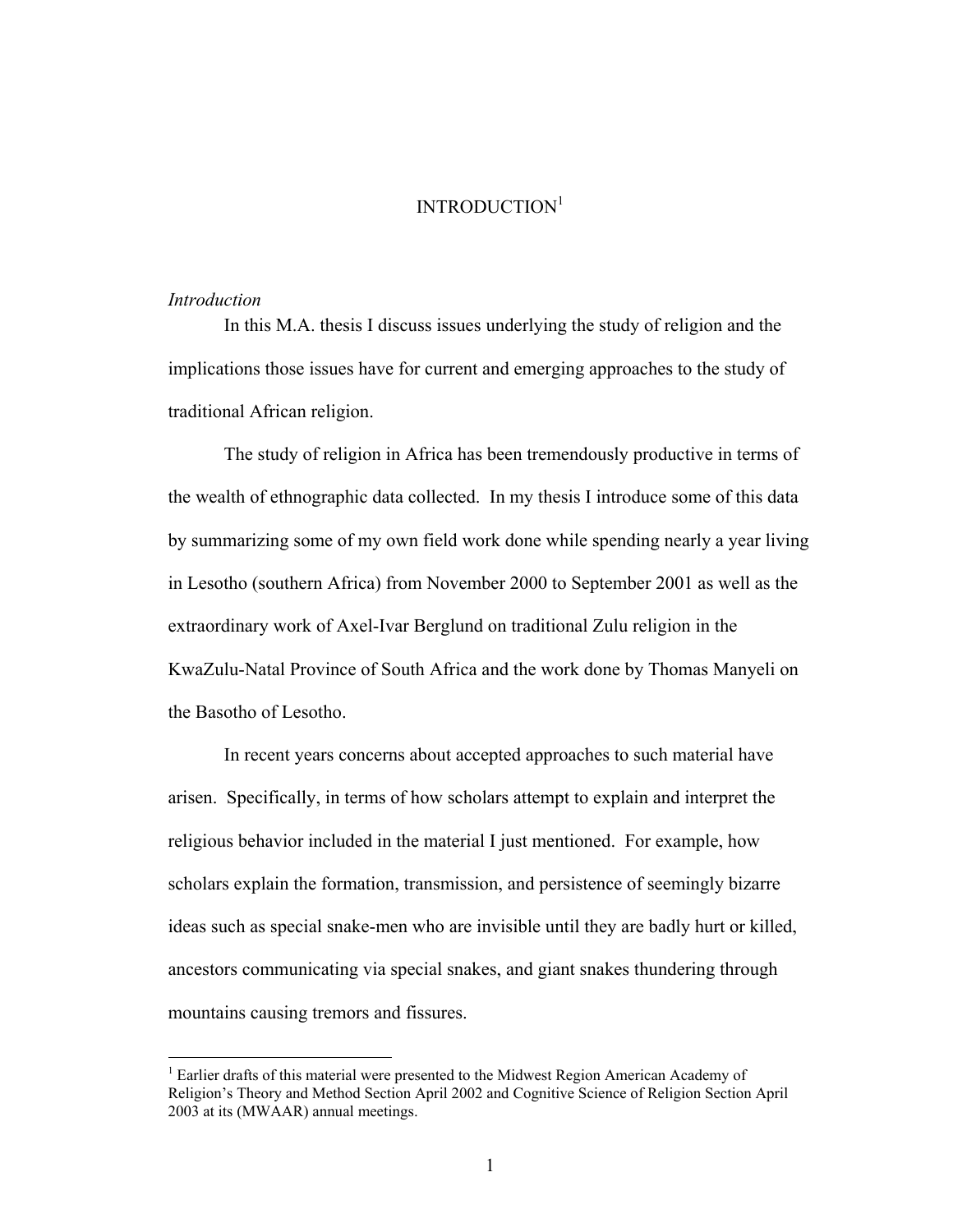# INTRODUCTION[1]

*Introduction*

In this M.A. thesis I discuss issues underlying the study of religion and the implications those issues have for current and emerging approaches to the study of traditional African religion.

The study of religion in Africa has been tremendously productive in terms of the wealth of ethnographic data collected. In my thesis I introduce some of this data by summarizing some of my own field work done while spending nearly a year living in Lesotho (southern Africa) from November 2000 to September 2001 as well as the extraordinary work of Axel-Ivar Berglund on traditional Zulu religion in the KwaZulu-Natal Province of South Africa and the work done by Thomas Manyeli on the Basotho of Lesotho.

In recent years concerns about accepted approaches to such material have arisen. Specifically, in terms of how scholars attempt to explain and interpret the religious behavior included in the material I just mentioned. For example, how scholars explain the formation, transmission, and persistence of seemingly bizarre ideas such as special snake-men who are invisible until they are badly hurt or killed, ancestors communicating via special snakes, and giant snakes thundering through mountains causing tremors and fissures.

---

[1] Earlier drafts of this material were presented to the Midwest Region American Academy of Religion's Theory and Method Section April 2002 and Cognitive Science of Religion Section April 2003 at its (MWAAR) annual meetings.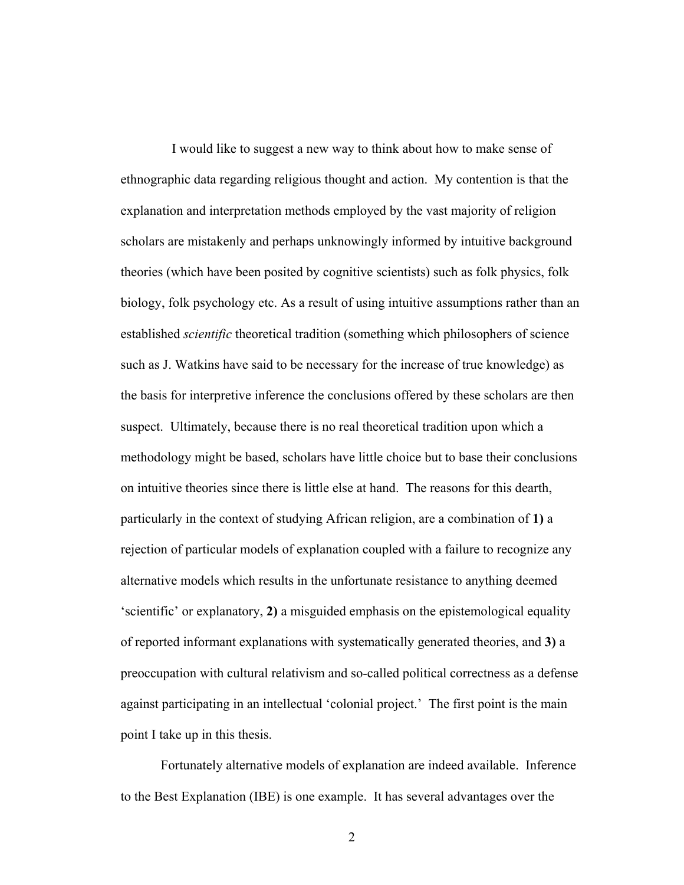I would like to suggest a new way to think about how to make sense of ethnographic data regarding religious thought and action. My contention is that the explanation and interpretation methods employed by the vast majority of religion scholars are mistakenly and perhaps unknowingly informed by intuitive background theories (which have been posited by cognitive scientists) such as folk physics, folk biology, folk psychology etc. As a result of using intuitive assumptions rather than an established *scientific* theoretical tradition (something which philosophers of science such as J. Watkins have said to be necessary for the increase of true knowledge) as the basis for interpretive inference the conclusions offered by these scholars are then suspect. Ultimately, because there is no real theoretical tradition upon which a methodology might be based, scholars have little choice but to base their conclusions on intuitive theories since there is little else at hand. The reasons for this dearth, particularly in the context of studying African religion, are a combination of **1)** a rejection of particular models of explanation coupled with a failure to recognize any alternative models which results in the unfortunate resistance to anything deemed 'scientific' or explanatory, **2)** a misguided emphasis on the epistemological equality of reported informant explanations with systematically generated theories, and **3)** a preoccupation with cultural relativism and so-called political correctness as a defense against participating in an intellectual 'colonial project.' The first point is the main point I take up in this thesis.

Fortunately alternative models of explanation are indeed available. Inference to the Best Explanation (IBE) is one example. It has several advantages over the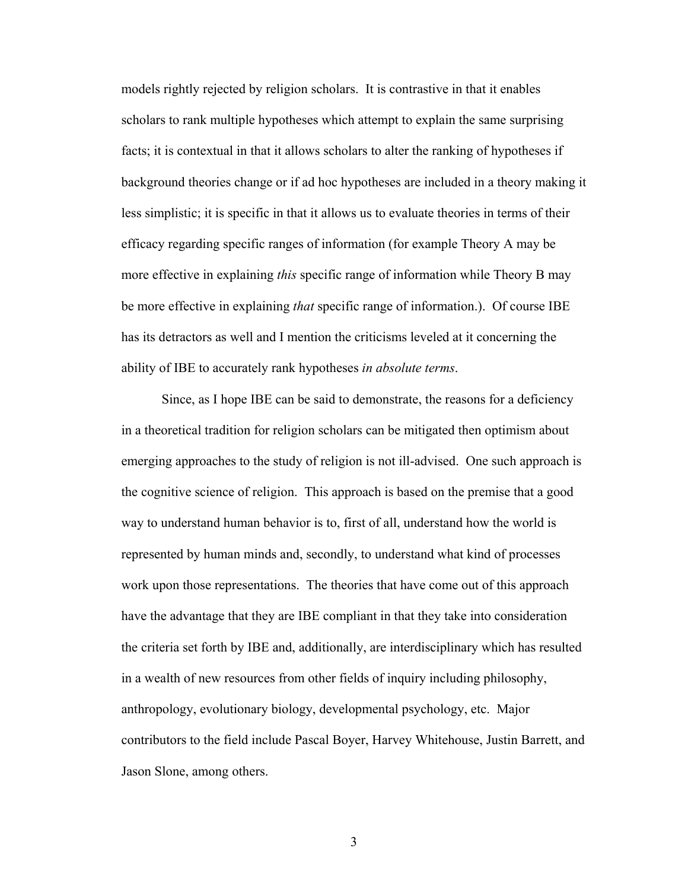models rightly rejected by religion scholars. It is contrastive in that it enables scholars to rank multiple hypotheses which attempt to explain the same surprising facts; it is contextual in that it allows scholars to alter the ranking of hypotheses if background theories change or if ad hoc hypotheses are included in a theory making it less simplistic; it is specific in that it allows us to evaluate theories in terms of their efficacy regarding specific ranges of information (for example Theory A may be more effective in explaining *this* specific range of information while Theory B may be more effective in explaining *that* specific range of information.). Of course IBE has its detractors as well and I mention the criticisms leveled at it concerning the ability of IBE to accurately rank hypotheses *in absolute terms*.

Since, as I hope IBE can be said to demonstrate, the reasons for a deficiency in a theoretical tradition for religion scholars can be mitigated then optimism about emerging approaches to the study of religion is not ill-advised. One such approach is the cognitive science of religion. This approach is based on the premise that a good way to understand human behavior is to, first of all, understand how the world is represented by human minds and, secondly, to understand what kind of processes work upon those representations. The theories that have come out of this approach have the advantage that they are IBE compliant in that they take into consideration the criteria set forth by IBE and, additionally, are interdisciplinary which has resulted in a wealth of new resources from other fields of inquiry including philosophy, anthropology, evolutionary biology, developmental psychology, etc. Major contributors to the field include Pascal Boyer, Harvey Whitehouse, Justin Barrett, and Jason Slone, among others.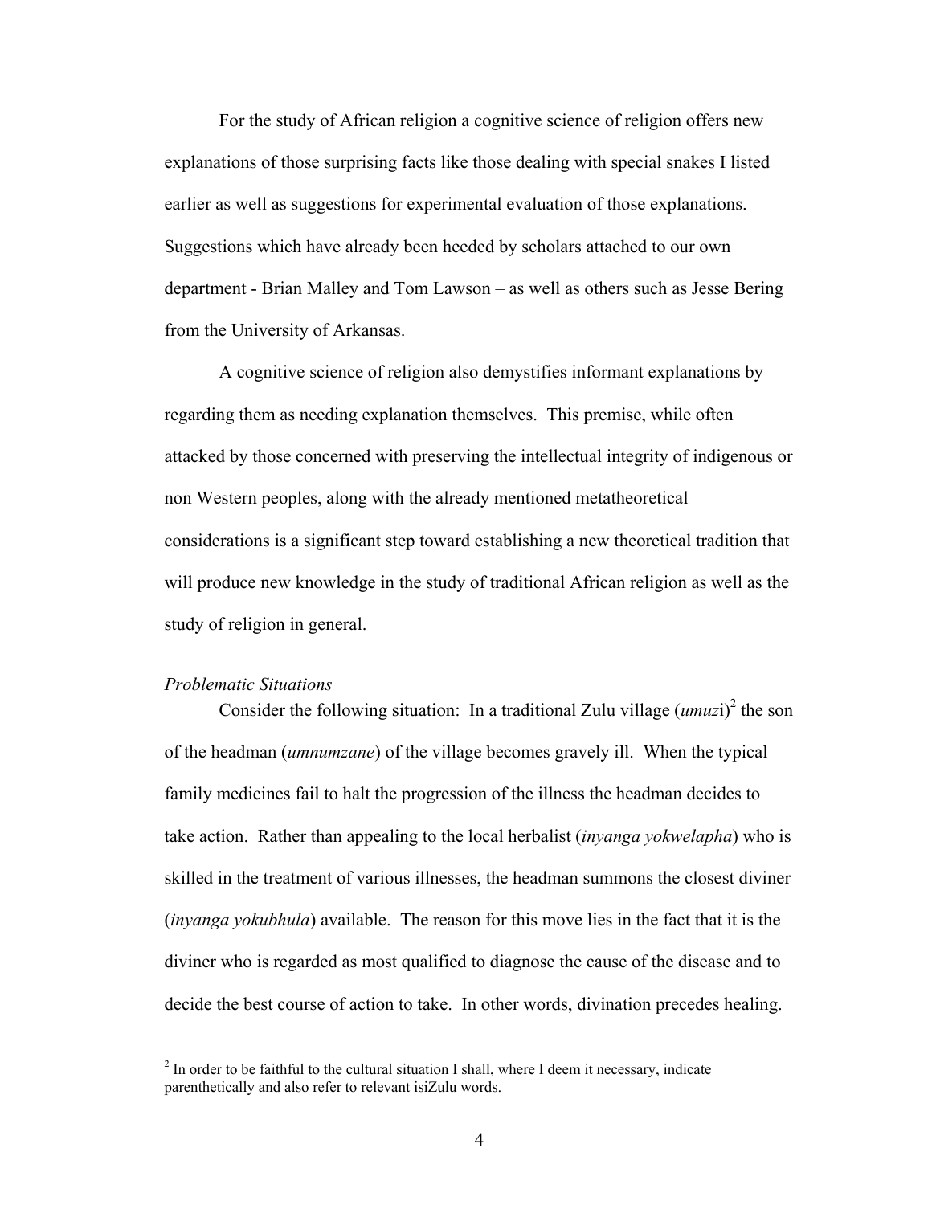For the study of African religion a cognitive science of religion offers new explanations of those surprising facts like those dealing with special snakes I listed earlier as well as suggestions for experimental evaluation of those explanations. Suggestions which have already been heeded by scholars attached to our own department - Brian Malley and Tom Lawson – as well as others such as Jesse Bering from the University of Arkansas.

A cognitive science of religion also demystifies informant explanations by regarding them as needing explanation themselves. This premise, while often attacked by those concerned with preserving the intellectual integrity of indigenous or non Western peoples, along with the already mentioned metatheoretical considerations is a significant step toward establishing a new theoretical tradition that will produce new knowledge in the study of traditional African religion as well as the study of religion in general.

*Problematic Situations*

Consider the following situation: In a traditional Zulu village (*umuzi*)[2] the son of the headman (*umnumzane*) of the village becomes gravely ill. When the typical family medicines fail to halt the progression of the illness the headman decides to take action. Rather than appealing to the local herbalist (*inyanga yokwelapha*) who is skilled in the treatment of various illnesses, the headman summons the closest diviner (*inyanga yokubhula*) available. The reason for this move lies in the fact that it is the diviner who is regarded as most qualified to diagnose the cause of the disease and to decide the best course of action to take. In other words, divination precedes healing.

[2] In order to be faithful to the cultural situation I shall, where I deem it necessary, indicate parenthetically and also refer to relevant isiZulu words.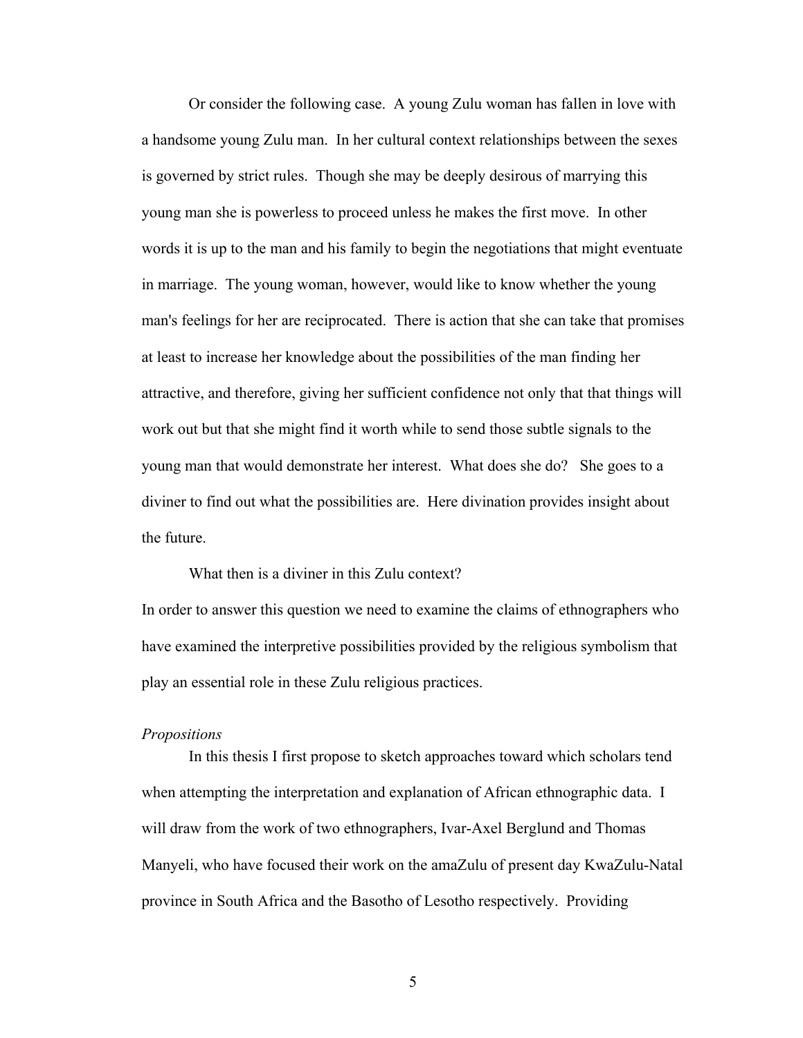Or consider the following case. A young Zulu woman has fallen in love with a handsome young Zulu man. In her cultural context relationships between the sexes is governed by strict rules. Though she may be deeply desirous of marrying this young man she is powerless to proceed unless he makes the first move. In other words it is up to the man and his family to begin the negotiations that might eventuate in marriage. The young woman, however, would like to know whether the young man's feelings for her are reciprocated. There is action that she can take that promises at least to increase her knowledge about the possibilities of the man finding her attractive, and therefore, giving her sufficient confidence not only that that things will work out but that she might find it worth while to send those subtle signals to the young man that would demonstrate her interest. What does she do? She goes to a diviner to find out what the possibilities are. Here divination provides insight about the future.

What then is a diviner in this Zulu context?

In order to answer this question we need to examine the claims of ethnographers who have examined the interpretive possibilities provided by the religious symbolism that play an essential role in these Zulu religious practices.

*Propositions*

In this thesis I first propose to sketch approaches toward which scholars tend when attempting the interpretation and explanation of African ethnographic data. I will draw from the work of two ethnographers, Ivar-Axel Berglund and Thomas Manyeli, who have focused their work on the amaZulu of present day KwaZulu-Natal province in South Africa and the Basotho of Lesotho respectively. Providing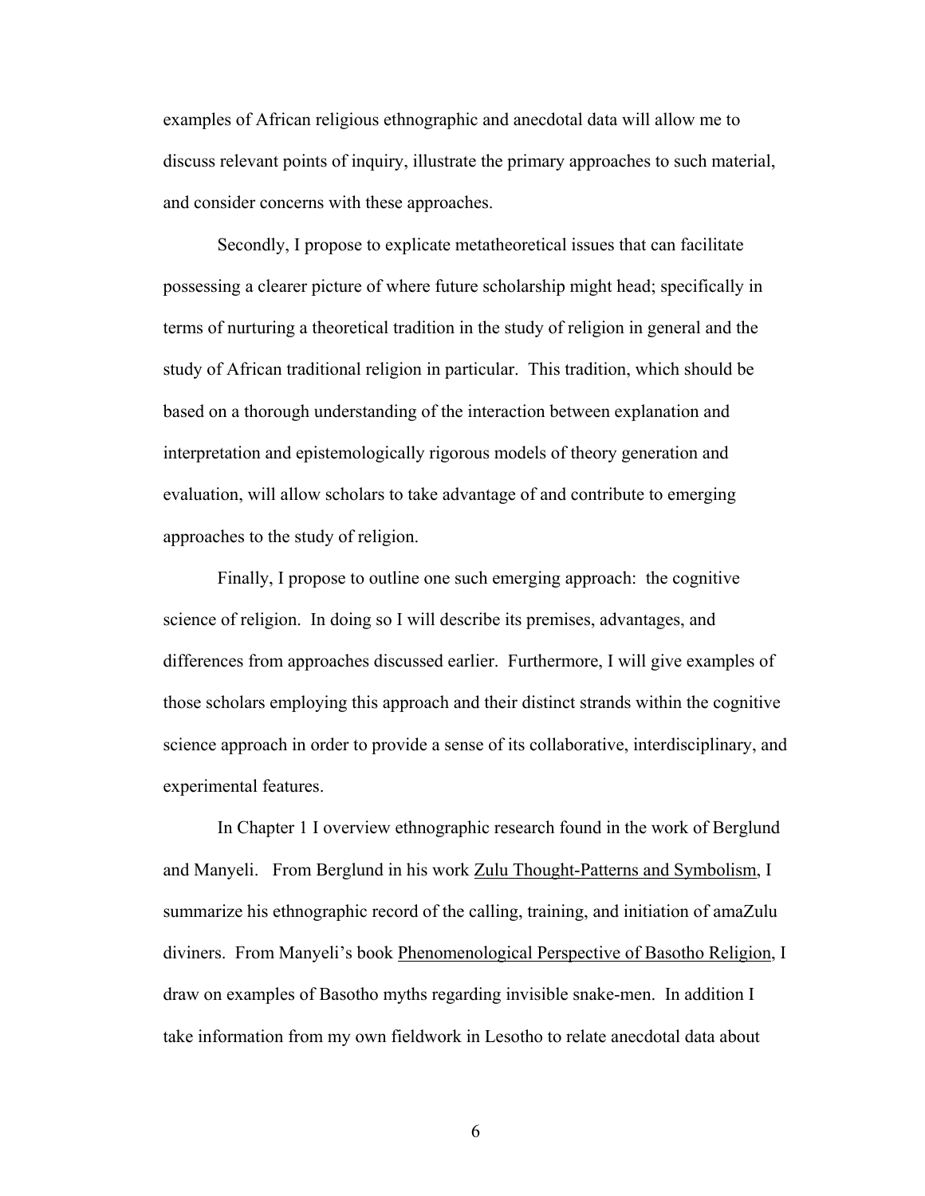examples of African religious ethnographic and anecdotal data will allow me to discuss relevant points of inquiry, illustrate the primary approaches to such material, and consider concerns with these approaches.

Secondly, I propose to explicate metatheoretical issues that can facilitate possessing a clearer picture of where future scholarship might head; specifically in terms of nurturing a theoretical tradition in the study of religion in general and the study of African traditional religion in particular. This tradition, which should be based on a thorough understanding of the interaction between explanation and interpretation and epistemologically rigorous models of theory generation and evaluation, will allow scholars to take advantage of and contribute to emerging approaches to the study of religion.

Finally, I propose to outline one such emerging approach: the cognitive science of religion. In doing so I will describe its premises, advantages, and differences from approaches discussed earlier. Furthermore, I will give examples of those scholars employing this approach and their distinct strands within the cognitive science approach in order to provide a sense of its collaborative, interdisciplinary, and experimental features.

In Chapter 1 I overview ethnographic research found in the work of Berglund and Manyeli. From Berglund in his work Zulu Thought-Patterns and Symbolism, I summarize his ethnographic record of the calling, training, and initiation of amaZulu diviners. From Manyeli's book Phenomenological Perspective of Basotho Religion, I draw on examples of Basotho myths regarding invisible snake-men. In addition I take information from my own fieldwork in Lesotho to relate anecdotal data about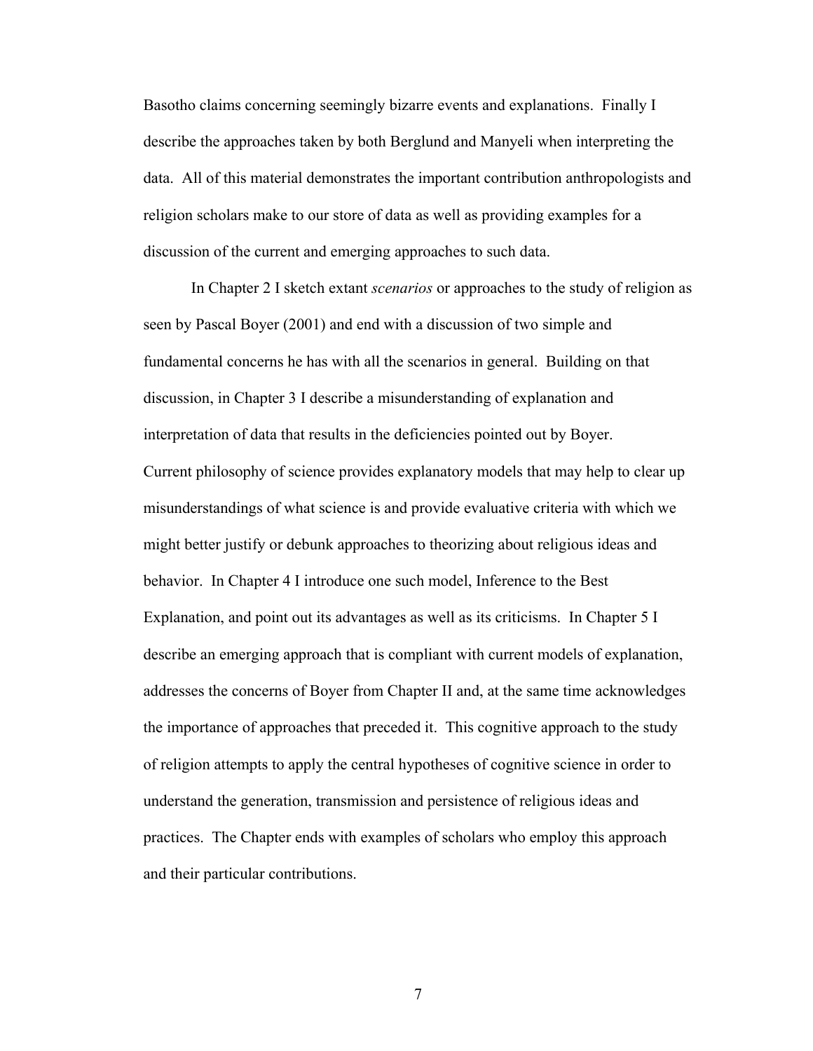Basotho claims concerning seemingly bizarre events and explanations. Finally I describe the approaches taken by both Berglund and Manyeli when interpreting the data. All of this material demonstrates the important contribution anthropologists and religion scholars make to our store of data as well as providing examples for a discussion of the current and emerging approaches to such data.

In Chapter 2 I sketch extant *scenarios* or approaches to the study of religion as seen by Pascal Boyer (2001) and end with a discussion of two simple and fundamental concerns he has with all the scenarios in general. Building on that discussion, in Chapter 3 I describe a misunderstanding of explanation and interpretation of data that results in the deficiencies pointed out by Boyer. Current philosophy of science provides explanatory models that may help to clear up misunderstandings of what science is and provide evaluative criteria with which we might better justify or debunk approaches to theorizing about religious ideas and behavior. In Chapter 4 I introduce one such model, Inference to the Best Explanation, and point out its advantages as well as its criticisms. In Chapter 5 I describe an emerging approach that is compliant with current models of explanation, addresses the concerns of Boyer from Chapter II and, at the same time acknowledges the importance of approaches that preceded it. This cognitive approach to the study of religion attempts to apply the central hypotheses of cognitive science in order to understand the generation, transmission and persistence of religious ideas and practices. The Chapter ends with examples of scholars who employ this approach and their particular contributions.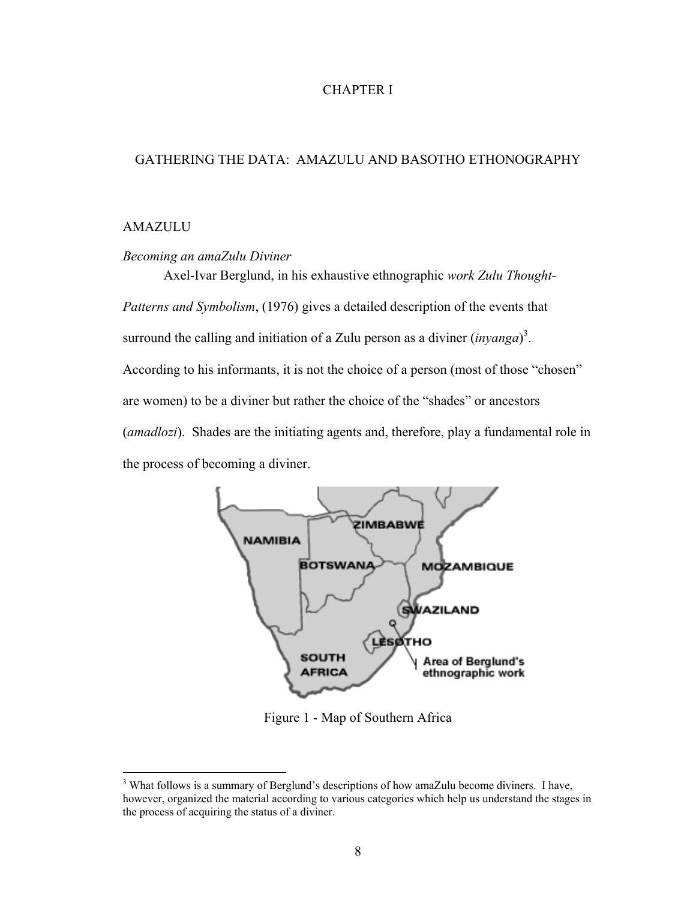# CHAPTER I

## GATHERING THE DATA: AMAZULU AND BASOTHO ETHONOGRAPHY

### AMAZULU

*Becoming an amaZulu Diviner*

Axel-Ivar Berglund, in his exhaustive ethnographic *work Zulu Thought-Patterns and Symbolism*, (1976) gives a detailed description of the events that surround the calling and initiation of a Zulu person as a diviner (*inyanga*)[3]. According to his informants, it is not the choice of a person (most of those "chosen" are women) to be a diviner but rather the choice of the "shades" or ancestors (*amadlozi*). Shades are the initiating agents and, therefore, play a fundamental role in the process of becoming a diviner.

Figure 1 - Map of Southern Africa

[3] What follows is a summary of Berglund's descriptions of how amaZulu become diviners. I have, however, organized the material according to various categories which help us understand the stages in the process of acquiring the status of a diviner.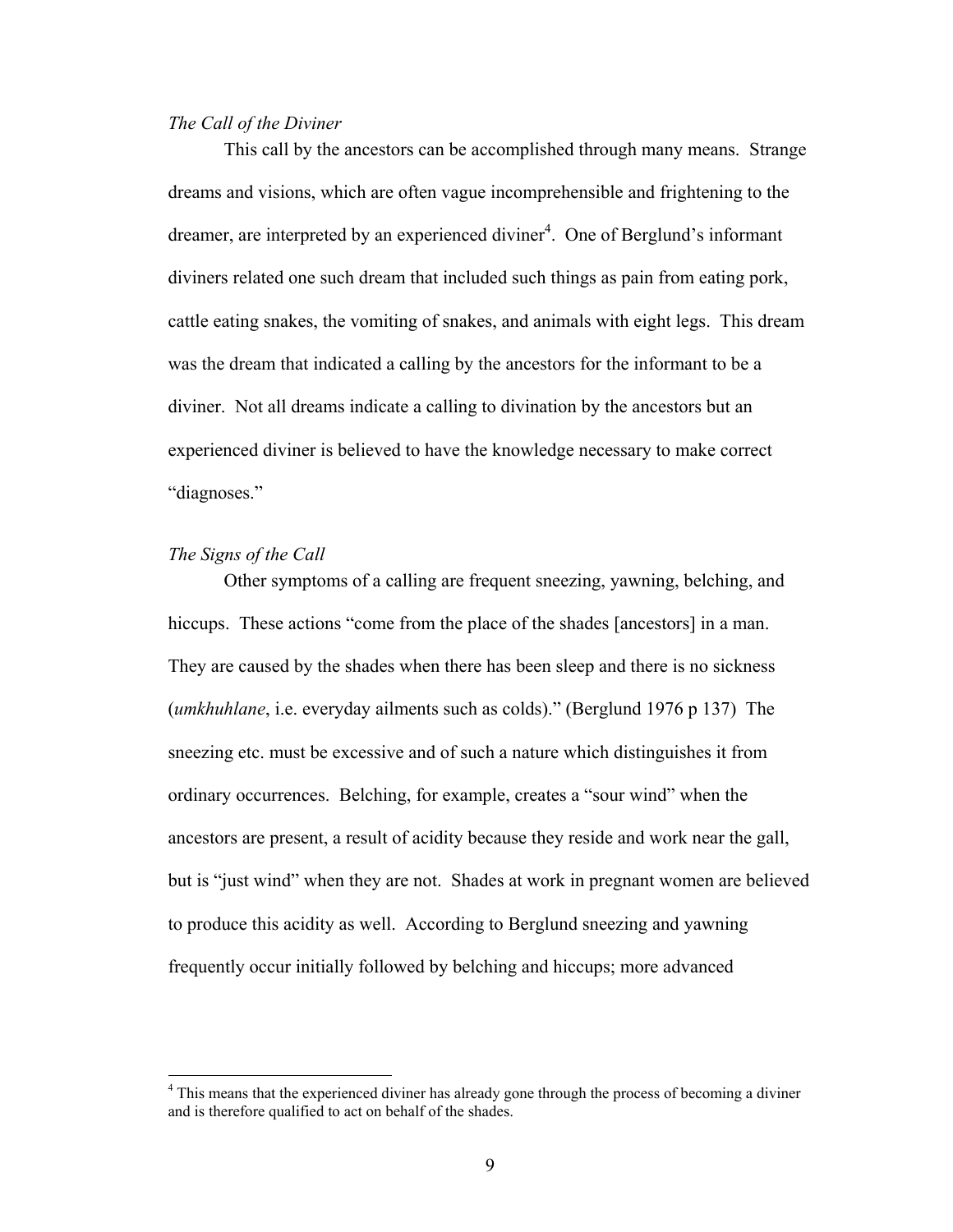*The Call of the Diviner*

This call by the ancestors can be accomplished through many means. Strange dreams and visions, which are often vague incomprehensible and frightening to the dreamer, are interpreted by an experienced diviner[4]. One of Berglund's informant diviners related one such dream that included such things as pain from eating pork, cattle eating snakes, the vomiting of snakes, and animals with eight legs. This dream was the dream that indicated a calling by the ancestors for the informant to be a diviner. Not all dreams indicate a calling to divination by the ancestors but an experienced diviner is believed to have the knowledge necessary to make correct "diagnoses."

*The Signs of the Call*

Other symptoms of a calling are frequent sneezing, yawning, belching, and hiccups. These actions "come from the place of the shades [ancestors] in a man. They are caused by the shades when there has been sleep and there is no sickness (*umkhuhlane*, i.e. everyday ailments such as colds)." (Berglund 1976 p 137) The sneezing etc. must be excessive and of such a nature which distinguishes it from ordinary occurrences. Belching, for example, creates a "sour wind" when the ancestors are present, a result of acidity because they reside and work near the gall, but is "just wind" when they are not. Shades at work in pregnant women are believed to produce this acidity as well. According to Berglund sneezing and yawning frequently occur initially followed by belching and hiccups; more advanced

[4] This means that the experienced diviner has already gone through the process of becoming a diviner and is therefore qualified to act on behalf of the shades.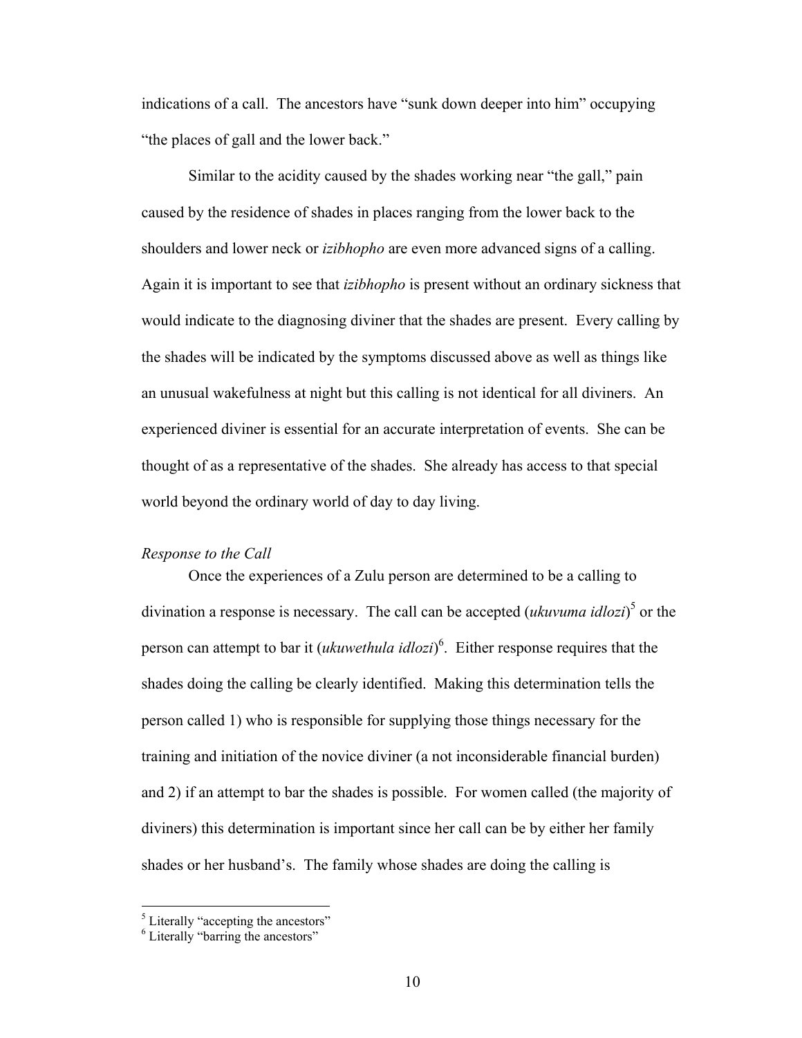indications of a call. The ancestors have "sunk down deeper into him" occupying "the places of gall and the lower back."

Similar to the acidity caused by the shades working near "the gall," pain caused by the residence of shades in places ranging from the lower back to the shoulders and lower neck or *izibhopho* are even more advanced signs of a calling. Again it is important to see that *izibhopho* is present without an ordinary sickness that would indicate to the diagnosing diviner that the shades are present. Every calling by the shades will be indicated by the symptoms discussed above as well as things like an unusual wakefulness at night but this calling is not identical for all diviners. An experienced diviner is essential for an accurate interpretation of events. She can be thought of as a representative of the shades. She already has access to that special world beyond the ordinary world of day to day living.

*Response to the Call*

Once the experiences of a Zulu person are determined to be a calling to divination a response is necessary. The call can be accepted (*ukuvuma idlozi*)[5] or the person can attempt to bar it (*ukuwethula idlozi*)[6]. Either response requires that the shades doing the calling be clearly identified. Making this determination tells the person called 1) who is responsible for supplying those things necessary for the training and initiation of the novice diviner (a not inconsiderable financial burden) and 2) if an attempt to bar the shades is possible. For women called (the majority of diviners) this determination is important since her call can be by either her family shades or her husband's. The family whose shades are doing the calling is

[5] Literally "accepting the ancestors"
[6] Literally "barring the ancestors"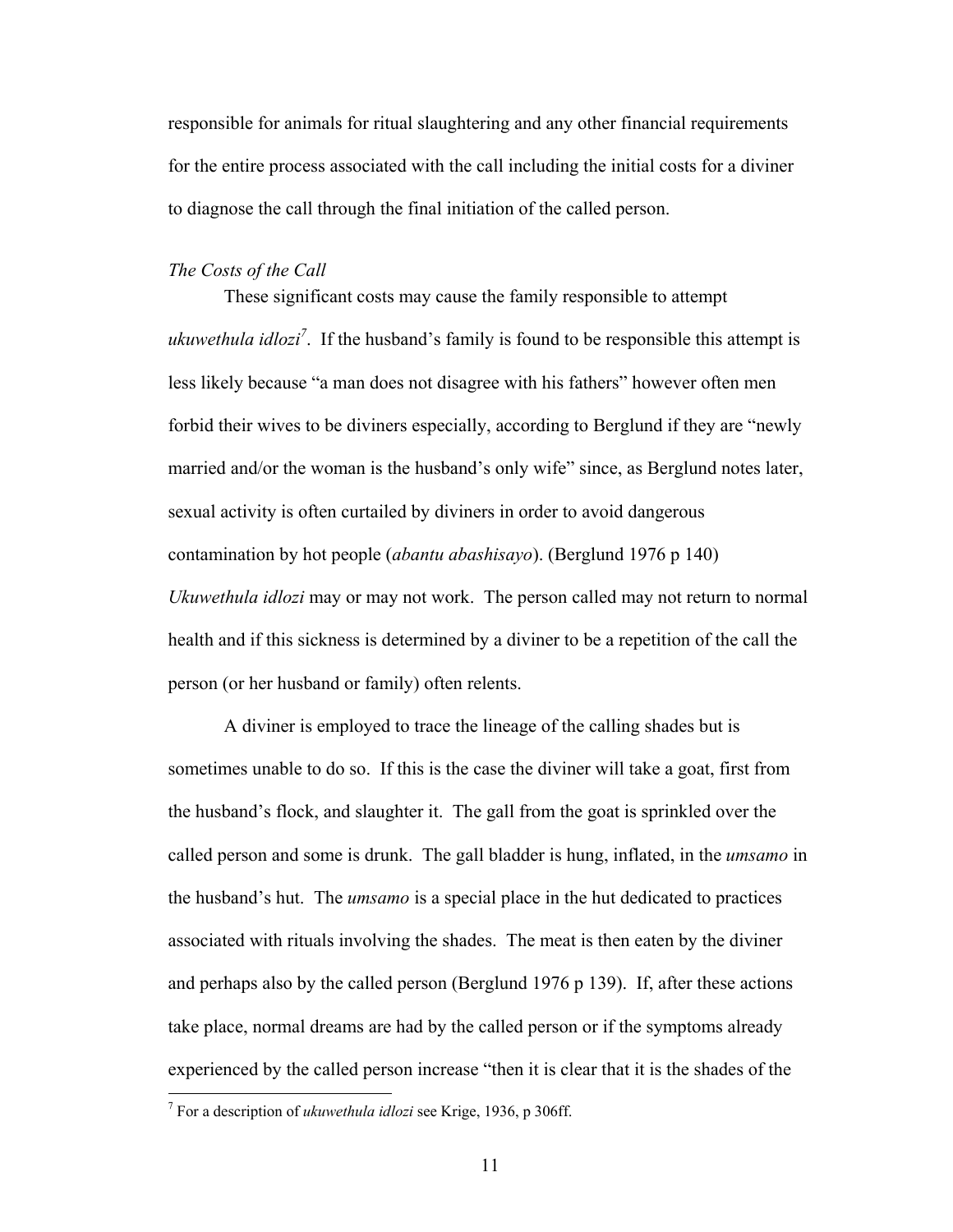responsible for animals for ritual slaughtering and any other financial requirements for the entire process associated with the call including the initial costs for a diviner to diagnose the call through the final initiation of the called person.

*The Costs of the Call*

These significant costs may cause the family responsible to attempt *ukuwethula idlozi*[7]. If the husband's family is found to be responsible this attempt is less likely because "a man does not disagree with his fathers" however often men forbid their wives to be diviners especially, according to Berglund if they are "newly married and/or the woman is the husband's only wife" since, as Berglund notes later, sexual activity is often curtailed by diviners in order to avoid dangerous contamination by hot people (*abantu abashisayo*). (Berglund 1976 p 140) *Ukuwethula idlozi* may or may not work. The person called may not return to normal health and if this sickness is determined by a diviner to be a repetition of the call the person (or her husband or family) often relents.

A diviner is employed to trace the lineage of the calling shades but is sometimes unable to do so. If this is the case the diviner will take a goat, first from the husband's flock, and slaughter it. The gall from the goat is sprinkled over the called person and some is drunk. The gall bladder is hung, inflated, in the *umsamo* in the husband's hut. The *umsamo* is a special place in the hut dedicated to practices associated with rituals involving the shades. The meat is then eaten by the diviner and perhaps also by the called person (Berglund 1976 p 139). If, after these actions take place, normal dreams are had by the called person or if the symptoms already experienced by the called person increase "then it is clear that it is the shades of the

[7] For a description of *ukuwethula idlozi* see Krige, 1936, p 306ff.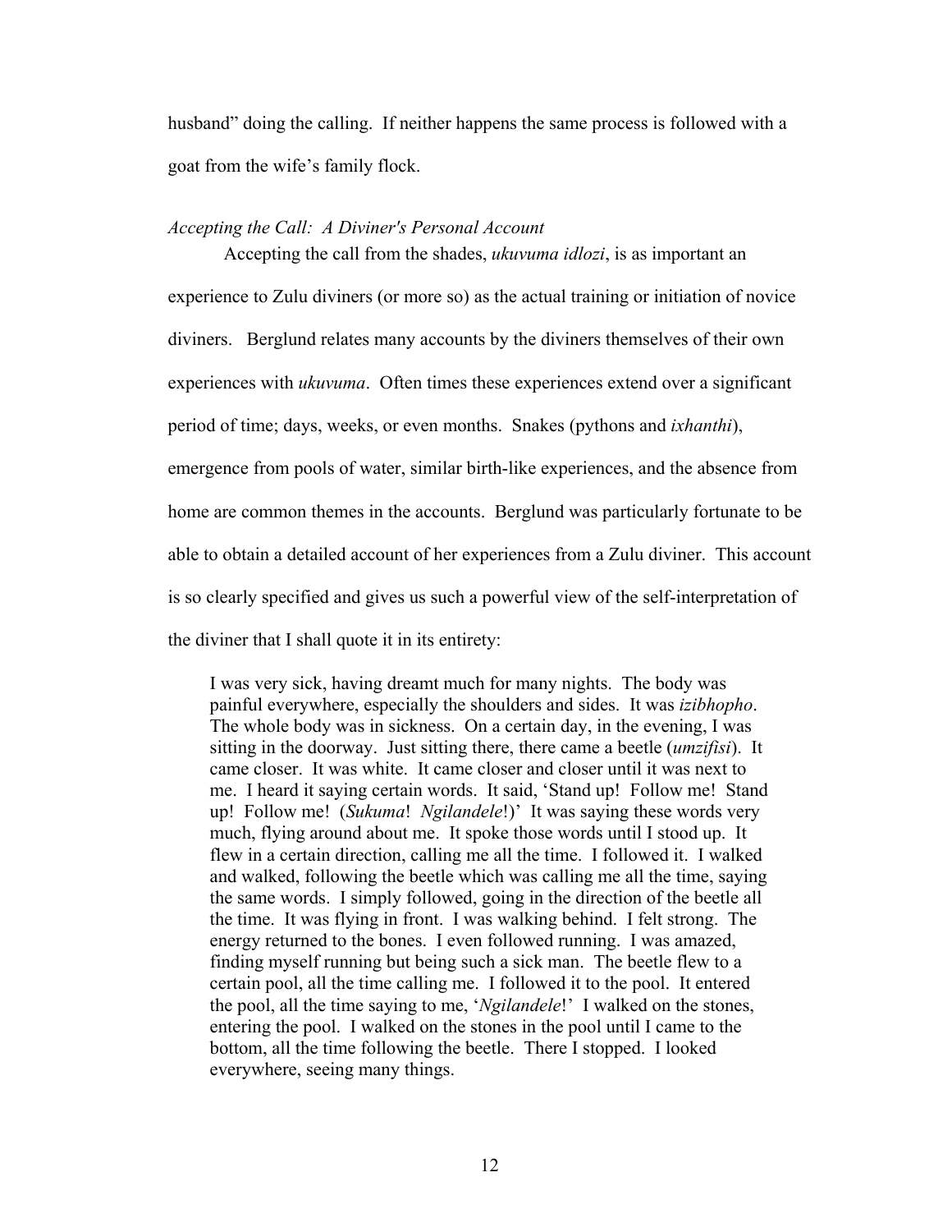husband" doing the calling. If neither happens the same process is followed with a goat from the wife's family flock.

*Accepting the Call: A Diviner's Personal Account*

Accepting the call from the shades, *ukuvuma idlozi*, is as important an experience to Zulu diviners (or more so) as the actual training or initiation of novice diviners. Berglund relates many accounts by the diviners themselves of their own experiences with *ukuvuma*. Often times these experiences extend over a significant period of time; days, weeks, or even months. Snakes (pythons and *ixhanthi*), emergence from pools of water, similar birth-like experiences, and the absence from home are common themes in the accounts. Berglund was particularly fortunate to be able to obtain a detailed account of her experiences from a Zulu diviner. This account is so clearly specified and gives us such a powerful view of the self-interpretation of the diviner that I shall quote it in its entirety:

> I was very sick, having dreamt much for many nights. The body was painful everywhere, especially the shoulders and sides. It was *izibhopho*. The whole body was in sickness. On a certain day, in the evening, I was sitting in the doorway. Just sitting there, there came a beetle (*umzifisi*). It came closer. It was white. It came closer and closer until it was next to me. I heard it saying certain words. It said, 'Stand up! Follow me! Stand up! Follow me! (*Sukuma*! *Ngilandele*!)' It was saying these words very much, flying around about me. It spoke those words until I stood up. It flew in a certain direction, calling me all the time. I followed it. I walked and walked, following the beetle which was calling me all the time, saying the same words. I simply followed, going in the direction of the beetle all the time. It was flying in front. I was walking behind. I felt strong. The energy returned to the bones. I even followed running. I was amazed, finding myself running but being such a sick man. The beetle flew to a certain pool, all the time calling me. I followed it to the pool. It entered the pool, all the time saying to me, '*Ngilandele*!' I walked on the stones, entering the pool. I walked on the stones in the pool until I came to the bottom, all the time following the beetle. There I stopped. I looked everywhere, seeing many things.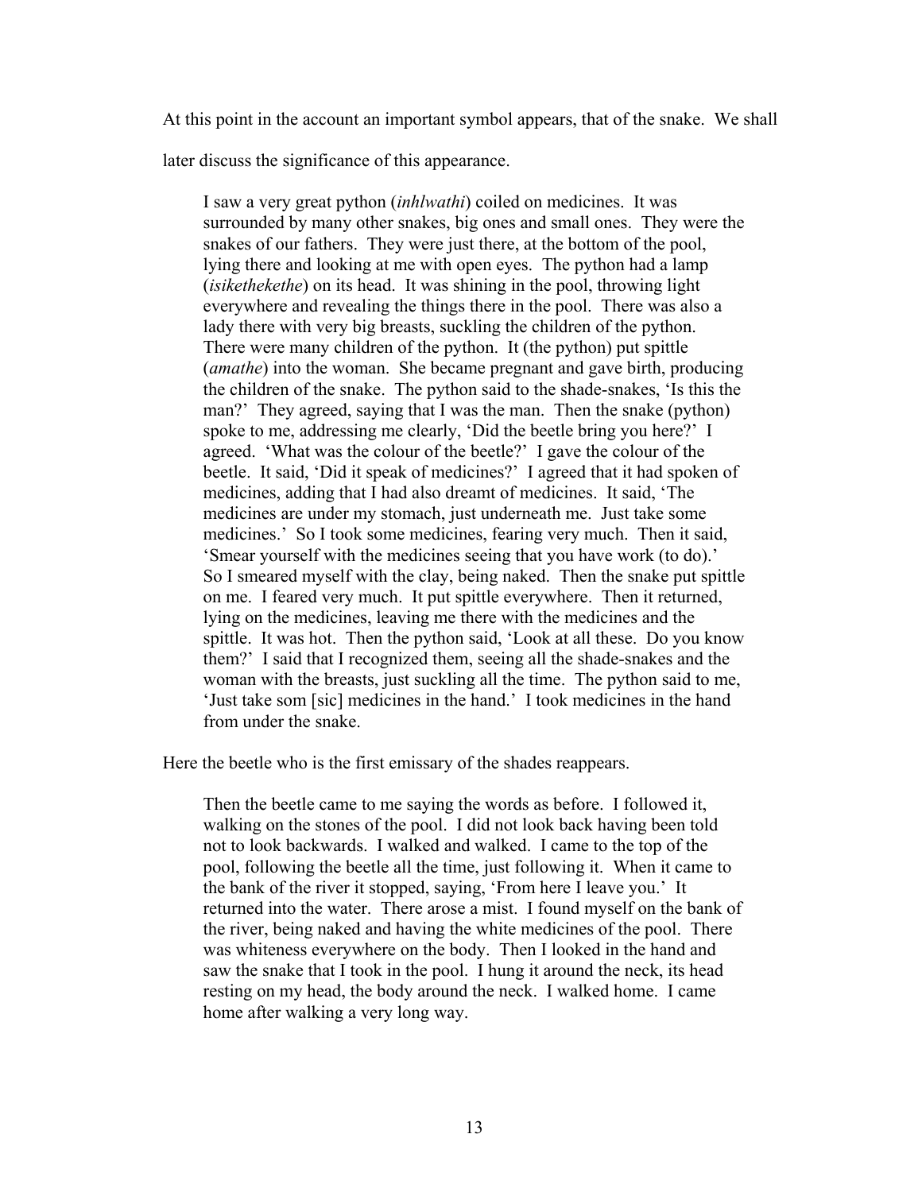At this point in the account an important symbol appears, that of the snake. We shall later discuss the significance of this appearance.

> I saw a very great python (*inhlwathi*) coiled on medicines. It was surrounded by many other snakes, big ones and small ones. They were the snakes of our fathers. They were just there, at the bottom of the pool, lying there and looking at me with open eyes. The python had a lamp (*isikethekethe*) on its head. It was shining in the pool, throwing light everywhere and revealing the things there in the pool. There was also a lady there with very big breasts, suckling the children of the python. There were many children of the python. It (the python) put spittle (*amathe*) into the woman. She became pregnant and gave birth, producing the children of the snake. The python said to the shade-snakes, 'Is this the man?' They agreed, saying that I was the man. Then the snake (python) spoke to me, addressing me clearly, 'Did the beetle bring you here?' I agreed. 'What was the colour of the beetle?' I gave the colour of the beetle. It said, 'Did it speak of medicines?' I agreed that it had spoken of medicines, adding that I had also dreamt of medicines. It said, 'The medicines are under my stomach, just underneath me. Just take some medicines.' So I took some medicines, fearing very much. Then it said, 'Smear yourself with the medicines seeing that you have work (to do).' So I smeared myself with the clay, being naked. Then the snake put spittle on me. I feared very much. It put spittle everywhere. Then it returned, lying on the medicines, leaving me there with the medicines and the spittle. It was hot. Then the python said, 'Look at all these. Do you know them?' I said that I recognized them, seeing all the shade-snakes and the woman with the breasts, just suckling all the time. The python said to me, 'Just take som [sic] medicines in the hand.' I took medicines in the hand from under the snake.

Here the beetle who is the first emissary of the shades reappears.

> Then the beetle came to me saying the words as before. I followed it, walking on the stones of the pool. I did not look back having been told not to look backwards. I walked and walked. I came to the top of the pool, following the beetle all the time, just following it. When it came to the bank of the river it stopped, saying, 'From here I leave you.' It returned into the water. There arose a mist. I found myself on the bank of the river, being naked and having the white medicines of the pool. There was whiteness everywhere on the body. Then I looked in the hand and saw the snake that I took in the pool. I hung it around the neck, its head resting on my head, the body around the neck. I walked home. I came home after walking a very long way.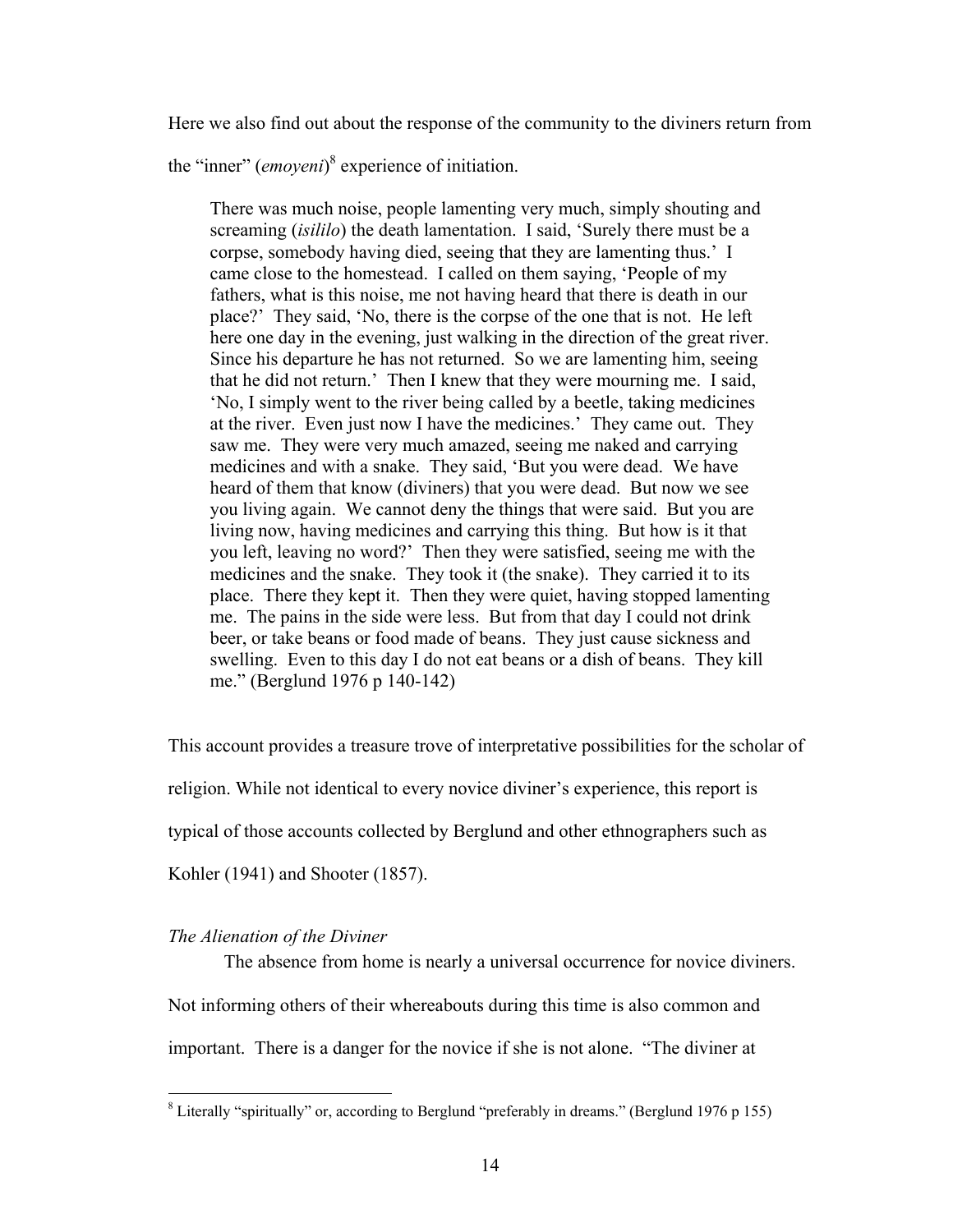Here we also find out about the response of the community to the diviners return from the "inner" (*emoyeni*)[8] experience of initiation.

> There was much noise, people lamenting very much, simply shouting and screaming (*isililo*) the death lamentation. I said, 'Surely there must be a corpse, somebody having died, seeing that they are lamenting thus.' I came close to the homestead. I called on them saying, 'People of my fathers, what is this noise, me not having heard that there is death in our place?' They said, 'No, there is the corpse of the one that is not. He left here one day in the evening, just walking in the direction of the great river. Since his departure he has not returned. So we are lamenting him, seeing that he did not return.' Then I knew that they were mourning me. I said, 'No, I simply went to the river being called by a beetle, taking medicines at the river. Even just now I have the medicines.' They came out. They saw me. They were very much amazed, seeing me naked and carrying medicines and with a snake. They said, 'But you were dead. We have heard of them that know (diviners) that you were dead. But now we see you living again. We cannot deny the things that were said. But you are living now, having medicines and carrying this thing. But how is it that you left, leaving no word?' Then they were satisfied, seeing me with the medicines and the snake. They took it (the snake). They carried it to its place. There they kept it. Then they were quiet, having stopped lamenting me. The pains in the side were less. But from that day I could not drink beer, or take beans or food made of beans. They just cause sickness and swelling. Even to this day I do not eat beans or a dish of beans. They kill me." (Berglund 1976 p 140-142)

This account provides a treasure trove of interpretative possibilities for the scholar of religion. While not identical to every novice diviner's experience, this report is typical of those accounts collected by Berglund and other ethnographers such as Kohler (1941) and Shooter (1857).

### *The Alienation of the Diviner*

The absence from home is nearly a universal occurrence for novice diviners. Not informing others of their whereabouts during this time is also common and important. There is a danger for the novice if she is not alone. "The diviner at

[8] Literally "spiritually" or, according to Berglund "preferably in dreams." (Berglund 1976 p 155)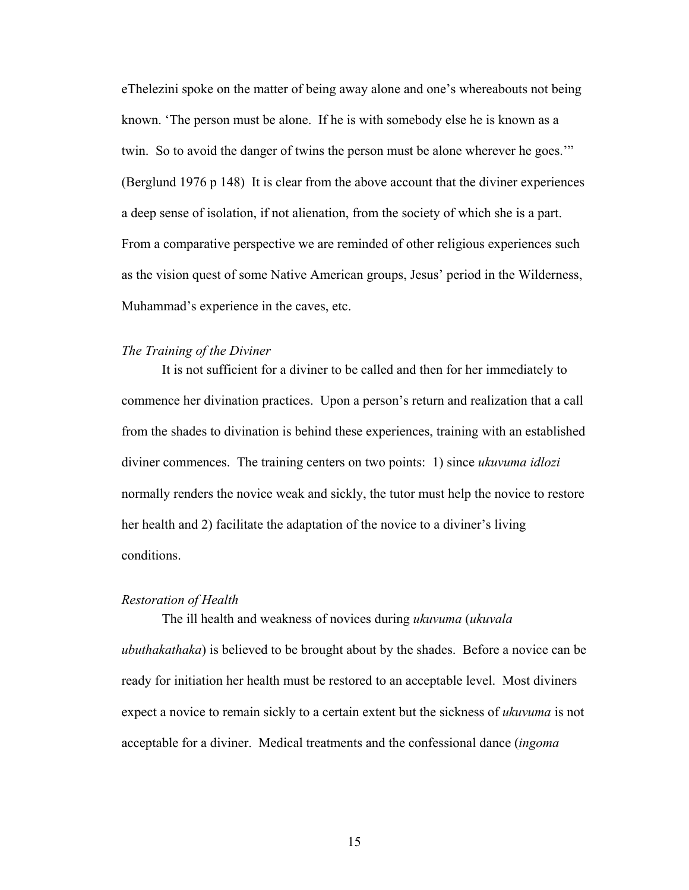eThelezini spoke on the matter of being away alone and one's whereabouts not being known. 'The person must be alone. If he is with somebody else he is known as a twin. So to avoid the danger of twins the person must be alone wherever he goes.'" (Berglund 1976 p 148) It is clear from the above account that the diviner experiences a deep sense of isolation, if not alienation, from the society of which she is a part. From a comparative perspective we are reminded of other religious experiences such as the vision quest of some Native American groups, Jesus' period in the Wilderness, Muhammad's experience in the caves, etc.

### *The Training of the Diviner*

It is not sufficient for a diviner to be called and then for her immediately to commence her divination practices. Upon a person's return and realization that a call from the shades to divination is behind these experiences, training with an established diviner commences. The training centers on two points: 1) since *ukuvuma idlozi* normally renders the novice weak and sickly, the tutor must help the novice to restore her health and 2) facilitate the adaptation of the novice to a diviner's living conditions.

### *Restoration of Health*

The ill health and weakness of novices during *ukuvuma* (*ukuvala ubuthakathaka*) is believed to be brought about by the shades. Before a novice can be ready for initiation her health must be restored to an acceptable level. Most diviners expect a novice to remain sickly to a certain extent but the sickness of *ukuvuma* is not acceptable for a diviner. Medical treatments and the confessional dance (*ingoma*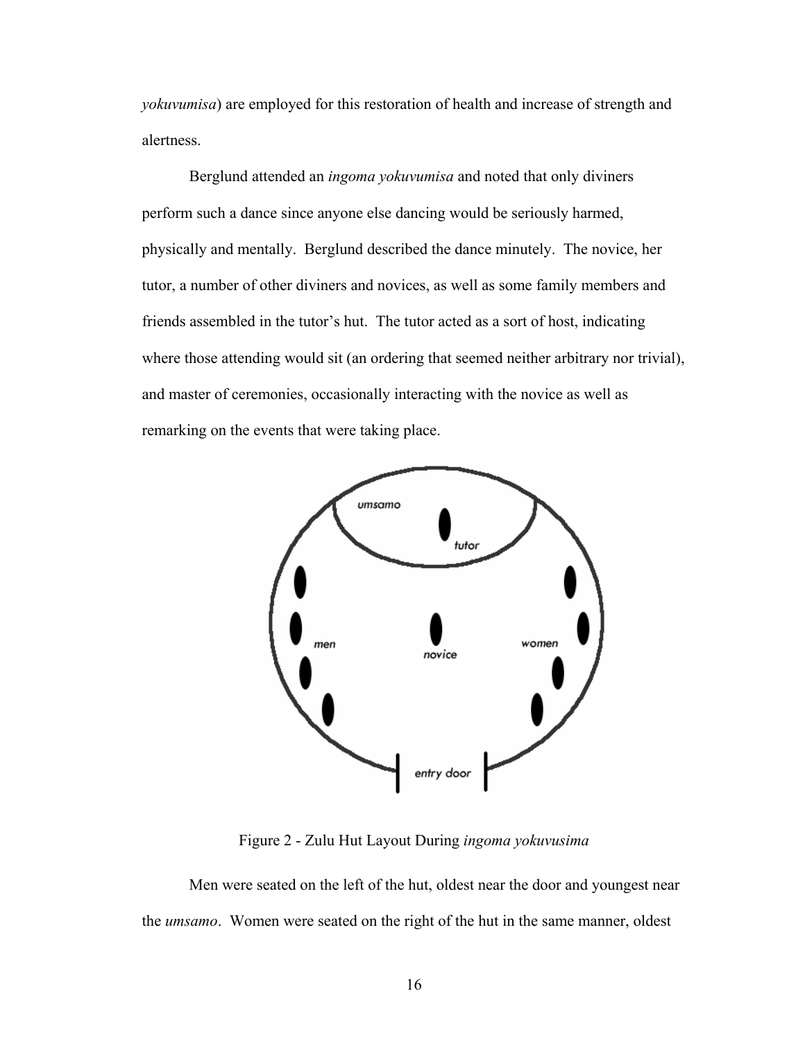*yokuvumisa*) are employed for this restoration of health and increase of strength and alertness.

Berglund attended an *ingoma yokuvumisa* and noted that only diviners perform such a dance since anyone else dancing would be seriously harmed, physically and mentally. Berglund described the dance minutely. The novice, her tutor, a number of other diviners and novices, as well as some family members and friends assembled in the tutor's hut. The tutor acted as a sort of host, indicating where those attending would sit (an ordering that seemed neither arbitrary nor trivial), and master of ceremonies, occasionally interacting with the novice as well as remarking on the events that were taking place.

Figure 2 - Zulu Hut Layout During *ingoma yokuvusima*

Men were seated on the left of the hut, oldest near the door and youngest near the *umsamo*. Women were seated on the right of the hut in the same manner, oldest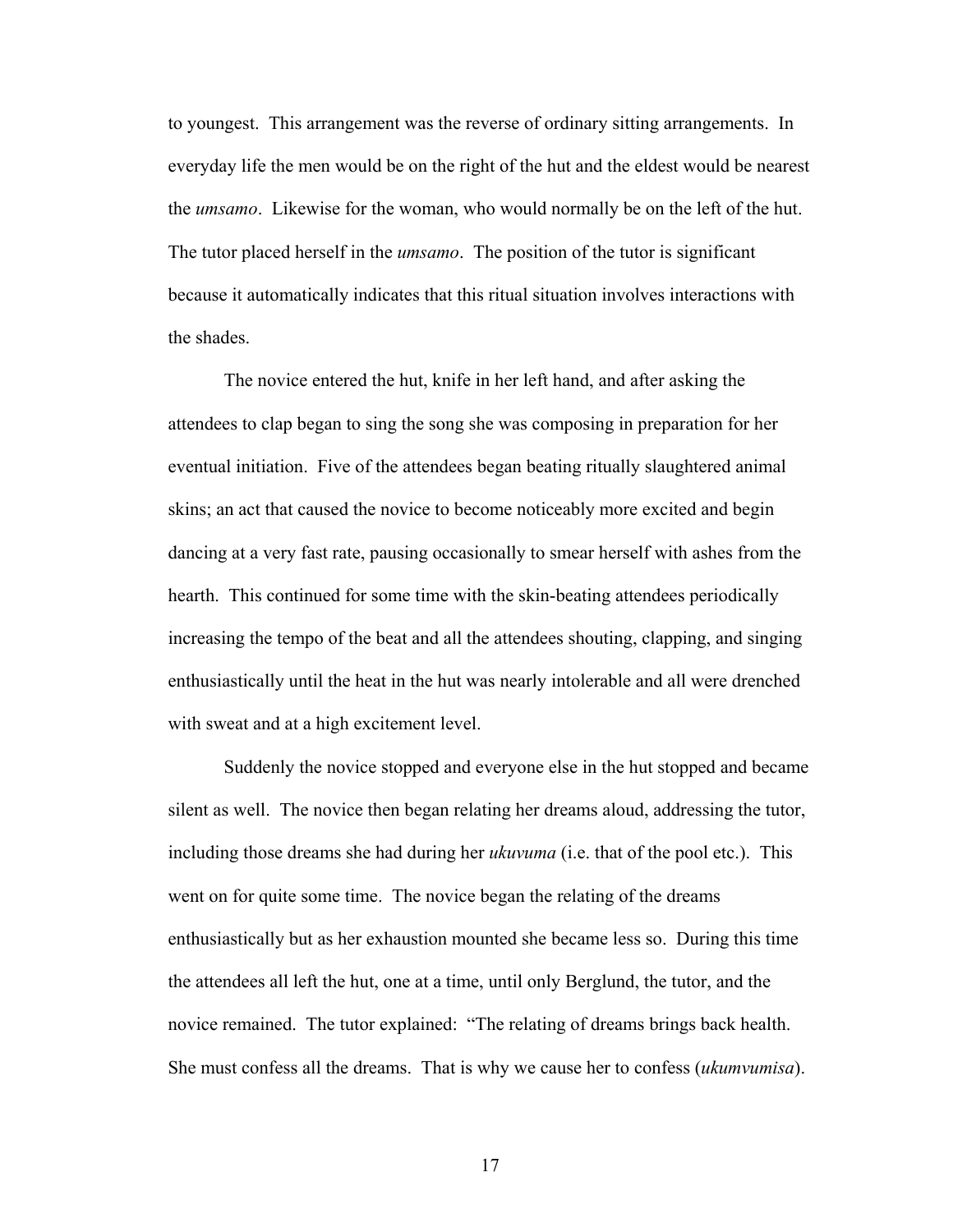to youngest. This arrangement was the reverse of ordinary sitting arrangements. In everyday life the men would be on the right of the hut and the eldest would be nearest the *umsamo*. Likewise for the woman, who would normally be on the left of the hut. The tutor placed herself in the *umsamo*. The position of the tutor is significant because it automatically indicates that this ritual situation involves interactions with the shades.

The novice entered the hut, knife in her left hand, and after asking the attendees to clap began to sing the song she was composing in preparation for her eventual initiation. Five of the attendees began beating ritually slaughtered animal skins; an act that caused the novice to become noticeably more excited and begin dancing at a very fast rate, pausing occasionally to smear herself with ashes from the hearth. This continued for some time with the skin-beating attendees periodically increasing the tempo of the beat and all the attendees shouting, clapping, and singing enthusiastically until the heat in the hut was nearly intolerable and all were drenched with sweat and at a high excitement level.

Suddenly the novice stopped and everyone else in the hut stopped and became silent as well. The novice then began relating her dreams aloud, addressing the tutor, including those dreams she had during her *ukuvuma* (i.e. that of the pool etc.). This went on for quite some time. The novice began the relating of the dreams enthusiastically but as her exhaustion mounted she became less so. During this time the attendees all left the hut, one at a time, until only Berglund, the tutor, and the novice remained. The tutor explained: "The relating of dreams brings back health. She must confess all the dreams. That is why we cause her to confess (*ukumvumisa*).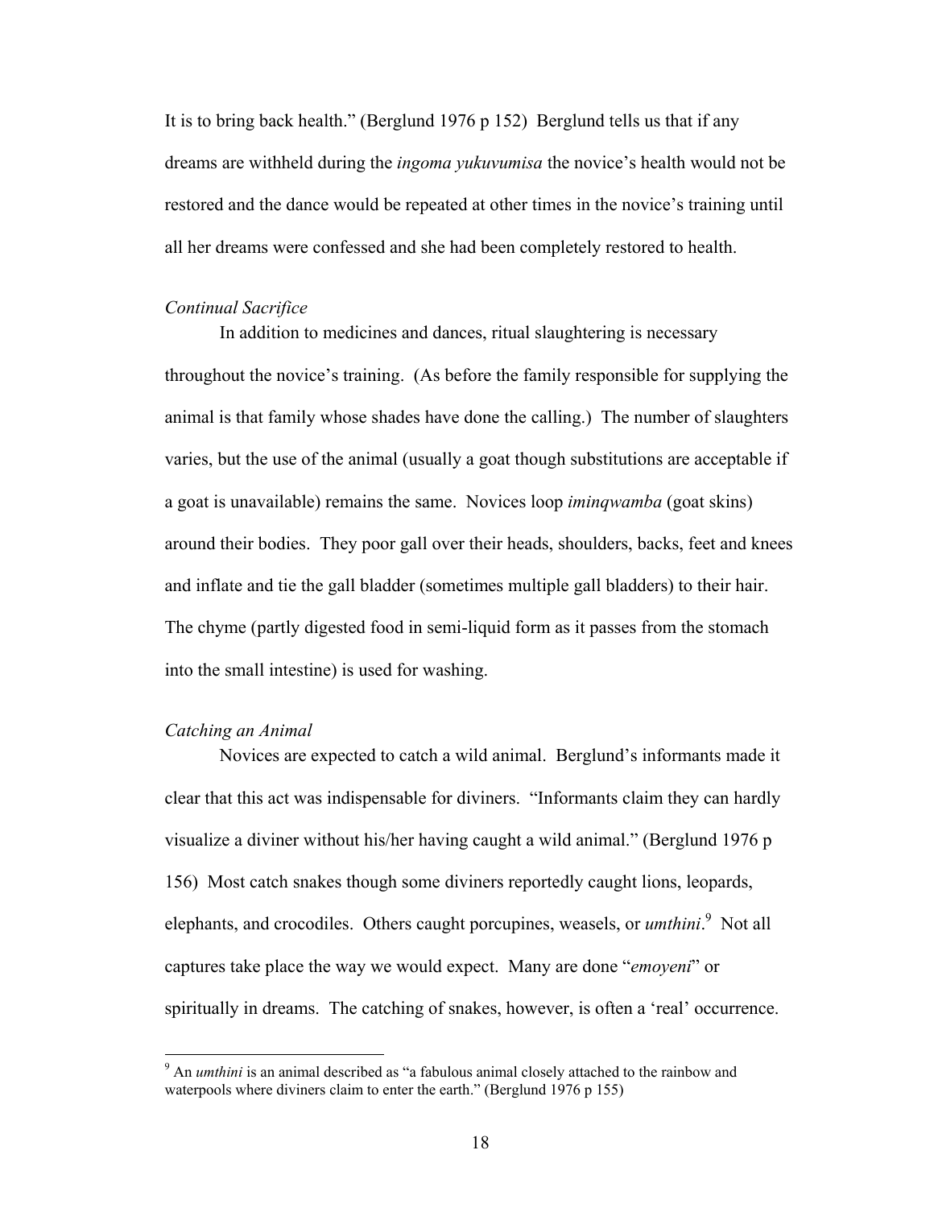It is to bring back health." (Berglund 1976 p 152) Berglund tells us that if any dreams are withheld during the *ingoma yukuvumisa* the novice's health would not be restored and the dance would be repeated at other times in the novice's training until all her dreams were confessed and she had been completely restored to health.

### *Continual Sacrifice*

In addition to medicines and dances, ritual slaughtering is necessary throughout the novice's training. (As before the family responsible for supplying the animal is that family whose shades have done the calling.) The number of slaughters varies, but the use of the animal (usually a goat though substitutions are acceptable if a goat is unavailable) remains the same. Novices loop *iminqwamba* (goat skins) around their bodies. They poor gall over their heads, shoulders, backs, feet and knees and inflate and tie the gall bladder (sometimes multiple gall bladders) to their hair. The chyme (partly digested food in semi-liquid form as it passes from the stomach into the small intestine) is used for washing.

### *Catching an Animal*

Novices are expected to catch a wild animal. Berglund's informants made it clear that this act was indispensable for diviners. "Informants claim they can hardly visualize a diviner without his/her having caught a wild animal." (Berglund 1976 p 156) Most catch snakes though some diviners reportedly caught lions, leopards, elephants, and crocodiles. Others caught porcupines, weasels, or *umthini*.[9] Not all captures take place the way we would expect. Many are done "*emoyeni*" or spiritually in dreams. The catching of snakes, however, is often a 'real' occurrence.

[9] An *umthini* is an animal described as "a fabulous animal closely attached to the rainbow and waterpools where diviners claim to enter the earth." (Berglund 1976 p 155)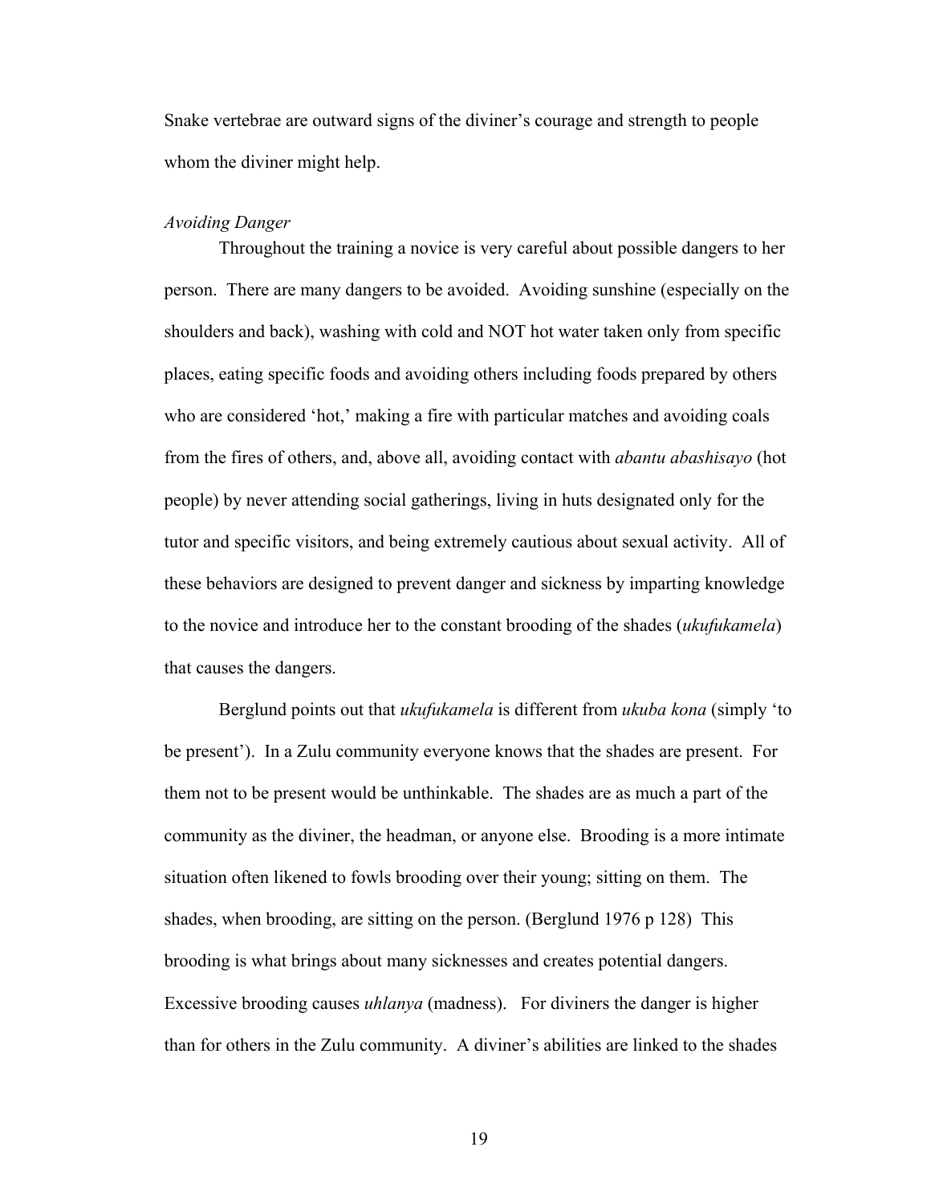Snake vertebrae are outward signs of the diviner's courage and strength to people whom the diviner might help.

*Avoiding Danger*

Throughout the training a novice is very careful about possible dangers to her person. There are many dangers to be avoided. Avoiding sunshine (especially on the shoulders and back), washing with cold and NOT hot water taken only from specific places, eating specific foods and avoiding others including foods prepared by others who are considered 'hot,' making a fire with particular matches and avoiding coals from the fires of others, and, above all, avoiding contact with *abantu abashisayo* (hot people) by never attending social gatherings, living in huts designated only for the tutor and specific visitors, and being extremely cautious about sexual activity. All of these behaviors are designed to prevent danger and sickness by imparting knowledge to the novice and introduce her to the constant brooding of the shades (*ukufukamela*) that causes the dangers.

Berglund points out that *ukufukamela* is different from *ukuba kona* (simply 'to be present'). In a Zulu community everyone knows that the shades are present. For them not to be present would be unthinkable. The shades are as much a part of the community as the diviner, the headman, or anyone else. Brooding is a more intimate situation often likened to fowls brooding over their young; sitting on them. The shades, when brooding, are sitting on the person. (Berglund 1976 p 128) This brooding is what brings about many sicknesses and creates potential dangers. Excessive brooding causes *uhlanya* (madness). For diviners the danger is higher than for others in the Zulu community. A diviner's abilities are linked to the shades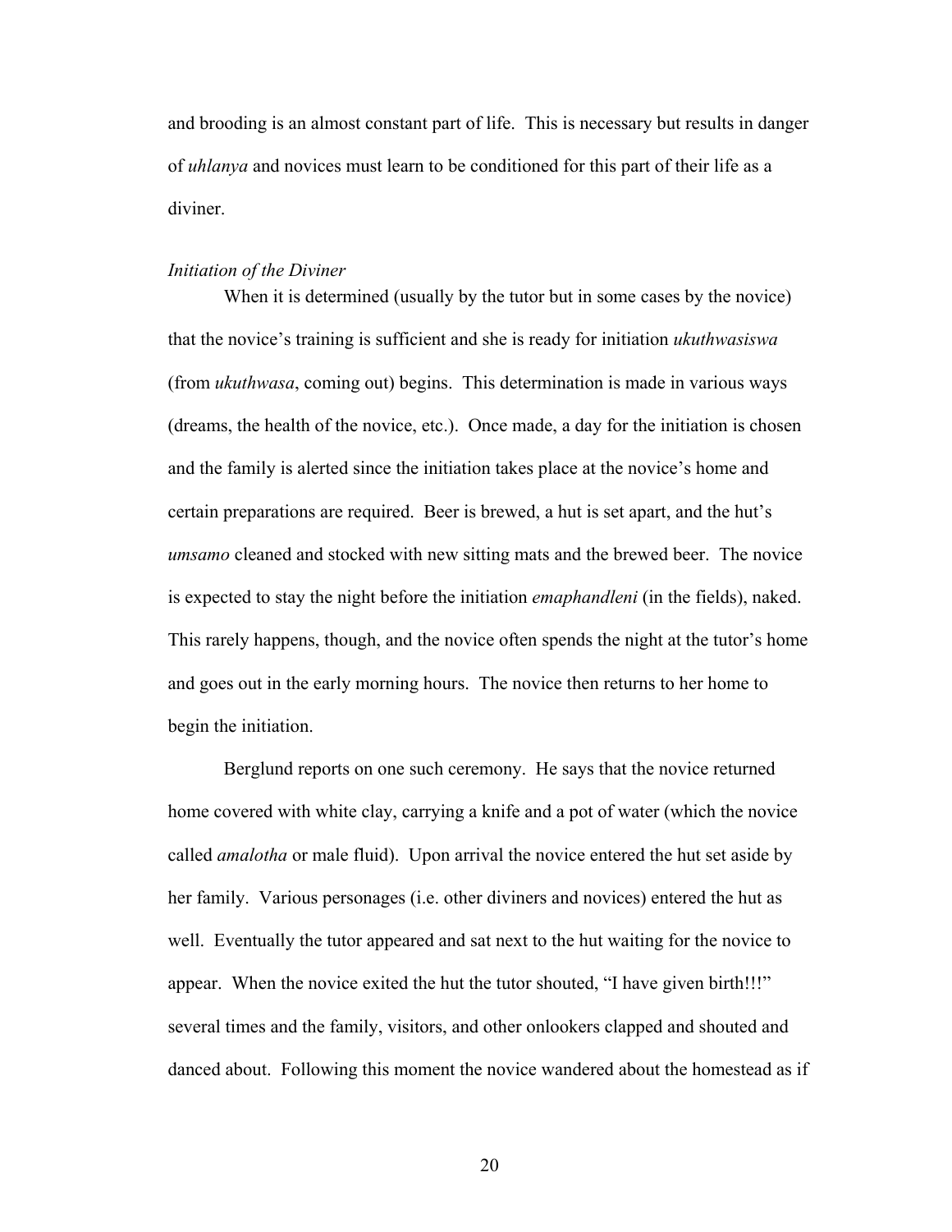and brooding is an almost constant part of life. This is necessary but results in danger of *uhlanya* and novices must learn to be conditioned for this part of their life as a diviner.

*Initiation of the Diviner*

When it is determined (usually by the tutor but in some cases by the novice) that the novice's training is sufficient and she is ready for initiation *ukuthwasiswa* (from *ukuthwasa*, coming out) begins. This determination is made in various ways (dreams, the health of the novice, etc.). Once made, a day for the initiation is chosen and the family is alerted since the initiation takes place at the novice's home and certain preparations are required. Beer is brewed, a hut is set apart, and the hut's *umsamo* cleaned and stocked with new sitting mats and the brewed beer. The novice is expected to stay the night before the initiation *emaphandleni* (in the fields), naked. This rarely happens, though, and the novice often spends the night at the tutor's home and goes out in the early morning hours. The novice then returns to her home to begin the initiation.

Berglund reports on one such ceremony. He says that the novice returned home covered with white clay, carrying a knife and a pot of water (which the novice called *amalotha* or male fluid). Upon arrival the novice entered the hut set aside by her family. Various personages (i.e. other diviners and novices) entered the hut as well. Eventually the tutor appeared and sat next to the hut waiting for the novice to appear. When the novice exited the hut the tutor shouted, "I have given birth!!!" several times and the family, visitors, and other onlookers clapped and shouted and danced about. Following this moment the novice wandered about the homestead as if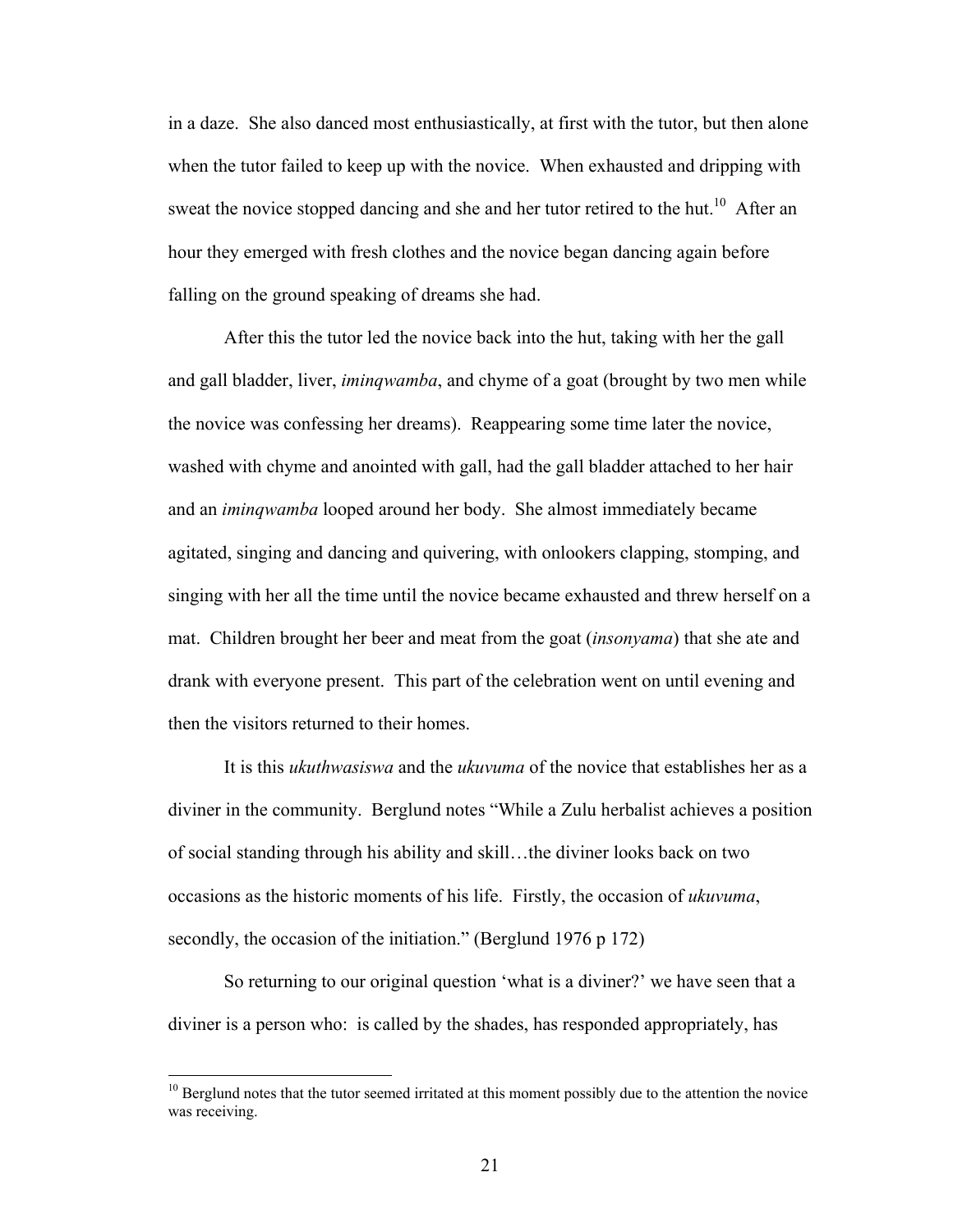in a daze. She also danced most enthusiastically, at first with the tutor, but then alone when the tutor failed to keep up with the novice. When exhausted and dripping with sweat the novice stopped dancing and she and her tutor retired to the hut.[10] After an hour they emerged with fresh clothes and the novice began dancing again before falling on the ground speaking of dreams she had.

After this the tutor led the novice back into the hut, taking with her the gall and gall bladder, liver, *iminqwamba*, and chyme of a goat (brought by two men while the novice was confessing her dreams). Reappearing some time later the novice, washed with chyme and anointed with gall, had the gall bladder attached to her hair and an *iminqwamba* looped around her body. She almost immediately became agitated, singing and dancing and quivering, with onlookers clapping, stomping, and singing with her all the time until the novice became exhausted and threw herself on a mat. Children brought her beer and meat from the goat (*insonyama*) that she ate and drank with everyone present. This part of the celebration went on until evening and then the visitors returned to their homes.

It is this *ukuthwasiswa* and the *ukuvuma* of the novice that establishes her as a diviner in the community. Berglund notes "While a Zulu herbalist achieves a position of social standing through his ability and skill…the diviner looks back on two occasions as the historic moments of his life. Firstly, the occasion of *ukuvuma*, secondly, the occasion of the initiation." (Berglund 1976 p 172)

So returning to our original question 'what is a diviner?' we have seen that a diviner is a person who: is called by the shades, has responded appropriately, has

[10] Berglund notes that the tutor seemed irritated at this moment possibly due to the attention the novice was receiving.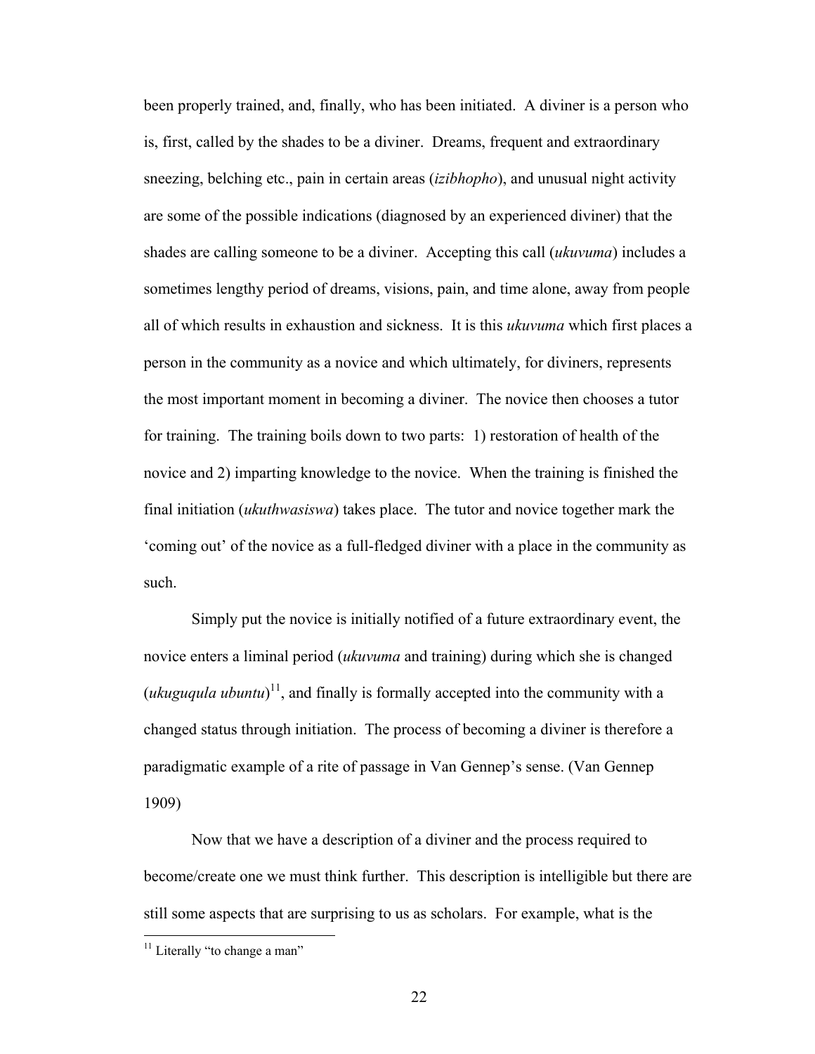been properly trained, and, finally, who has been initiated. A diviner is a person who is, first, called by the shades to be a diviner. Dreams, frequent and extraordinary sneezing, belching etc., pain in certain areas (*izibhopho*), and unusual night activity are some of the possible indications (diagnosed by an experienced diviner) that the shades are calling someone to be a diviner. Accepting this call (*ukuvuma*) includes a sometimes lengthy period of dreams, visions, pain, and time alone, away from people all of which results in exhaustion and sickness. It is this *ukuvuma* which first places a person in the community as a novice and which ultimately, for diviners, represents the most important moment in becoming a diviner. The novice then chooses a tutor for training. The training boils down to two parts: 1) restoration of health of the novice and 2) imparting knowledge to the novice. When the training is finished the final initiation (*ukuthwasiswa*) takes place. The tutor and novice together mark the 'coming out' of the novice as a full-fledged diviner with a place in the community as such.

Simply put the novice is initially notified of a future extraordinary event, the novice enters a liminal period (*ukuvuma* and training) during which she is changed (*ukuguqula ubuntu*)[11], and finally is formally accepted into the community with a changed status through initiation. The process of becoming a diviner is therefore a paradigmatic example of a rite of passage in Van Gennep's sense. (Van Gennep 1909)

Now that we have a description of a diviner and the process required to become/create one we must think further. This description is intelligible but there are still some aspects that are surprising to us as scholars. For example, what is the

[11] Literally "to change a man"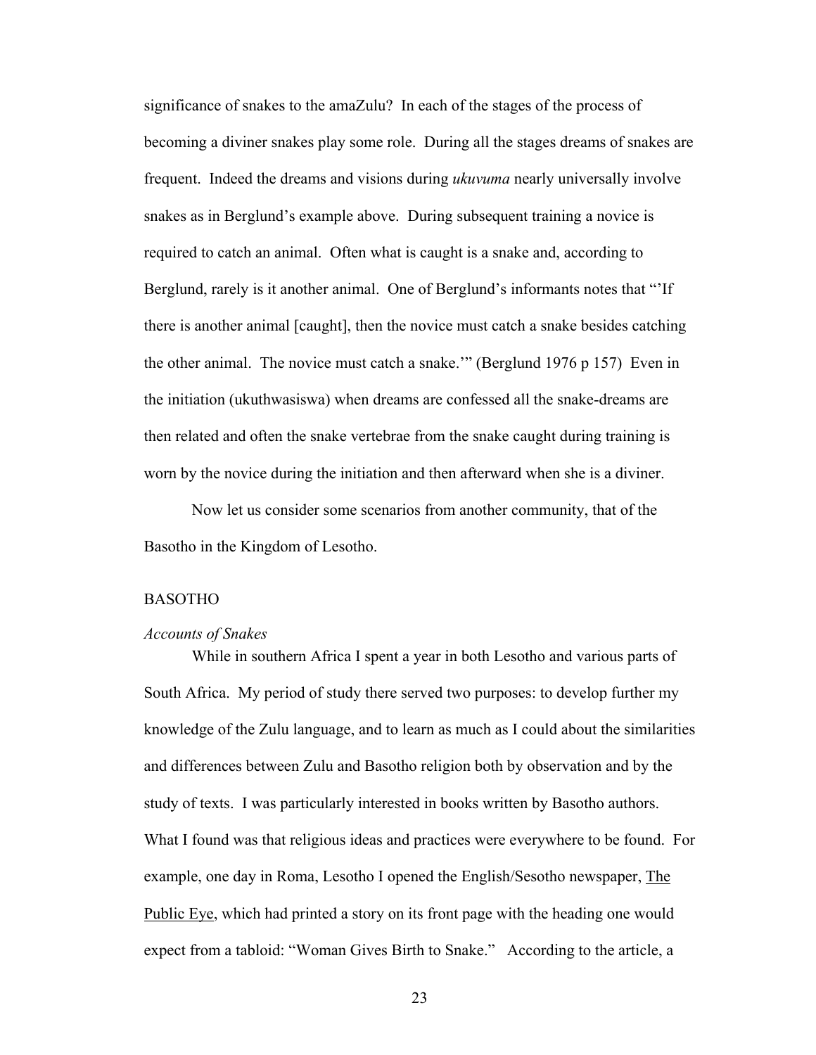significance of snakes to the amaZulu? In each of the stages of the process of becoming a diviner snakes play some role. During all the stages dreams of snakes are frequent. Indeed the dreams and visions during *ukuvuma* nearly universally involve snakes as in Berglund's example above. During subsequent training a novice is required to catch an animal. Often what is caught is a snake and, according to Berglund, rarely is it another animal. One of Berglund's informants notes that "'If there is another animal [caught], then the novice must catch a snake besides catching the other animal. The novice must catch a snake.'" (Berglund 1976 p 157) Even in the initiation (ukuthwasiswa) when dreams are confessed all the snake-dreams are then related and often the snake vertebrae from the snake caught during training is worn by the novice during the initiation and then afterward when she is a diviner.

Now let us consider some scenarios from another community, that of the Basotho in the Kingdom of Lesotho.

## BASOTHO

### *Accounts of Snakes*

While in southern Africa I spent a year in both Lesotho and various parts of South Africa. My period of study there served two purposes: to develop further my knowledge of the Zulu language, and to learn as much as I could about the similarities and differences between Zulu and Basotho religion both by observation and by the study of texts. I was particularly interested in books written by Basotho authors. What I found was that religious ideas and practices were everywhere to be found. For example, one day in Roma, Lesotho I opened the English/Sesotho newspaper, <u>The Public Eye</u>, which had printed a story on its front page with the heading one would expect from a tabloid: "Woman Gives Birth to Snake." According to the article, a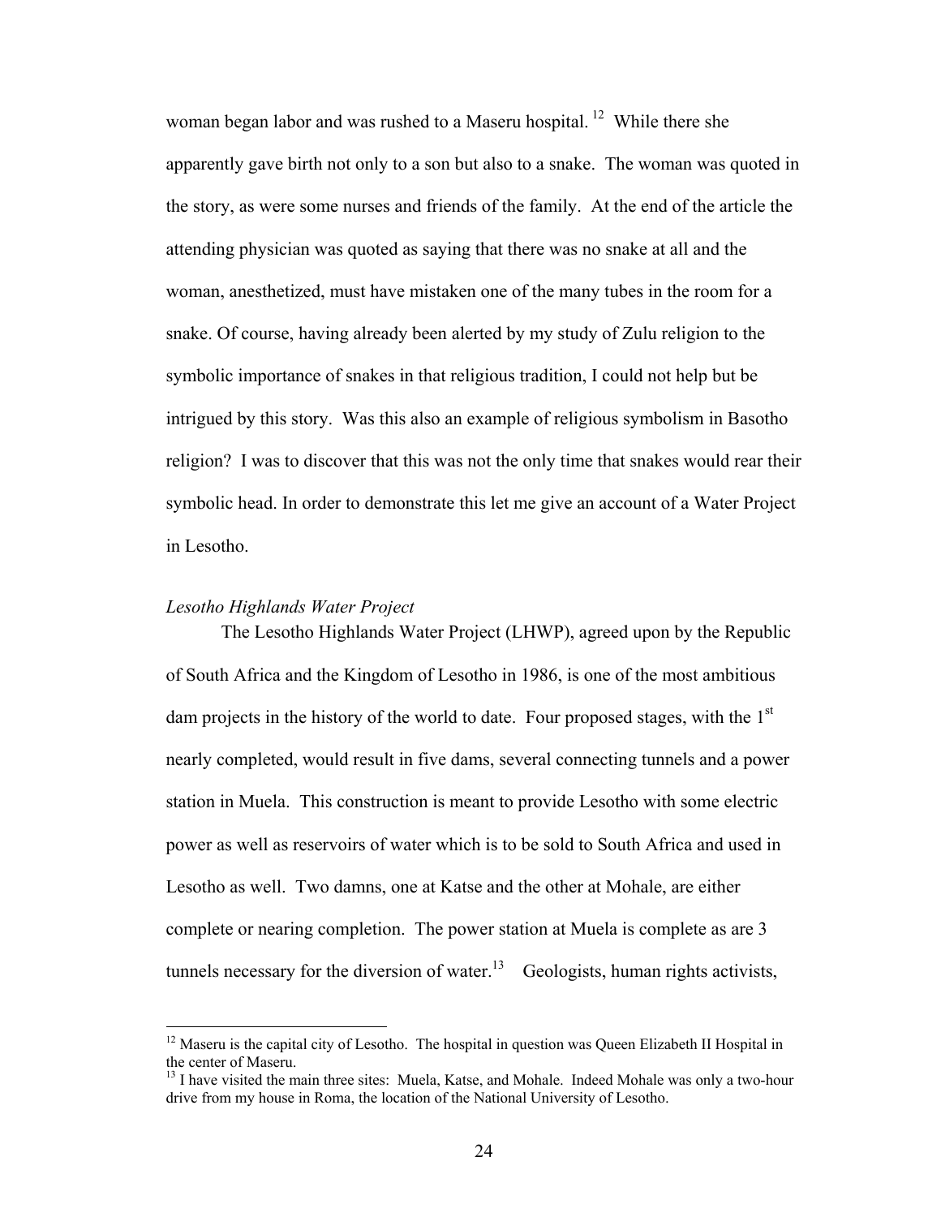woman began labor and was rushed to a Maseru hospital.[12] While there she apparently gave birth not only to a son but also to a snake. The woman was quoted in the story, as were some nurses and friends of the family. At the end of the article the attending physician was quoted as saying that there was no snake at all and the woman, anesthetized, must have mistaken one of the many tubes in the room for a snake. Of course, having already been alerted by my study of Zulu religion to the symbolic importance of snakes in that religious tradition, I could not help but be intrigued by this story. Was this also an example of religious symbolism in Basotho religion? I was to discover that this was not the only time that snakes would rear their symbolic head. In order to demonstrate this let me give an account of a Water Project in Lesotho.

*Lesotho Highlands Water Project*

The Lesotho Highlands Water Project (LHWP), agreed upon by the Republic of South Africa and the Kingdom of Lesotho in 1986, is one of the most ambitious dam projects in the history of the world to date. Four proposed stages, with the 1st nearly completed, would result in five dams, several connecting tunnels and a power station in Muela. This construction is meant to provide Lesotho with some electric power as well as reservoirs of water which is to be sold to South Africa and used in Lesotho as well. Two damns, one at Katse and the other at Mohale, are either complete or nearing completion. The power station at Muela is complete as are 3 tunnels necessary for the diversion of water.[13] Geologists, human rights activists,

[12] Maseru is the capital city of Lesotho. The hospital in question was Queen Elizabeth II Hospital in the center of Maseru.

[13] I have visited the main three sites: Muela, Katse, and Mohale. Indeed Mohale was only a two-hour drive from my house in Roma, the location of the National University of Lesotho.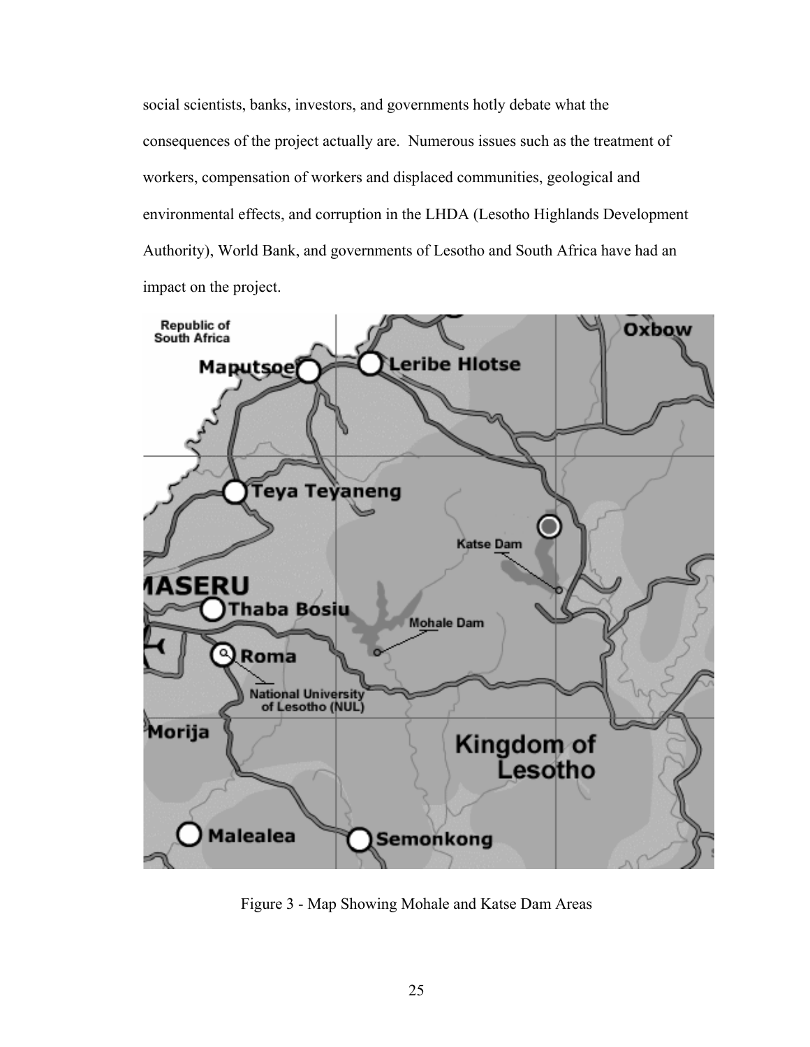social scientists, banks, investors, and governments hotly debate what the consequences of the project actually are. Numerous issues such as the treatment of workers, compensation of workers and displaced communities, geological and environmental effects, and corruption in the LHDA (Lesotho Highlands Development Authority), World Bank, and governments of Lesotho and South Africa have had an impact on the project.

Figure 3 - Map Showing Mohale and Katse Dam Areas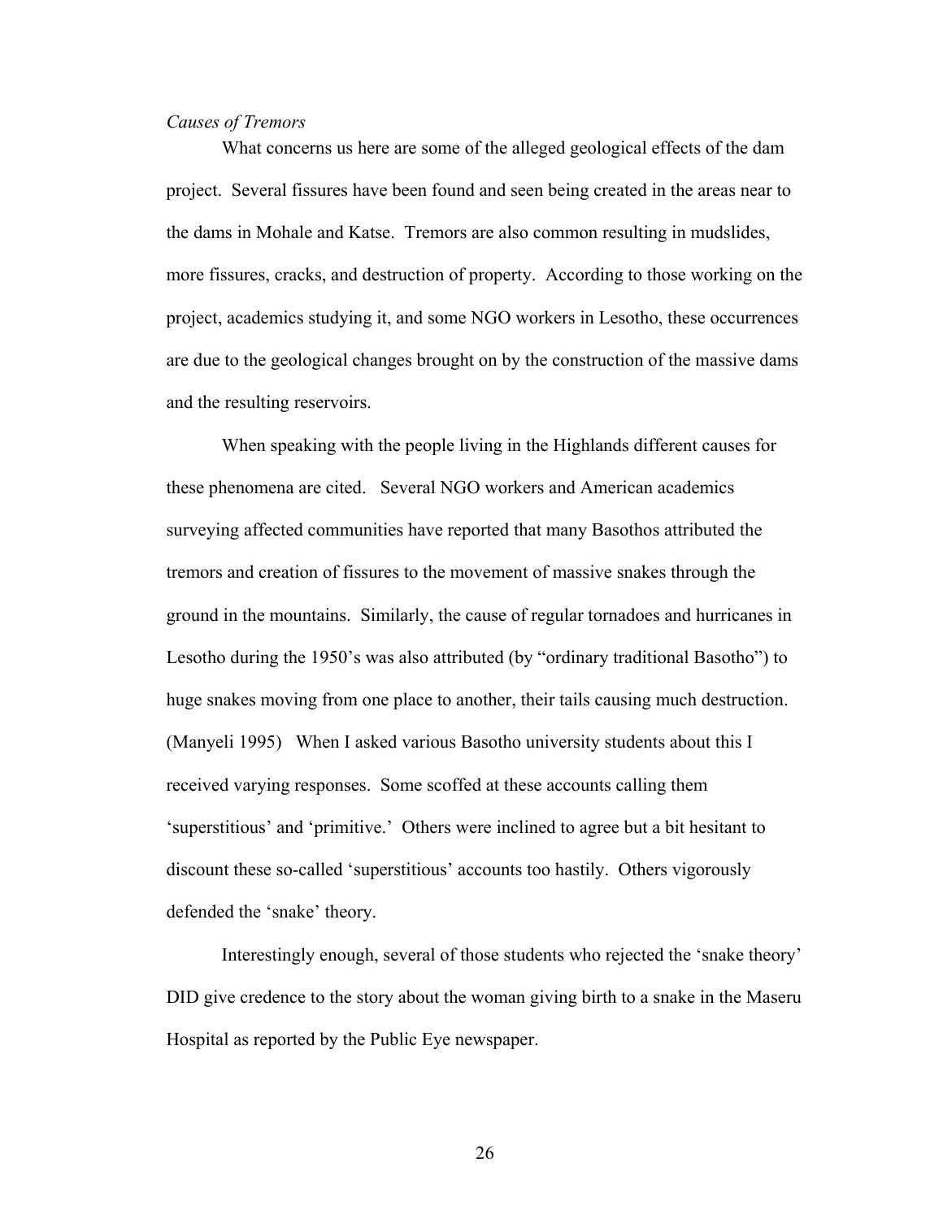*Causes of Tremors*

What concerns us here are some of the alleged geological effects of the dam project. Several fissures have been found and seen being created in the areas near to the dams in Mohale and Katse. Tremors are also common resulting in mudslides, more fissures, cracks, and destruction of property. According to those working on the project, academics studying it, and some NGO workers in Lesotho, these occurrences are due to the geological changes brought on by the construction of the massive dams and the resulting reservoirs.

When speaking with the people living in the Highlands different causes for these phenomena are cited. Several NGO workers and American academics surveying affected communities have reported that many Basothos attributed the tremors and creation of fissures to the movement of massive snakes through the ground in the mountains. Similarly, the cause of regular tornadoes and hurricanes in Lesotho during the 1950's was also attributed (by "ordinary traditional Basotho") to huge snakes moving from one place to another, their tails causing much destruction. (Manyeli 1995) When I asked various Basotho university students about this I received varying responses. Some scoffed at these accounts calling them 'superstitious' and 'primitive.' Others were inclined to agree but a bit hesitant to discount these so-called 'superstitious' accounts too hastily. Others vigorously defended the 'snake' theory.

Interestingly enough, several of those students who rejected the 'snake theory' DID give credence to the story about the woman giving birth to a snake in the Maseru Hospital as reported by the Public Eye newspaper.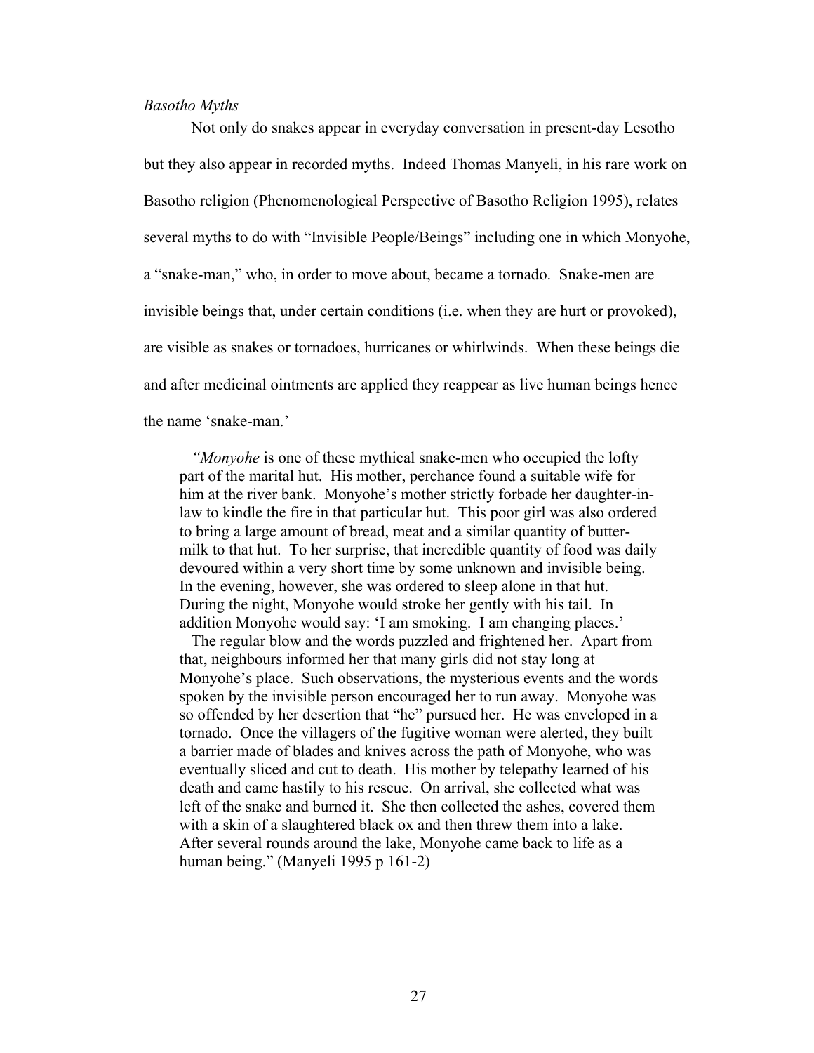*Basotho Myths*

Not only do snakes appear in everyday conversation in present-day Lesotho but they also appear in recorded myths. Indeed Thomas Manyeli, in his rare work on Basotho religion (Phenomenological Perspective of Basotho Religion 1995), relates several myths to do with "Invisible People/Beings" including one in which Monyohe, a "snake-man," who, in order to move about, became a tornado. Snake-men are invisible beings that, under certain conditions (i.e. when they are hurt or provoked), are visible as snakes or tornadoes, hurricanes or whirlwinds. When these beings die and after medicinal ointments are applied they reappear as live human beings hence the name 'snake-man.'

> *"Monyohe* is one of these mythical snake-men who occupied the lofty part of the marital hut. His mother, perchance found a suitable wife for him at the river bank. Monyohe's mother strictly forbade her daughter-in-law to kindle the fire in that particular hut. This poor girl was also ordered to bring a large amount of bread, meat and a similar quantity of butter-milk to that hut. To her surprise, that incredible quantity of food was daily devoured within a very short time by some unknown and invisible being. In the evening, however, she was ordered to sleep alone in that hut. During the night, Monyohe would stroke her gently with his tail. In addition Monyohe would say: 'I am smoking. I am changing places.'
>
> The regular blow and the words puzzled and frightened her. Apart from that, neighbours informed her that many girls did not stay long at Monyohe's place. Such observations, the mysterious events and the words spoken by the invisible person encouraged her to run away. Monyohe was so offended by her desertion that "he" pursued her. He was enveloped in a tornado. Once the villagers of the fugitive woman were alerted, they built a barrier made of blades and knives across the path of Monyohe, who was eventually sliced and cut to death. His mother by telepathy learned of his death and came hastily to his rescue. On arrival, she collected what was left of the snake and burned it. She then collected the ashes, covered them with a skin of a slaughtered black ox and then threw them into a lake. After several rounds around the lake, Monyohe came back to life as a human being." (Manyeli 1995 p 161-2)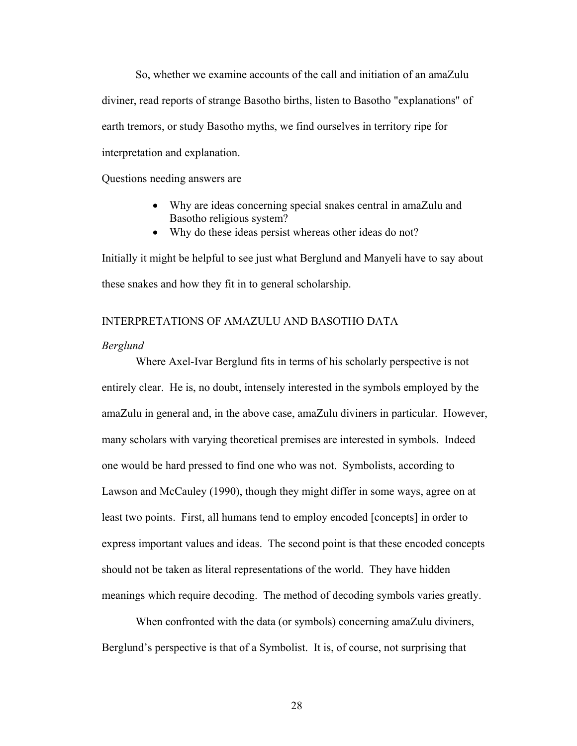So, whether we examine accounts of the call and initiation of an amaZulu diviner, read reports of strange Basotho births, listen to Basotho "explanations" of earth tremors, or study Basotho myths, we find ourselves in territory ripe for interpretation and explanation.

Questions needing answers are

- Why are ideas concerning special snakes central in amaZulu and Basotho religious system?
- Why do these ideas persist whereas other ideas do not?

Initially it might be helpful to see just what Berglund and Manyeli have to say about these snakes and how they fit in to general scholarship.

## INTERPRETATIONS OF AMAZULU AND BASOTHO DATA

### *Berglund*

Where Axel-Ivar Berglund fits in terms of his scholarly perspective is not entirely clear. He is, no doubt, intensely interested in the symbols employed by the amaZulu in general and, in the above case, amaZulu diviners in particular. However, many scholars with varying theoretical premises are interested in symbols. Indeed one would be hard pressed to find one who was not. Symbolists, according to Lawson and McCauley (1990), though they might differ in some ways, agree on at least two points. First, all humans tend to employ encoded [concepts] in order to express important values and ideas. The second point is that these encoded concepts should not be taken as literal representations of the world. They have hidden meanings which require decoding. The method of decoding symbols varies greatly.

When confronted with the data (or symbols) concerning amaZulu diviners, Berglund's perspective is that of a Symbolist. It is, of course, not surprising that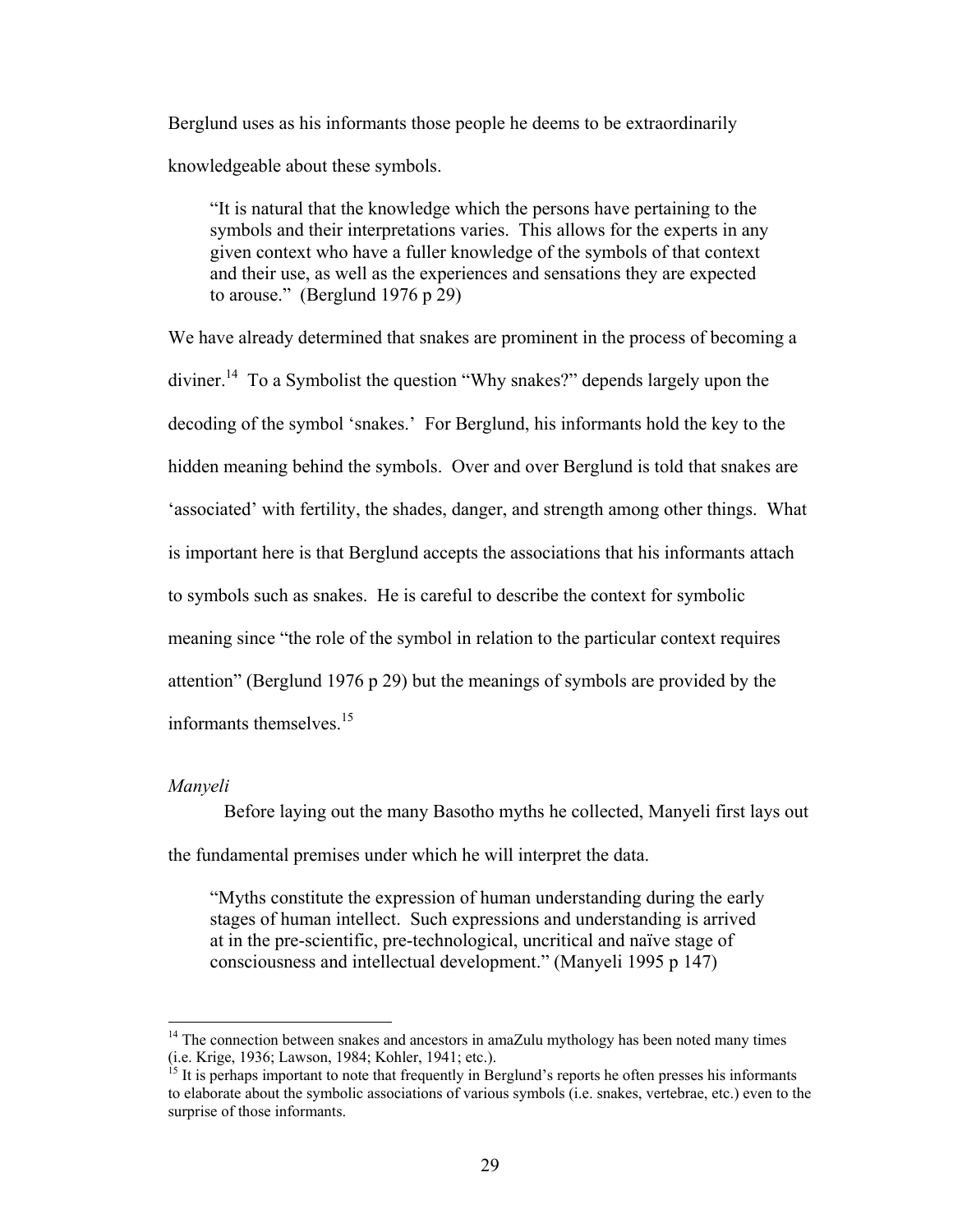Berglund uses as his informants those people he deems to be extraordinarily knowledgeable about these symbols.

> "It is natural that the knowledge which the persons have pertaining to the symbols and their interpretations varies. This allows for the experts in any given context who have a fuller knowledge of the symbols of that context and their use, as well as the experiences and sensations they are expected to arouse." (Berglund 1976 p 29)

We have already determined that snakes are prominent in the process of becoming a diviner.[14] To a Symbolist the question "Why snakes?" depends largely upon the decoding of the symbol 'snakes.' For Berglund, his informants hold the key to the hidden meaning behind the symbols. Over and over Berglund is told that snakes are 'associated' with fertility, the shades, danger, and strength among other things. What is important here is that Berglund accepts the associations that his informants attach to symbols such as snakes. He is careful to describe the context for symbolic meaning since "the role of the symbol in relation to the particular context requires attention" (Berglund 1976 p 29) but the meanings of symbols are provided by the informants themselves.[15]

*Manyeli*

Before laying out the many Basotho myths he collected, Manyeli first lays out the fundamental premises under which he will interpret the data.

> "Myths constitute the expression of human understanding during the early stages of human intellect. Such expressions and understanding is arrived at in the pre-scientific, pre-technological, uncritical and naïve stage of consciousness and intellectual development." (Manyeli 1995 p 147)

---

[14] The connection between snakes and ancestors in amaZulu mythology has been noted many times (i.e. Krige, 1936; Lawson, 1984; Kohler, 1941; etc.).

[15] It is perhaps important to note that frequently in Berglund's reports he often presses his informants to elaborate about the symbolic associations of various symbols (i.e. snakes, vertebrae, etc.) even to the surprise of those informants.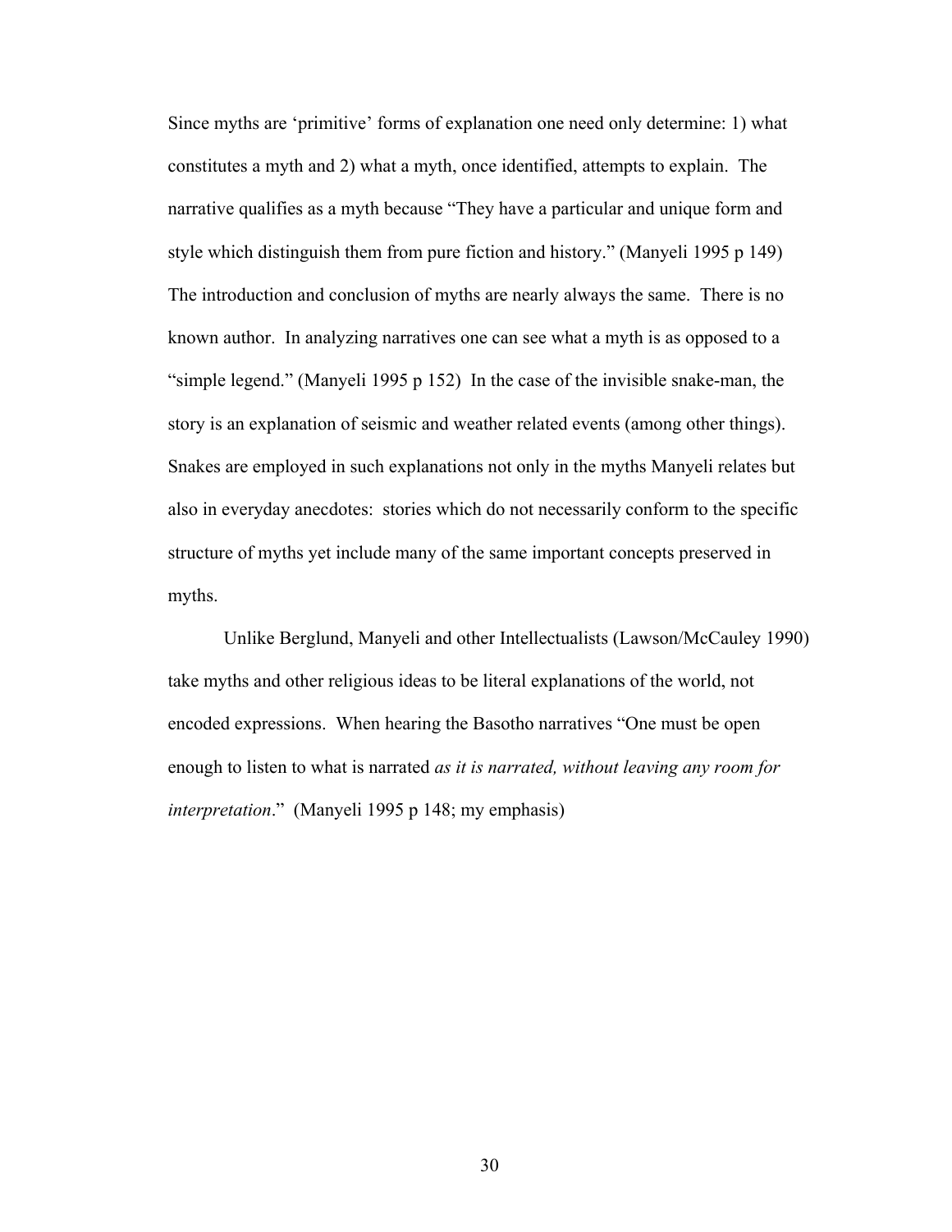Since myths are 'primitive' forms of explanation one need only determine: 1) what constitutes a myth and 2) what a myth, once identified, attempts to explain. The narrative qualifies as a myth because "They have a particular and unique form and style which distinguish them from pure fiction and history." (Manyeli 1995 p 149) The introduction and conclusion of myths are nearly always the same. There is no known author. In analyzing narratives one can see what a myth is as opposed to a "simple legend." (Manyeli 1995 p 152) In the case of the invisible snake-man, the story is an explanation of seismic and weather related events (among other things). Snakes are employed in such explanations not only in the myths Manyeli relates but also in everyday anecdotes: stories which do not necessarily conform to the specific structure of myths yet include many of the same important concepts preserved in myths.

Unlike Berglund, Manyeli and other Intellectualists (Lawson/McCauley 1990) take myths and other religious ideas to be literal explanations of the world, not encoded expressions. When hearing the Basotho narratives "One must be open enough to listen to what is narrated *as it is narrated, without leaving any room for interpretation*." (Manyeli 1995 p 148; my emphasis)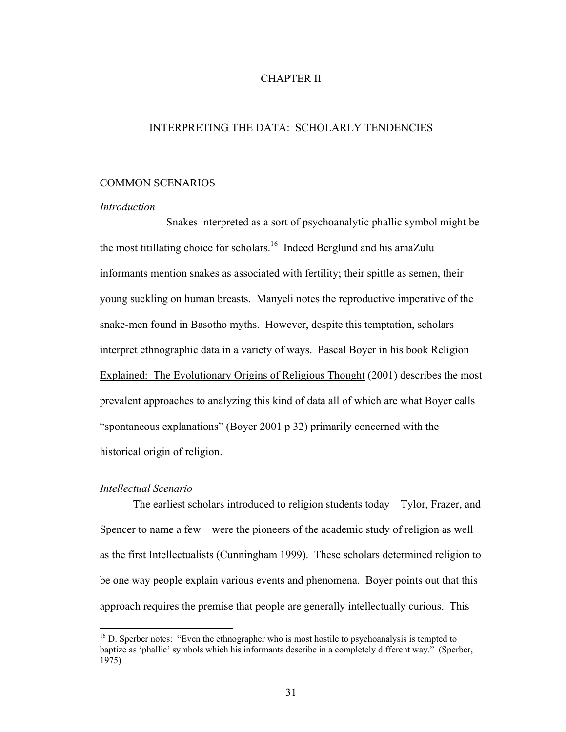# CHAPTER II

## INTERPRETING THE DATA: SCHOLARLY TENDENCIES

### COMMON SCENARIOS

*Introduction*

Snakes interpreted as a sort of psychoanalytic phallic symbol might be the most titillating choice for scholars.[16] Indeed Berglund and his amaZulu informants mention snakes as associated with fertility; their spittle as semen, their young suckling on human breasts. Manyeli notes the reproductive imperative of the snake-men found in Basotho myths. However, despite this temptation, scholars interpret ethnographic data in a variety of ways. Pascal Boyer in his book Religion Explained: The Evolutionary Origins of Religious Thought (2001) describes the most prevalent approaches to analyzing this kind of data all of which are what Boyer calls "spontaneous explanations" (Boyer 2001 p 32) primarily concerned with the historical origin of religion.

*Intellectual Scenario*

The earliest scholars introduced to religion students today – Tylor, Frazer, and Spencer to name a few – were the pioneers of the academic study of religion as well as the first Intellectualists (Cunningham 1999). These scholars determined religion to be one way people explain various events and phenomena. Boyer points out that this approach requires the premise that people are generally intellectually curious. This

---

[16] D. Sperber notes: "Even the ethnographer who is most hostile to psychoanalysis is tempted to baptize as 'phallic' symbols which his informants describe in a completely different way." (Sperber, 1975)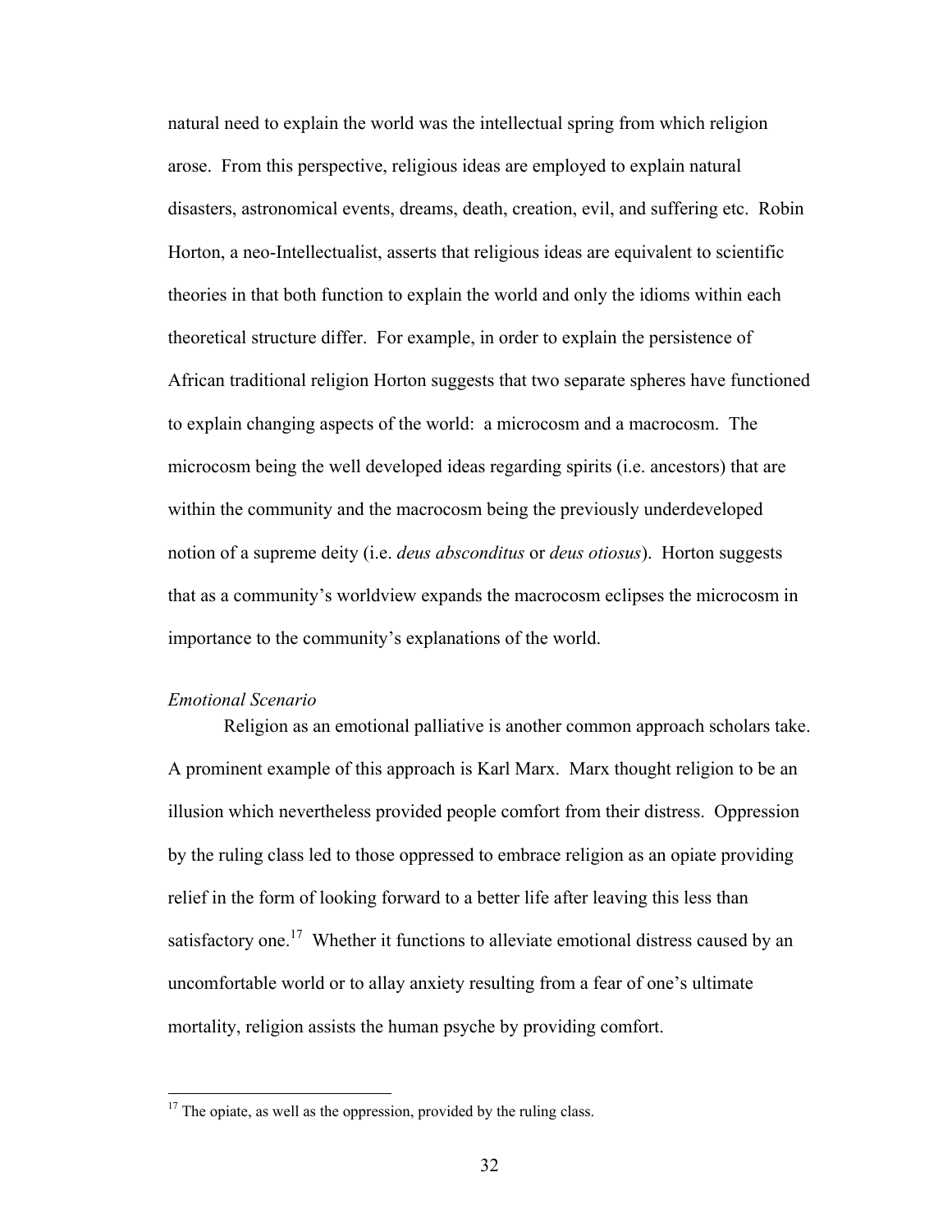natural need to explain the world was the intellectual spring from which religion arose. From this perspective, religious ideas are employed to explain natural disasters, astronomical events, dreams, death, creation, evil, and suffering etc. Robin Horton, a neo-Intellectualist, asserts that religious ideas are equivalent to scientific theories in that both function to explain the world and only the idioms within each theoretical structure differ. For example, in order to explain the persistence of African traditional religion Horton suggests that two separate spheres have functioned to explain changing aspects of the world: a microcosm and a macrocosm. The microcosm being the well developed ideas regarding spirits (i.e. ancestors) that are within the community and the macrocosm being the previously underdeveloped notion of a supreme deity (i.e. *deus absconditus* or *deus otiosus*). Horton suggests that as a community's worldview expands the macrocosm eclipses the microcosm in importance to the community's explanations of the world.

*Emotional Scenario*

Religion as an emotional palliative is another common approach scholars take. A prominent example of this approach is Karl Marx. Marx thought religion to be an illusion which nevertheless provided people comfort from their distress. Oppression by the ruling class led to those oppressed to embrace religion as an opiate providing relief in the form of looking forward to a better life after leaving this less than satisfactory one.[17] Whether it functions to alleviate emotional distress caused by an uncomfortable world or to allay anxiety resulting from a fear of one's ultimate mortality, religion assists the human psyche by providing comfort.

---

[17] The opiate, as well as the oppression, provided by the ruling class.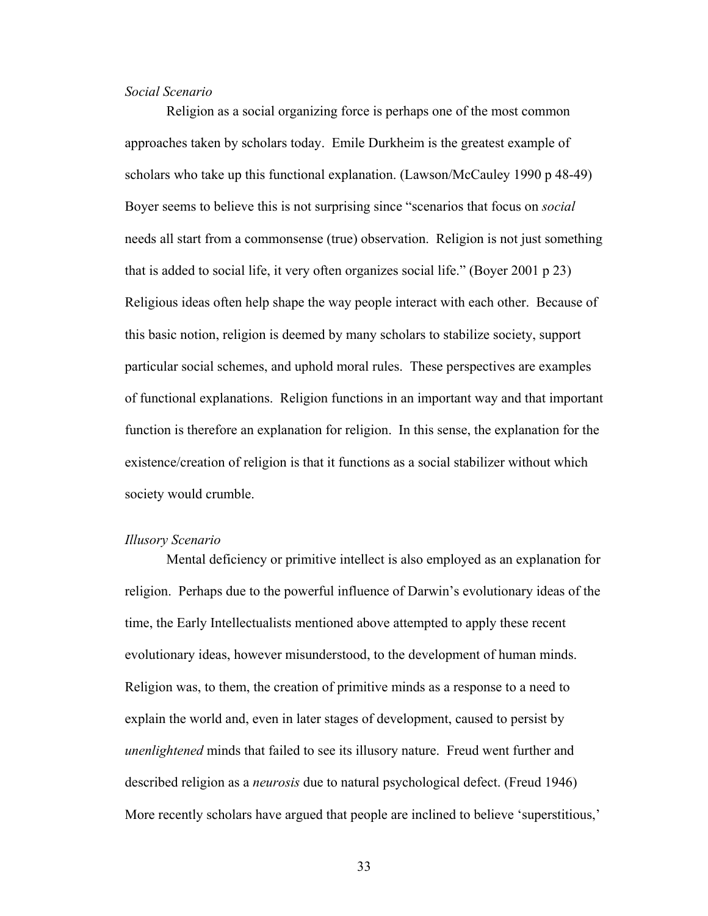*Social Scenario*

Religion as a social organizing force is perhaps one of the most common approaches taken by scholars today. Emile Durkheim is the greatest example of scholars who take up this functional explanation. (Lawson/McCauley 1990 p 48-49) Boyer seems to believe this is not surprising since "scenarios that focus on *social* needs all start from a commonsense (true) observation. Religion is not just something that is added to social life, it very often organizes social life." (Boyer 2001 p 23) Religious ideas often help shape the way people interact with each other. Because of this basic notion, religion is deemed by many scholars to stabilize society, support particular social schemes, and uphold moral rules. These perspectives are examples of functional explanations. Religion functions in an important way and that important function is therefore an explanation for religion. In this sense, the explanation for the existence/creation of religion is that it functions as a social stabilizer without which society would crumble.

*Illusory Scenario*

Mental deficiency or primitive intellect is also employed as an explanation for religion. Perhaps due to the powerful influence of Darwin's evolutionary ideas of the time, the Early Intellectualists mentioned above attempted to apply these recent evolutionary ideas, however misunderstood, to the development of human minds. Religion was, to them, the creation of primitive minds as a response to a need to explain the world and, even in later stages of development, caused to persist by *unenlightened* minds that failed to see its illusory nature. Freud went further and described religion as a *neurosis* due to natural psychological defect. (Freud 1946) More recently scholars have argued that people are inclined to believe 'superstitious,'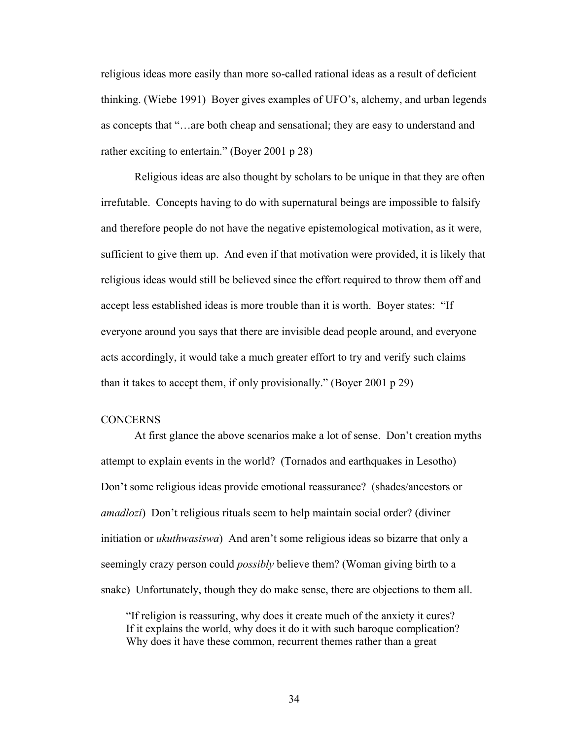religious ideas more easily than more so-called rational ideas as a result of deficient thinking. (Wiebe 1991) Boyer gives examples of UFO's, alchemy, and urban legends as concepts that "…are both cheap and sensational; they are easy to understand and rather exciting to entertain." (Boyer 2001 p 28)

Religious ideas are also thought by scholars to be unique in that they are often irrefutable. Concepts having to do with supernatural beings are impossible to falsify and therefore people do not have the negative epistemological motivation, as it were, sufficient to give them up. And even if that motivation were provided, it is likely that religious ideas would still be believed since the effort required to throw them off and accept less established ideas is more trouble than it is worth. Boyer states: "If everyone around you says that there are invisible dead people around, and everyone acts accordingly, it would take a much greater effort to try and verify such claims than it takes to accept them, if only provisionally." (Boyer 2001 p 29)

## CONCERNS

At first glance the above scenarios make a lot of sense. Don't creation myths attempt to explain events in the world? (Tornados and earthquakes in Lesotho) Don't some religious ideas provide emotional reassurance? (shades/ancestors or *amadlozi*) Don't religious rituals seem to help maintain social order? (diviner initiation or *ukuthwasiswa*) And aren't some religious ideas so bizarre that only a seemingly crazy person could *possibly* believe them? (Woman giving birth to a snake) Unfortunately, though they do make sense, there are objections to them all.

> "If religion is reassuring, why does it create much of the anxiety it cures? If it explains the world, why does it do it with such baroque complication? Why does it have these common, recurrent themes rather than a great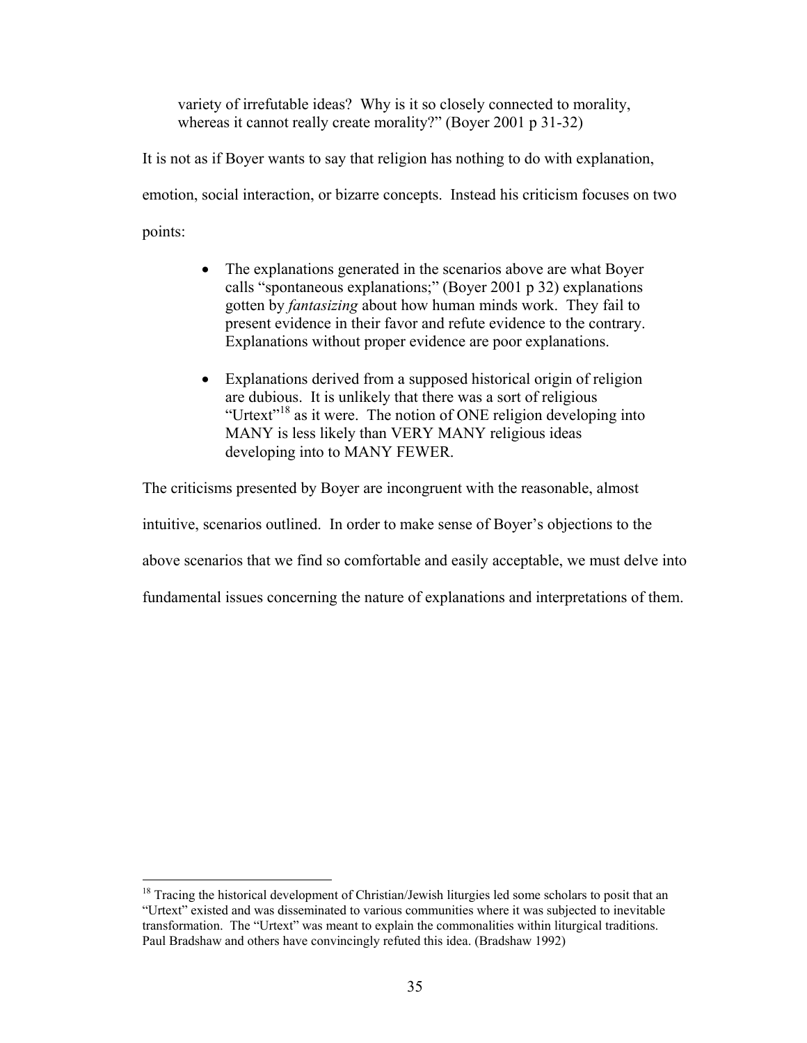variety of irrefutable ideas? Why is it so closely connected to morality, whereas it cannot really create morality?" (Boyer 2001 p 31-32)

It is not as if Boyer wants to say that religion has nothing to do with explanation, emotion, social interaction, or bizarre concepts. Instead his criticism focuses on two points:

- The explanations generated in the scenarios above are what Boyer calls "spontaneous explanations;" (Boyer 2001 p 32) explanations gotten by *fantasizing* about how human minds work. They fail to present evidence in their favor and refute evidence to the contrary. Explanations without proper evidence are poor explanations.

- Explanations derived from a supposed historical origin of religion are dubious. It is unlikely that there was a sort of religious "Urtext"[18] as it were. The notion of ONE religion developing into MANY is less likely than VERY MANY religious ideas developing into to MANY FEWER.

The criticisms presented by Boyer are incongruent with the reasonable, almost intuitive, scenarios outlined. In order to make sense of Boyer's objections to the above scenarios that we find so comfortable and easily acceptable, we must delve into fundamental issues concerning the nature of explanations and interpretations of them.

[18] Tracing the historical development of Christian/Jewish liturgies led some scholars to posit that an "Urtext" existed and was disseminated to various communities where it was subjected to inevitable transformation. The "Urtext" was meant to explain the commonalities within liturgical traditions. Paul Bradshaw and others have convincingly refuted this idea. (Bradshaw 1992)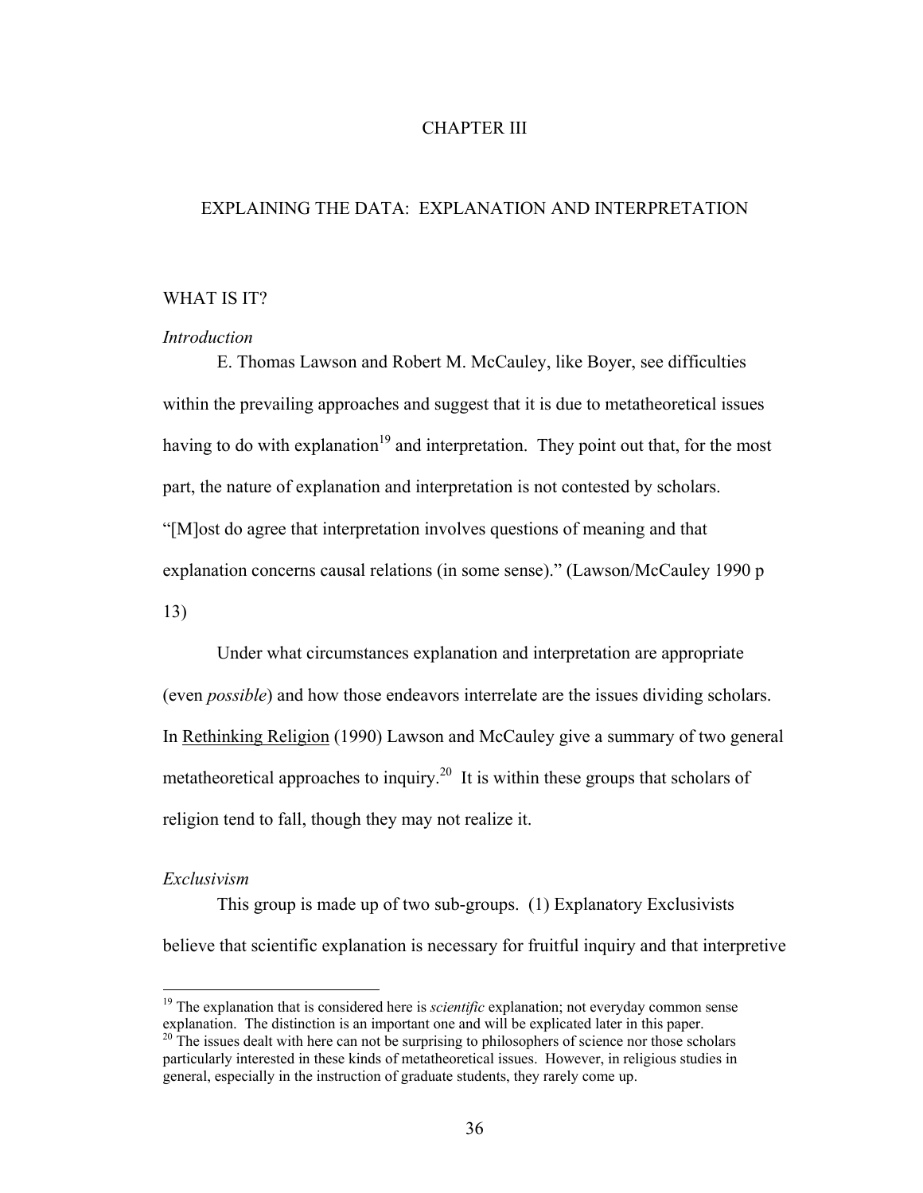# CHAPTER III

## EXPLAINING THE DATA: EXPLANATION AND INTERPRETATION

### WHAT IS IT?

*Introduction*

E. Thomas Lawson and Robert M. McCauley, like Boyer, see difficulties within the prevailing approaches and suggest that it is due to metatheoretical issues having to do with explanation[19] and interpretation. They point out that, for the most part, the nature of explanation and interpretation is not contested by scholars. "[M]ost do agree that interpretation involves questions of meaning and that explanation concerns causal relations (in some sense)." (Lawson/McCauley 1990 p 13)

Under what circumstances explanation and interpretation are appropriate (even *possible*) and how those endeavors interrelate are the issues dividing scholars. In Rethinking Religion (1990) Lawson and McCauley give a summary of two general metatheoretical approaches to inquiry.[20] It is within these groups that scholars of religion tend to fall, though they may not realize it.

*Exclusivism*

This group is made up of two sub-groups. (1) Explanatory Exclusivists believe that scientific explanation is necessary for fruitful inquiry and that interpretive

---

[19] The explanation that is considered here is *scientific* explanation; not everyday common sense explanation. The distinction is an important one and will be explicated later in this paper.

[20] The issues dealt with here can not be surprising to philosophers of science nor those scholars particularly interested in these kinds of metatheoretical issues. However, in religious studies in general, especially in the instruction of graduate students, they rarely come up.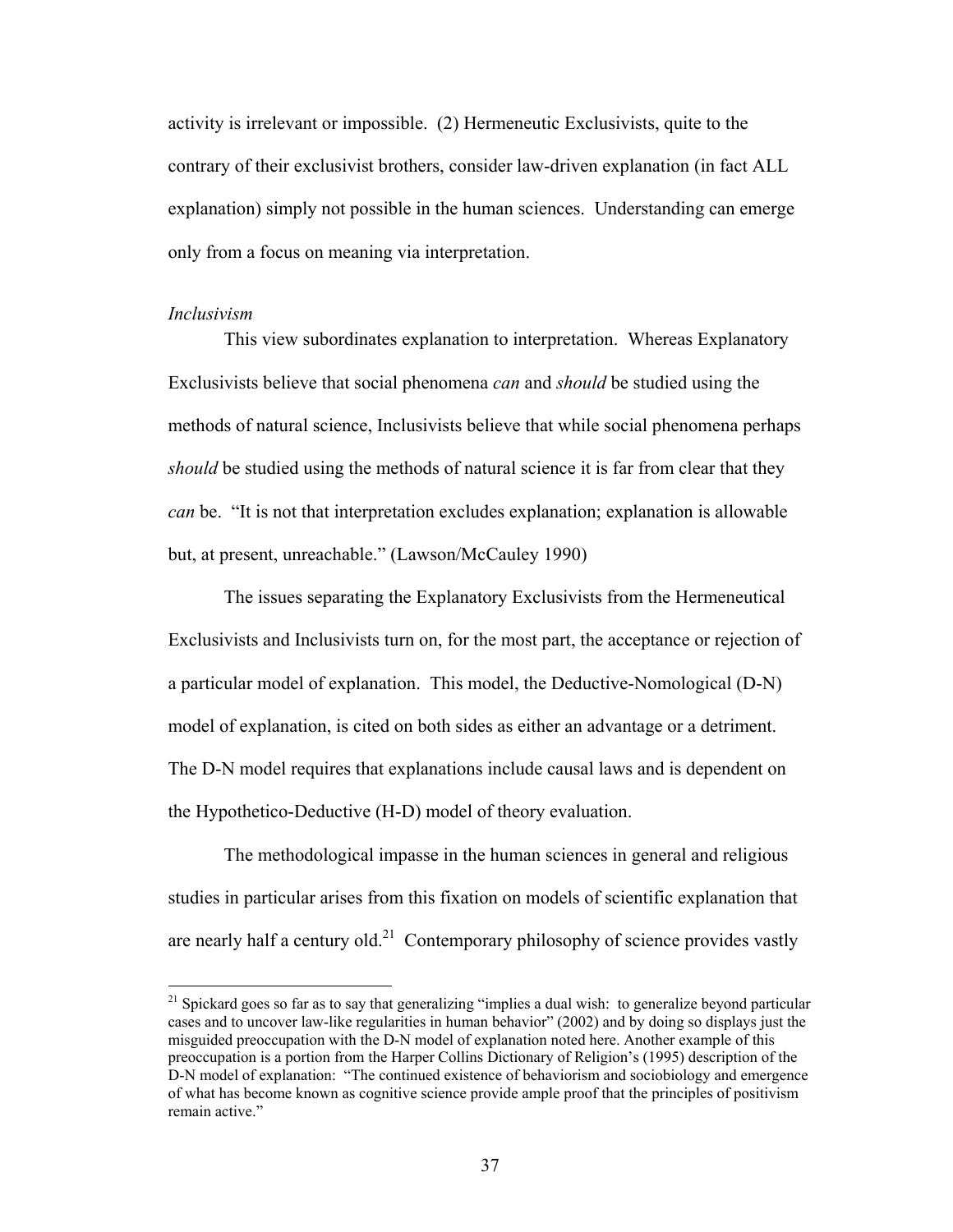activity is irrelevant or impossible. (2) Hermeneutic Exclusivists, quite to the contrary of their exclusivist brothers, consider law-driven explanation (in fact ALL explanation) simply not possible in the human sciences. Understanding can emerge only from a focus on meaning via interpretation.

*Inclusivism*

This view subordinates explanation to interpretation. Whereas Explanatory Exclusivists believe that social phenomena *can* and *should* be studied using the methods of natural science, Inclusivists believe that while social phenomena perhaps *should* be studied using the methods of natural science it is far from clear that they *can* be. "It is not that interpretation excludes explanation; explanation is allowable but, at present, unreachable." (Lawson/McCauley 1990)

The issues separating the Explanatory Exclusivists from the Hermeneutical Exclusivists and Inclusivists turn on, for the most part, the acceptance or rejection of a particular model of explanation. This model, the Deductive-Nomological (D-N) model of explanation, is cited on both sides as either an advantage or a detriment. The D-N model requires that explanations include causal laws and is dependent on the Hypothetico-Deductive (H-D) model of theory evaluation.

The methodological impasse in the human sciences in general and religious studies in particular arises from this fixation on models of scientific explanation that are nearly half a century old.[21] Contemporary philosophy of science provides vastly

[21] Spickard goes so far as to say that generalizing "implies a dual wish: to generalize beyond particular cases and to uncover law-like regularities in human behavior" (2002) and by doing so displays just the misguided preoccupation with the D-N model of explanation noted here. Another example of this preoccupation is a portion from the Harper Collins Dictionary of Religion's (1995) description of the D-N model of explanation: "The continued existence of behaviorism and sociobiology and emergence of what has become known as cognitive science provide ample proof that the principles of positivism remain active."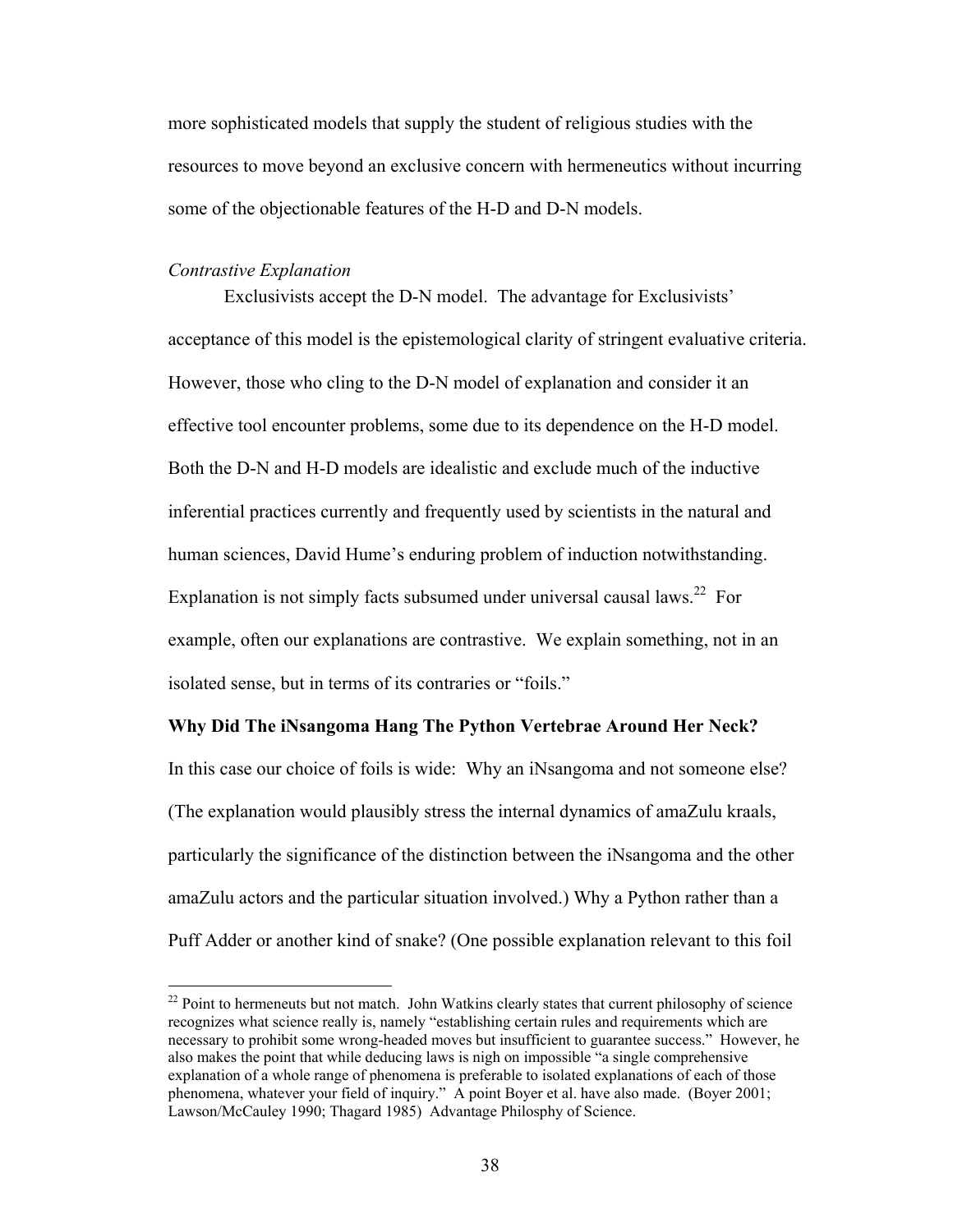more sophisticated models that supply the student of religious studies with the resources to move beyond an exclusive concern with hermeneutics without incurring some of the objectionable features of the H-D and D-N models.

*Contrastive Explanation*

Exclusivists accept the D-N model. The advantage for Exclusivists' acceptance of this model is the epistemological clarity of stringent evaluative criteria. However, those who cling to the D-N model of explanation and consider it an effective tool encounter problems, some due to its dependence on the H-D model. Both the D-N and H-D models are idealistic and exclude much of the inductive inferential practices currently and frequently used by scientists in the natural and human sciences, David Hume's enduring problem of induction notwithstanding. Explanation is not simply facts subsumed under universal causal laws.[22] For example, often our explanations are contrastive. We explain something, not in an isolated sense, but in terms of its contraries or "foils."

**Why Did The iNsangoma Hang The Python Vertebrae Around Her Neck?**

In this case our choice of foils is wide: Why an iNsangoma and not someone else? (The explanation would plausibly stress the internal dynamics of amaZulu kraals, particularly the significance of the distinction between the iNsangoma and the other amaZulu actors and the particular situation involved.) Why a Python rather than a Puff Adder or another kind of snake? (One possible explanation relevant to this foil

[22] Point to hermeneuts but not match. John Watkins clearly states that current philosophy of science recognizes what science really is, namely "establishing certain rules and requirements which are necessary to prohibit some wrong-headed moves but insufficient to guarantee success." However, he also makes the point that while deducing laws is nigh on impossible "a single comprehensive explanation of a whole range of phenomena is preferable to isolated explanations of each of those phenomena, whatever your field of inquiry." A point Boyer et al. have also made. (Boyer 2001; Lawson/McCauley 1990; Thagard 1985) Advantage Philosphy of Science.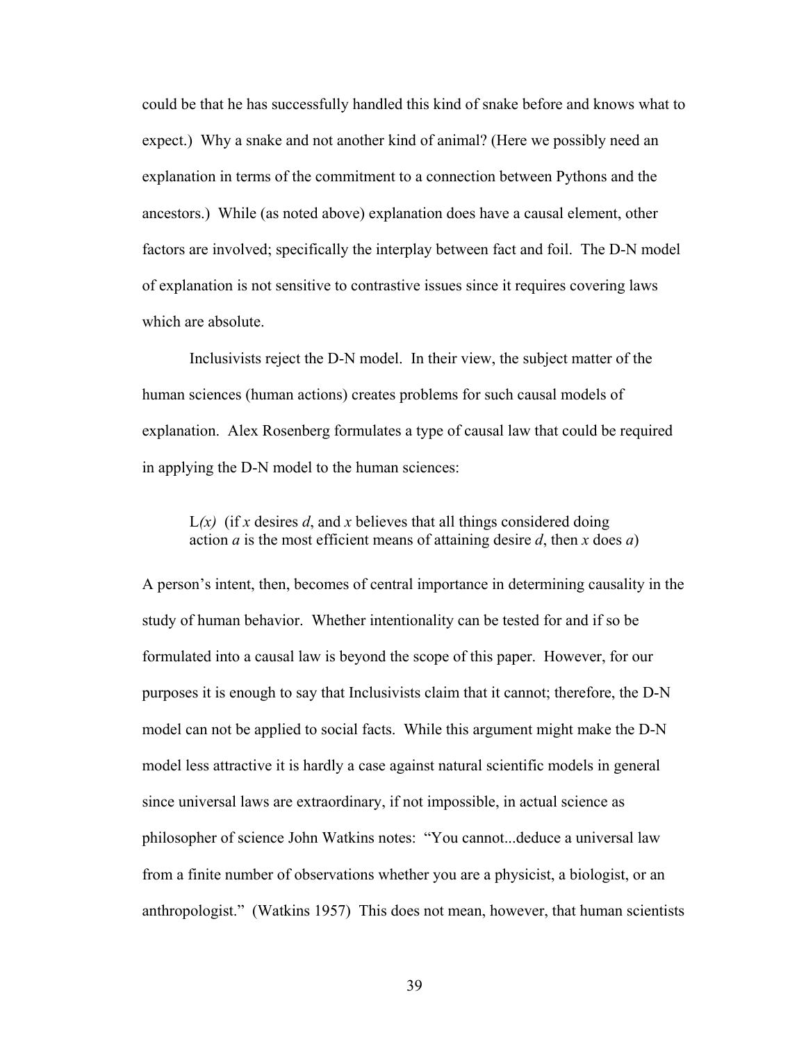could be that he has successfully handled this kind of snake before and knows what to expect.) Why a snake and not another kind of animal? (Here we possibly need an explanation in terms of the commitment to a connection between Pythons and the ancestors.) While (as noted above) explanation does have a causal element, other factors are involved; specifically the interplay between fact and foil. The D-N model of explanation is not sensitive to contrastive issues since it requires covering laws which are absolute.

Inclusivists reject the D-N model. In their view, the subject matter of the human sciences (human actions) creates problems for such causal models of explanation. Alex Rosenberg formulates a type of causal law that could be required in applying the D-N model to the human sciences:

> L*(x)* (if *x* desires *d*, and *x* believes that all things considered doing action *a* is the most efficient means of attaining desire *d*, then *x* does *a*)

A person's intent, then, becomes of central importance in determining causality in the study of human behavior. Whether intentionality can be tested for and if so be formulated into a causal law is beyond the scope of this paper. However, for our purposes it is enough to say that Inclusivists claim that it cannot; therefore, the D-N model can not be applied to social facts. While this argument might make the D-N model less attractive it is hardly a case against natural scientific models in general since universal laws are extraordinary, if not impossible, in actual science as philosopher of science John Watkins notes: "You cannot...deduce a universal law from a finite number of observations whether you are a physicist, a biologist, or an anthropologist." (Watkins 1957) This does not mean, however, that human scientists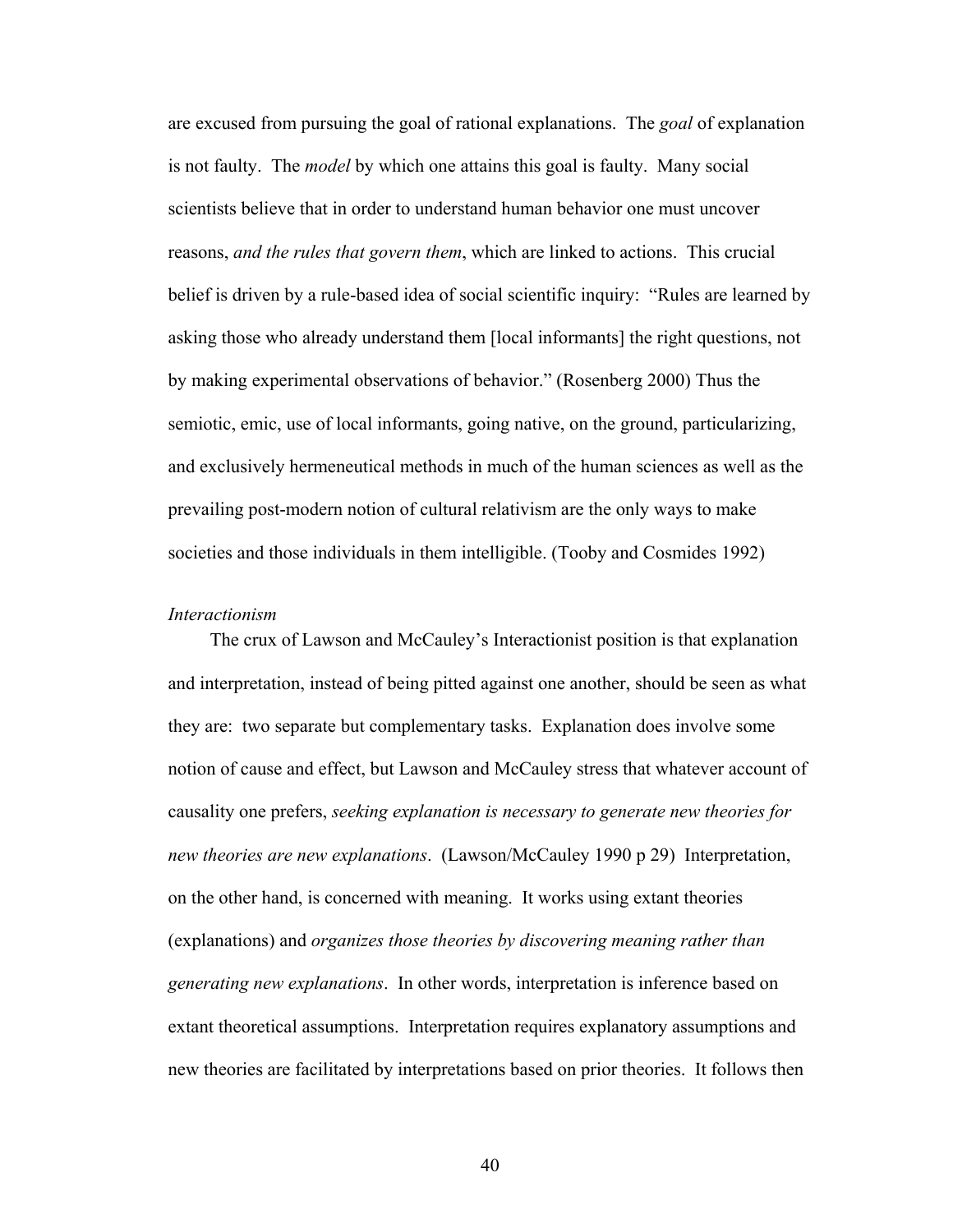are excused from pursuing the goal of rational explanations. The *goal* of explanation is not faulty. The *model* by which one attains this goal is faulty. Many social scientists believe that in order to understand human behavior one must uncover reasons, *and the rules that govern them*, which are linked to actions. This crucial belief is driven by a rule-based idea of social scientific inquiry: "Rules are learned by asking those who already understand them [local informants] the right questions, not by making experimental observations of behavior." (Rosenberg 2000) Thus the semiotic, emic, use of local informants, going native, on the ground, particularizing, and exclusively hermeneutical methods in much of the human sciences as well as the prevailing post-modern notion of cultural relativism are the only ways to make societies and those individuals in them intelligible. (Tooby and Cosmides 1992)

*Interactionism*

The crux of Lawson and McCauley's Interactionist position is that explanation and interpretation, instead of being pitted against one another, should be seen as what they are: two separate but complementary tasks. Explanation does involve some notion of cause and effect, but Lawson and McCauley stress that whatever account of causality one prefers, *seeking explanation is necessary to generate new theories for new theories are new explanations*. (Lawson/McCauley 1990 p 29) Interpretation, on the other hand, is concerned with meaning. It works using extant theories (explanations) and *organizes those theories by discovering meaning rather than generating new explanations*. In other words, interpretation is inference based on extant theoretical assumptions. Interpretation requires explanatory assumptions and new theories are facilitated by interpretations based on prior theories. It follows then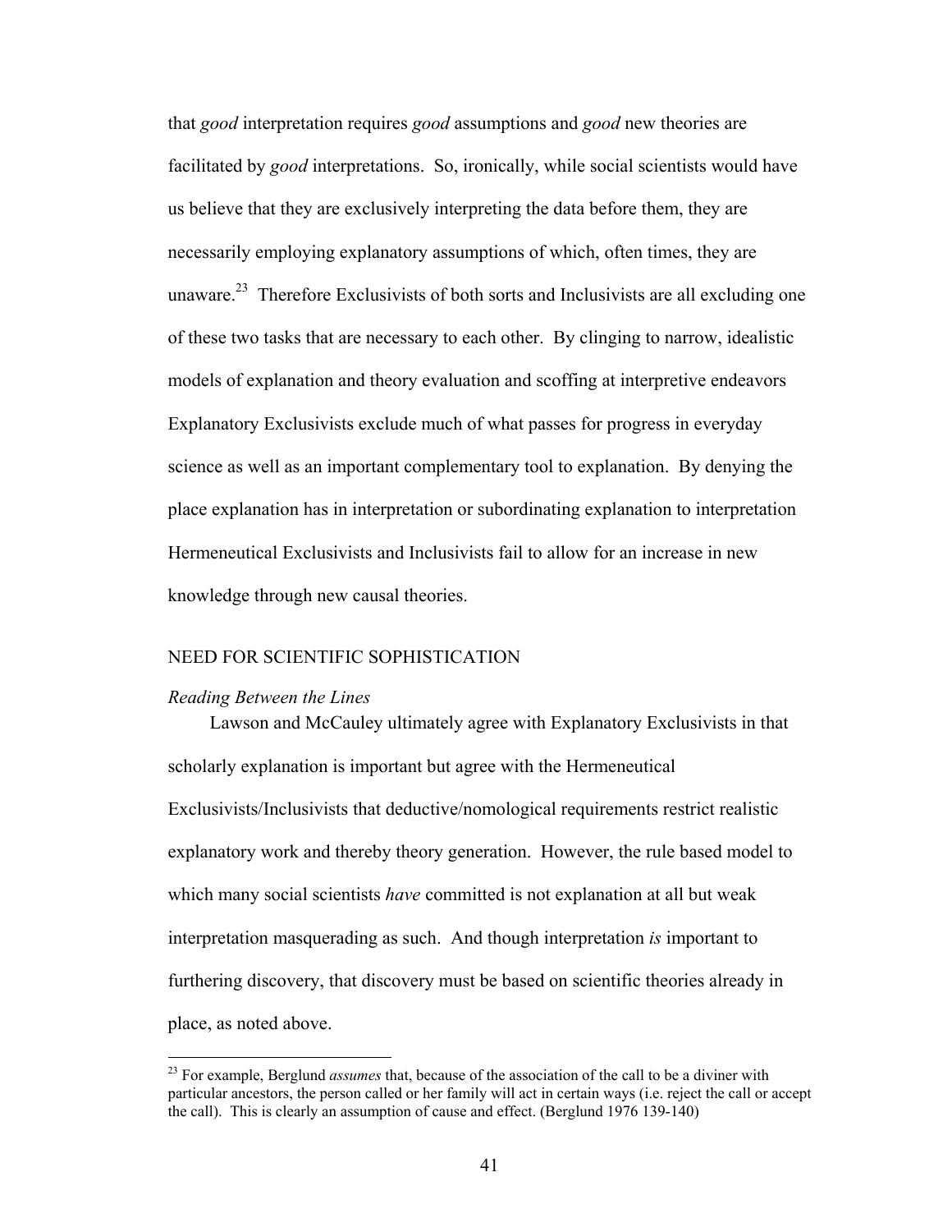that *good* interpretation requires *good* assumptions and *good* new theories are facilitated by *good* interpretations. So, ironically, while social scientists would have us believe that they are exclusively interpreting the data before them, they are necessarily employing explanatory assumptions of which, often times, they are unaware.[23] Therefore Exclusivists of both sorts and Inclusivists are all excluding one of these two tasks that are necessary to each other. By clinging to narrow, idealistic models of explanation and theory evaluation and scoffing at interpretive endeavors Explanatory Exclusivists exclude much of what passes for progress in everyday science as well as an important complementary tool to explanation. By denying the place explanation has in interpretation or subordinating explanation to interpretation Hermeneutical Exclusivists and Inclusivists fail to allow for an increase in new knowledge through new causal theories.

## NEED FOR SCIENTIFIC SOPHISTICATION

### *Reading Between the Lines*

Lawson and McCauley ultimately agree with Explanatory Exclusivists in that scholarly explanation is important but agree with the Hermeneutical Exclusivists/Inclusivists that deductive/nomological requirements restrict realistic explanatory work and thereby theory generation. However, the rule based model to which many social scientists *have* committed is not explanation at all but weak interpretation masquerading as such. And though interpretation *is* important to furthering discovery, that discovery must be based on scientific theories already in place, as noted above.

[23] For example, Berglund *assumes* that, because of the association of the call to be a diviner with particular ancestors, the person called or her family will act in certain ways (i.e. reject the call or accept the call). This is clearly an assumption of cause and effect. (Berglund 1976 139-140)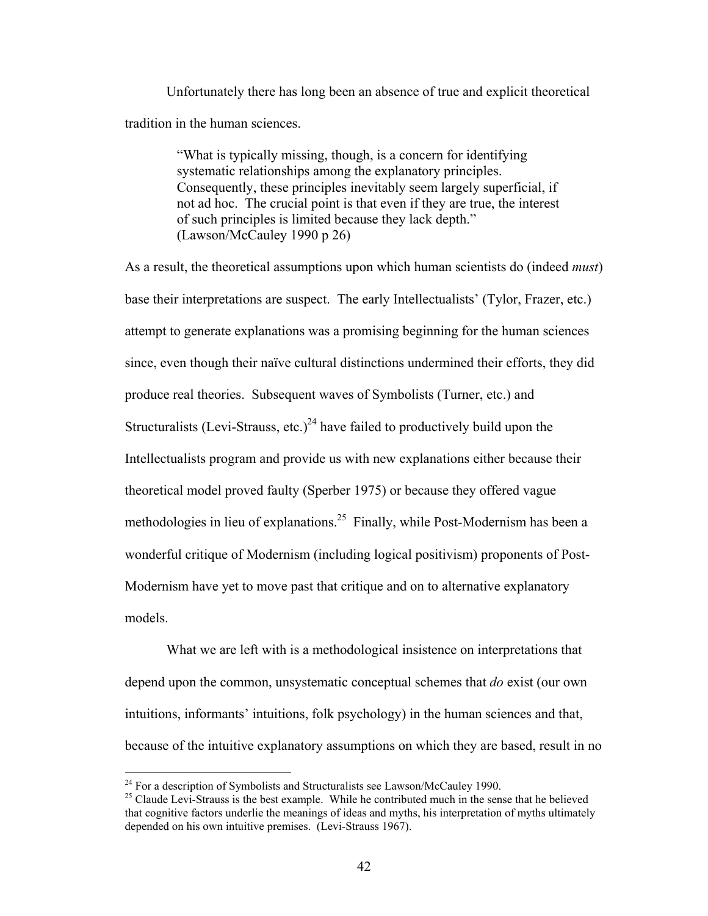Unfortunately there has long been an absence of true and explicit theoretical tradition in the human sciences.

> "What is typically missing, though, is a concern for identifying systematic relationships among the explanatory principles. Consequently, these principles inevitably seem largely superficial, if not ad hoc. The crucial point is that even if they are true, the interest of such principles is limited because they lack depth." (Lawson/McCauley 1990 p 26)

As a result, the theoretical assumptions upon which human scientists do (indeed *must*) base their interpretations are suspect. The early Intellectualists' (Tylor, Frazer, etc.) attempt to generate explanations was a promising beginning for the human sciences since, even though their naïve cultural distinctions undermined their efforts, they did produce real theories. Subsequent waves of Symbolists (Turner, etc.) and Structuralists (Levi-Strauss, etc.)[24] have failed to productively build upon the Intellectualists program and provide us with new explanations either because their theoretical model proved faulty (Sperber 1975) or because they offered vague methodologies in lieu of explanations.[25] Finally, while Post-Modernism has been a wonderful critique of Modernism (including logical positivism) proponents of Post-Modernism have yet to move past that critique and on to alternative explanatory models.

What we are left with is a methodological insistence on interpretations that depend upon the common, unsystematic conceptual schemes that *do* exist (our own intuitions, informants' intuitions, folk psychology) in the human sciences and that, because of the intuitive explanatory assumptions on which they are based, result in no

---

[24] For a description of Symbolists and Structuralists see Lawson/McCauley 1990.

[25] Claude Levi-Strauss is the best example. While he contributed much in the sense that he believed that cognitive factors underlie the meanings of ideas and myths, his interpretation of myths ultimately depended on his own intuitive premises. (Levi-Strauss 1967).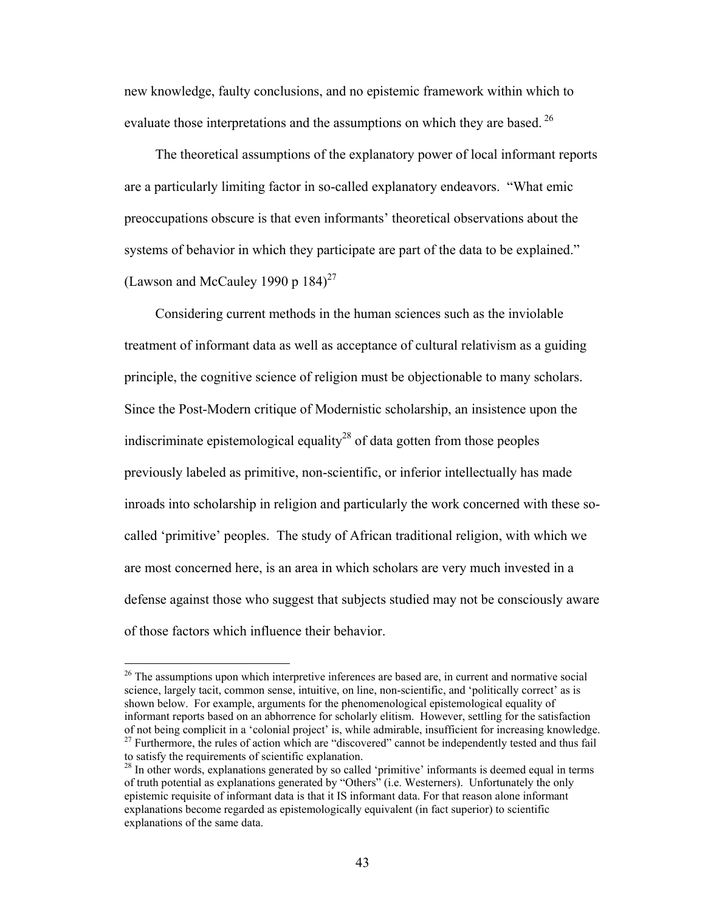new knowledge, faulty conclusions, and no epistemic framework within which to evaluate those interpretations and the assumptions on which they are based.[26]

The theoretical assumptions of the explanatory power of local informant reports are a particularly limiting factor in so-called explanatory endeavors. "What emic preoccupations obscure is that even informants' theoretical observations about the systems of behavior in which they participate are part of the data to be explained." (Lawson and McCauley 1990 p 184)[27]

Considering current methods in the human sciences such as the inviolable treatment of informant data as well as acceptance of cultural relativism as a guiding principle, the cognitive science of religion must be objectionable to many scholars. Since the Post-Modern critique of Modernistic scholarship, an insistence upon the indiscriminate epistemological equality[28] of data gotten from those peoples previously labeled as primitive, non-scientific, or inferior intellectually has made inroads into scholarship in religion and particularly the work concerned with these so-called 'primitive' peoples. The study of African traditional religion, with which we are most concerned here, is an area in which scholars are very much invested in a defense against those who suggest that subjects studied may not be consciously aware of those factors which influence their behavior.

---

[26] The assumptions upon which interpretive inferences are based are, in current and normative social science, largely tacit, common sense, intuitive, on line, non-scientific, and 'politically correct' as is shown below. For example, arguments for the phenomenological epistemological equality of informant reports based on an abhorrence for scholarly elitism. However, settling for the satisfaction of not being complicit in a 'colonial project' is, while admirable, insufficient for increasing knowledge.

[27] Furthermore, the rules of action which are "discovered" cannot be independently tested and thus fail to satisfy the requirements of scientific explanation.

[28] In other words, explanations generated by so called 'primitive' informants is deemed equal in terms of truth potential as explanations generated by "Others" (i.e. Westerners). Unfortunately the only epistemic requisite of informant data is that it IS informant data. For that reason alone informant explanations become regarded as epistemologically equivalent (in fact superior) to scientific explanations of the same data.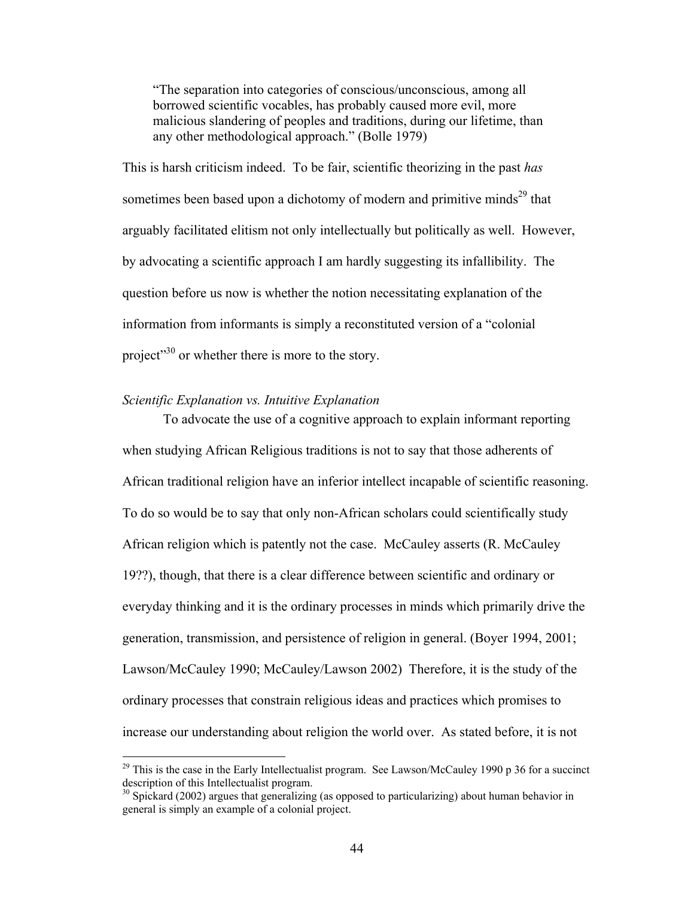> "The separation into categories of conscious/unconscious, among all borrowed scientific vocables, has probably caused more evil, more malicious slandering of peoples and traditions, during our lifetime, than any other methodological approach." (Bolle 1979)

This is harsh criticism indeed. To be fair, scientific theorizing in the past *has* sometimes been based upon a dichotomy of modern and primitive minds[29] that arguably facilitated elitism not only intellectually but politically as well. However, by advocating a scientific approach I am hardly suggesting its infallibility. The question before us now is whether the notion necessitating explanation of the information from informants is simply a reconstituted version of a "colonial project"[30] or whether there is more to the story.

*Scientific Explanation vs. Intuitive Explanation*

To advocate the use of a cognitive approach to explain informant reporting when studying African Religious traditions is not to say that those adherents of African traditional religion have an inferior intellect incapable of scientific reasoning. To do so would be to say that only non-African scholars could scientifically study African religion which is patently not the case. McCauley asserts (R. McCauley 19??), though, that there is a clear difference between scientific and ordinary or everyday thinking and it is the ordinary processes in minds which primarily drive the generation, transmission, and persistence of religion in general. (Boyer 1994, 2001; Lawson/McCauley 1990; McCauley/Lawson 2002) Therefore, it is the study of the ordinary processes that constrain religious ideas and practices which promises to increase our understanding about religion the world over. As stated before, it is not

[29] This is the case in the Early Intellectualist program. See Lawson/McCauley 1990 p 36 for a succinct description of this Intellectualist program.

[30] Spickard (2002) argues that generalizing (as opposed to particularizing) about human behavior in general is simply an example of a colonial project.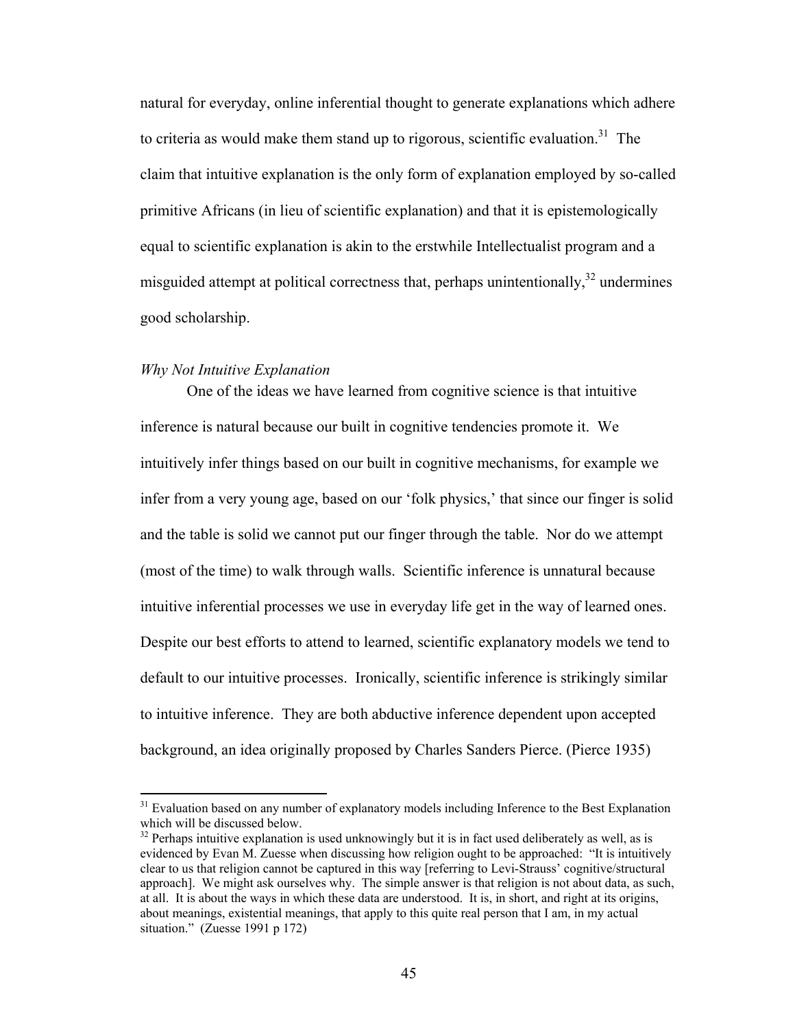natural for everyday, online inferential thought to generate explanations which adhere to criteria as would make them stand up to rigorous, scientific evaluation.[31] The claim that intuitive explanation is the only form of explanation employed by so-called primitive Africans (in lieu of scientific explanation) and that it is epistemologically equal to scientific explanation is akin to the erstwhile Intellectualist program and a misguided attempt at political correctness that, perhaps unintentionally,[32] undermines good scholarship.

### *Why Not Intuitive Explanation*

One of the ideas we have learned from cognitive science is that intuitive inference is natural because our built in cognitive tendencies promote it. We intuitively infer things based on our built in cognitive mechanisms, for example we infer from a very young age, based on our 'folk physics,' that since our finger is solid and the table is solid we cannot put our finger through the table. Nor do we attempt (most of the time) to walk through walls. Scientific inference is unnatural because intuitive inferential processes we use in everyday life get in the way of learned ones. Despite our best efforts to attend to learned, scientific explanatory models we tend to default to our intuitive processes. Ironically, scientific inference is strikingly similar to intuitive inference. They are both abductive inference dependent upon accepted background, an idea originally proposed by Charles Sanders Pierce. (Pierce 1935)

---

[31] Evaluation based on any number of explanatory models including Inference to the Best Explanation which will be discussed below.

[32] Perhaps intuitive explanation is used unknowingly but it is in fact used deliberately as well, as is evidenced by Evan M. Zuesse when discussing how religion ought to be approached: "It is intuitively clear to us that religion cannot be captured in this way [referring to Levi-Strauss' cognitive/structural approach]. We might ask ourselves why. The simple answer is that religion is not about data, as such, at all. It is about the ways in which these data are understood. It is, in short, and right at its origins, about meanings, existential meanings, that apply to this quite real person that I am, in my actual situation." (Zuesse 1991 p 172)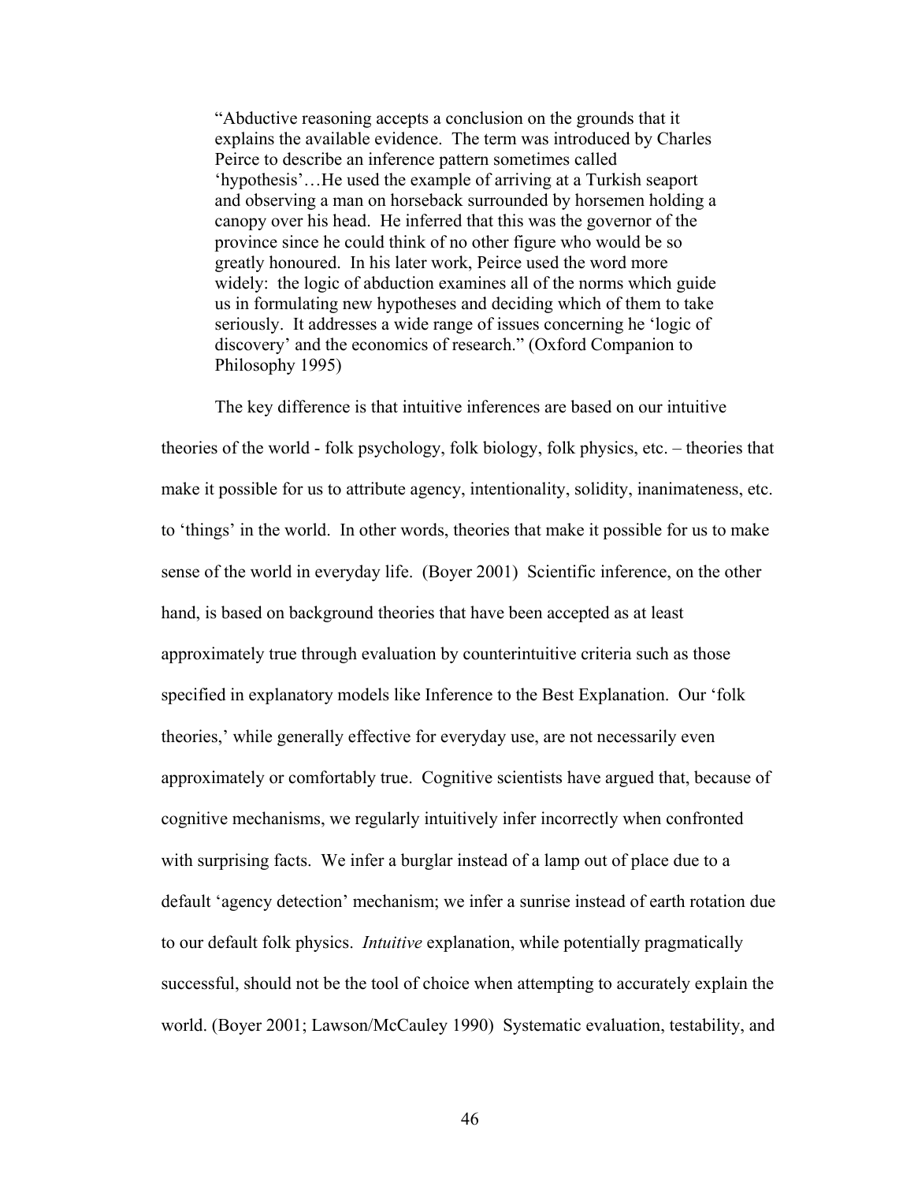> "Abductive reasoning accepts a conclusion on the grounds that it explains the available evidence. The term was introduced by Charles Peirce to describe an inference pattern sometimes called 'hypothesis'…He used the example of arriving at a Turkish seaport and observing a man on horseback surrounded by horsemen holding a canopy over his head. He inferred that this was the governor of the province since he could think of no other figure who would be so greatly honoured. In his later work, Peirce used the word more widely: the logic of abduction examines all of the norms which guide us in formulating new hypotheses and deciding which of them to take seriously. It addresses a wide range of issues concerning he 'logic of discovery' and the economics of research." (Oxford Companion to Philosophy 1995)

The key difference is that intuitive inferences are based on our intuitive theories of the world - folk psychology, folk biology, folk physics, etc. – theories that make it possible for us to attribute agency, intentionality, solidity, inanimateness, etc. to 'things' in the world. In other words, theories that make it possible for us to make sense of the world in everyday life. (Boyer 2001) Scientific inference, on the other hand, is based on background theories that have been accepted as at least approximately true through evaluation by counterintuitive criteria such as those specified in explanatory models like Inference to the Best Explanation. Our 'folk theories,' while generally effective for everyday use, are not necessarily even approximately or comfortably true. Cognitive scientists have argued that, because of cognitive mechanisms, we regularly intuitively infer incorrectly when confronted with surprising facts. We infer a burglar instead of a lamp out of place due to a default 'agency detection' mechanism; we infer a sunrise instead of earth rotation due to our default folk physics. *Intuitive* explanation, while potentially pragmatically successful, should not be the tool of choice when attempting to accurately explain the world. (Boyer 2001; Lawson/McCauley 1990) Systematic evaluation, testability, and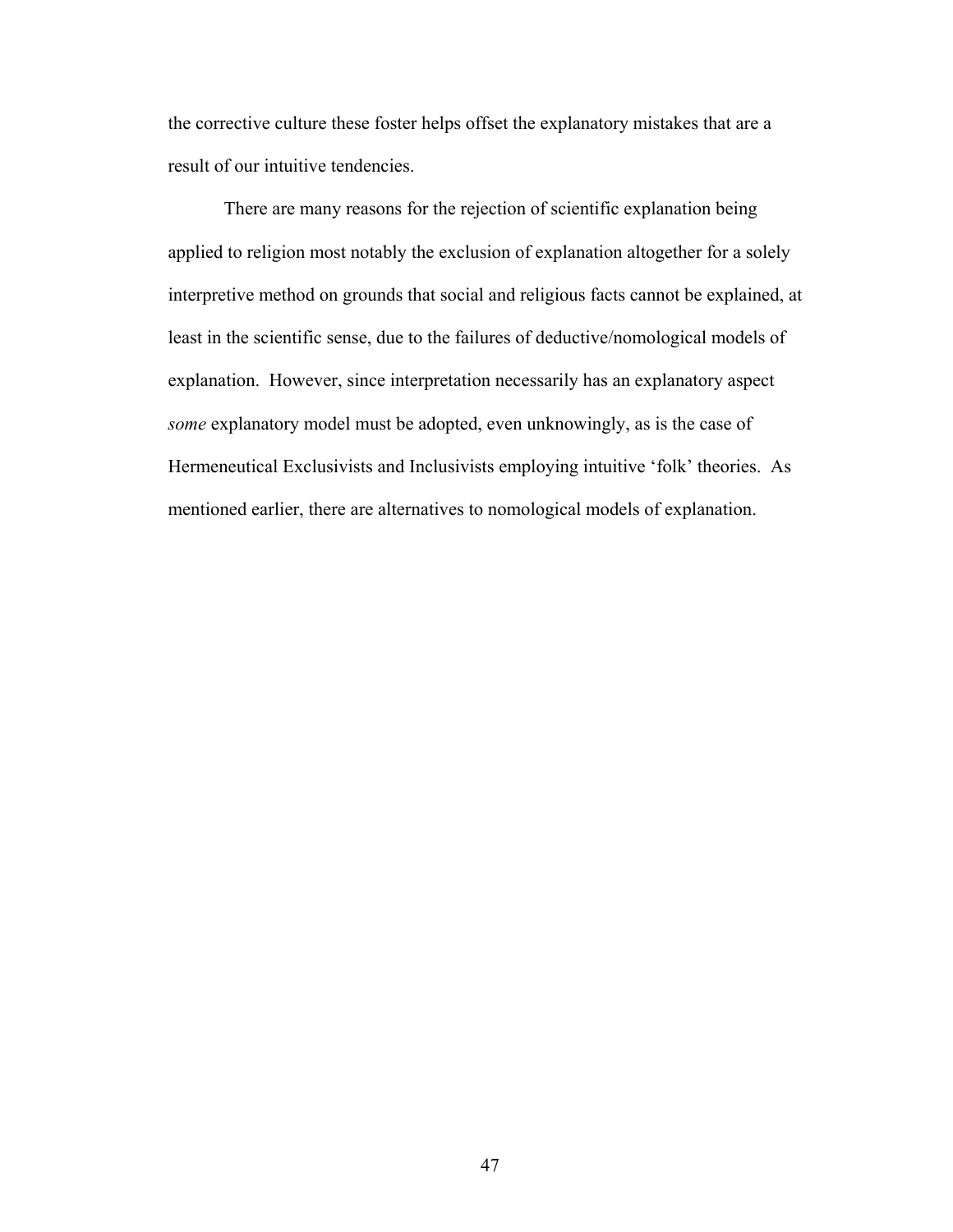the corrective culture these foster helps offset the explanatory mistakes that are a result of our intuitive tendencies.

There are many reasons for the rejection of scientific explanation being applied to religion most notably the exclusion of explanation altogether for a solely interpretive method on grounds that social and religious facts cannot be explained, at least in the scientific sense, due to the failures of deductive/nomological models of explanation. However, since interpretation necessarily has an explanatory aspect *some* explanatory model must be adopted, even unknowingly, as is the case of Hermeneutical Exclusivists and Inclusivists employing intuitive 'folk' theories. As mentioned earlier, there are alternatives to nomological models of explanation.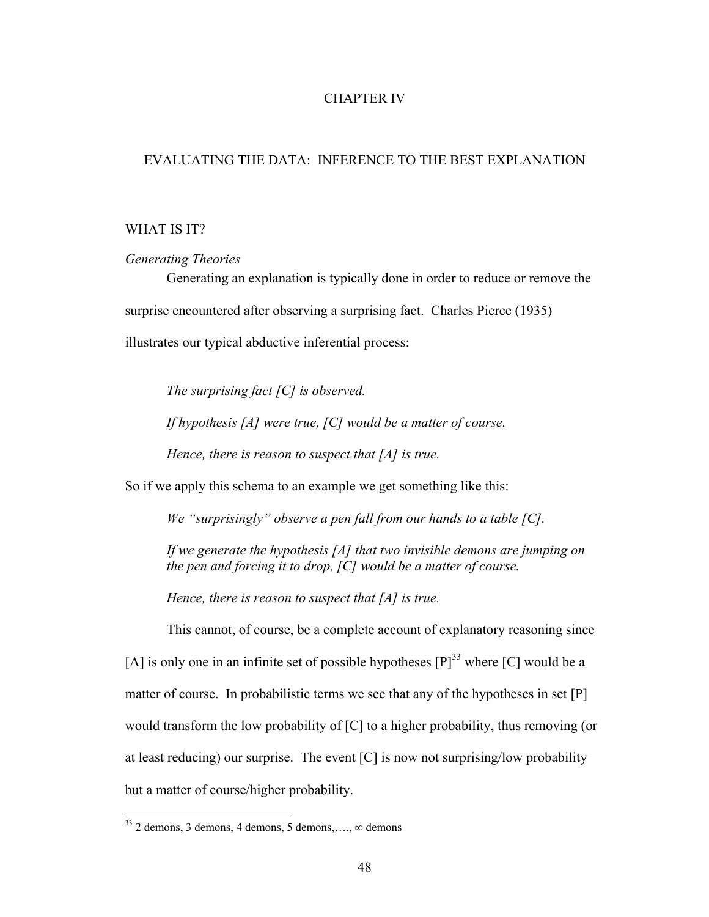# CHAPTER IV

## EVALUATING THE DATA: INFERENCE TO THE BEST EXPLANATION

### WHAT IS IT?

*Generating Theories*

Generating an explanation is typically done in order to reduce or remove the surprise encountered after observing a surprising fact. Charles Pierce (1935) illustrates our typical abductive inferential process:

> *The surprising fact [C] is observed.*
>
> *If hypothesis [A] were true, [C] would be a matter of course.*
>
> *Hence, there is reason to suspect that [A] is true.*

So if we apply this schema to an example we get something like this:

> *We "surprisingly" observe a pen fall from our hands to a table [C].*
>
> *If we generate the hypothesis [A] that two invisible demons are jumping on the pen and forcing it to drop, [C] would be a matter of course.*
>
> *Hence, there is reason to suspect that [A] is true.*

This cannot, of course, be a complete account of explanatory reasoning since [A] is only one in an infinite set of possible hypotheses [P][33] where [C] would be a matter of course. In probabilistic terms we see that any of the hypotheses in set [P] would transform the low probability of [C] to a higher probability, thus removing (or at least reducing) our surprise. The event [C] is now not surprising/low probability but a matter of course/higher probability.

---

[33] 2 demons, 3 demons, 4 demons, 5 demons,…., $\infty$ demons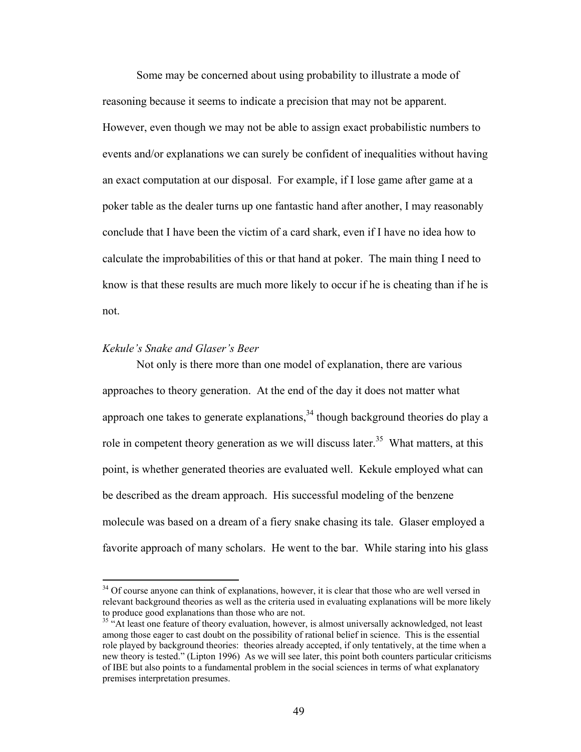Some may be concerned about using probability to illustrate a mode of reasoning because it seems to indicate a precision that may not be apparent. However, even though we may not be able to assign exact probabilistic numbers to events and/or explanations we can surely be confident of inequalities without having an exact computation at our disposal. For example, if I lose game after game at a poker table as the dealer turns up one fantastic hand after another, I may reasonably conclude that I have been the victim of a card shark, even if I have no idea how to calculate the improbabilities of this or that hand at poker. The main thing I need to know is that these results are much more likely to occur if he is cheating than if he is not.

*Kekule's Snake and Glaser's Beer*

Not only is there more than one model of explanation, there are various approaches to theory generation. At the end of the day it does not matter what approach one takes to generate explanations,[34] though background theories do play a role in competent theory generation as we will discuss later.[35] What matters, at this point, is whether generated theories are evaluated well. Kekule employed what can be described as the dream approach. His successful modeling of the benzene molecule was based on a dream of a fiery snake chasing its tale. Glaser employed a favorite approach of many scholars. He went to the bar. While staring into his glass

---

[34] Of course anyone can think of explanations, however, it is clear that those who are well versed in relevant background theories as well as the criteria used in evaluating explanations will be more likely to produce good explanations than those who are not.

[35] "At least one feature of theory evaluation, however, is almost universally acknowledged, not least among those eager to cast doubt on the possibility of rational belief in science. This is the essential role played by background theories: theories already accepted, if only tentatively, at the time when a new theory is tested." (Lipton 1996) As we will see later, this point both counters particular criticisms of IBE but also points to a fundamental problem in the social sciences in terms of what explanatory premises interpretation presumes.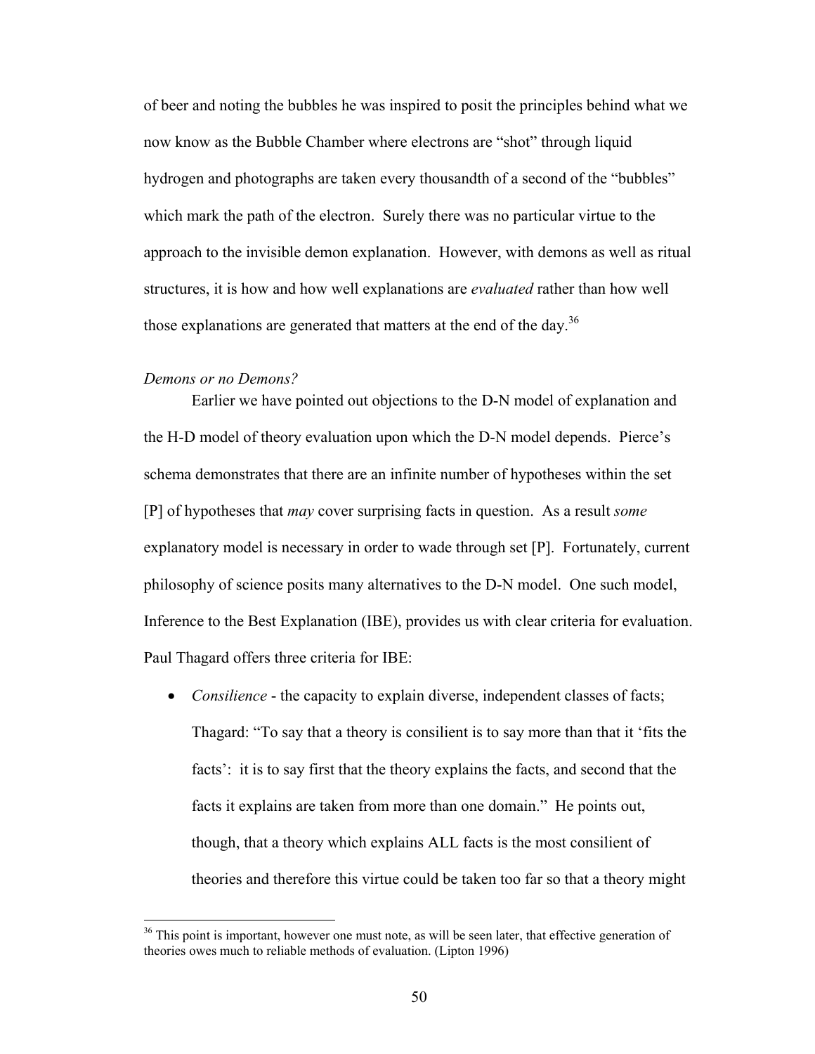of beer and noting the bubbles he was inspired to posit the principles behind what we now know as the Bubble Chamber where electrons are "shot" through liquid hydrogen and photographs are taken every thousandth of a second of the "bubbles" which mark the path of the electron. Surely there was no particular virtue to the approach to the invisible demon explanation. However, with demons as well as ritual structures, it is how and how well explanations are *evaluated* rather than how well those explanations are generated that matters at the end of the day.[36]

*Demons or no Demons?*

Earlier we have pointed out objections to the D-N model of explanation and the H-D model of theory evaluation upon which the D-N model depends. Pierce's schema demonstrates that there are an infinite number of hypotheses within the set [P] of hypotheses that *may* cover surprising facts in question. As a result *some* explanatory model is necessary in order to wade through set [P]. Fortunately, current philosophy of science posits many alternatives to the D-N model. One such model, Inference to the Best Explanation (IBE), provides us with clear criteria for evaluation. Paul Thagard offers three criteria for IBE:

- *Consilience* - the capacity to explain diverse, independent classes of facts; Thagard: "To say that a theory is consilient is to say more than that it 'fits the facts': it is to say first that the theory explains the facts, and second that the facts it explains are taken from more than one domain." He points out, though, that a theory which explains ALL facts is the most consilient of theories and therefore this virtue could be taken too far so that a theory might

[36] This point is important, however one must note, as will be seen later, that effective generation of theories owes much to reliable methods of evaluation. (Lipton 1996)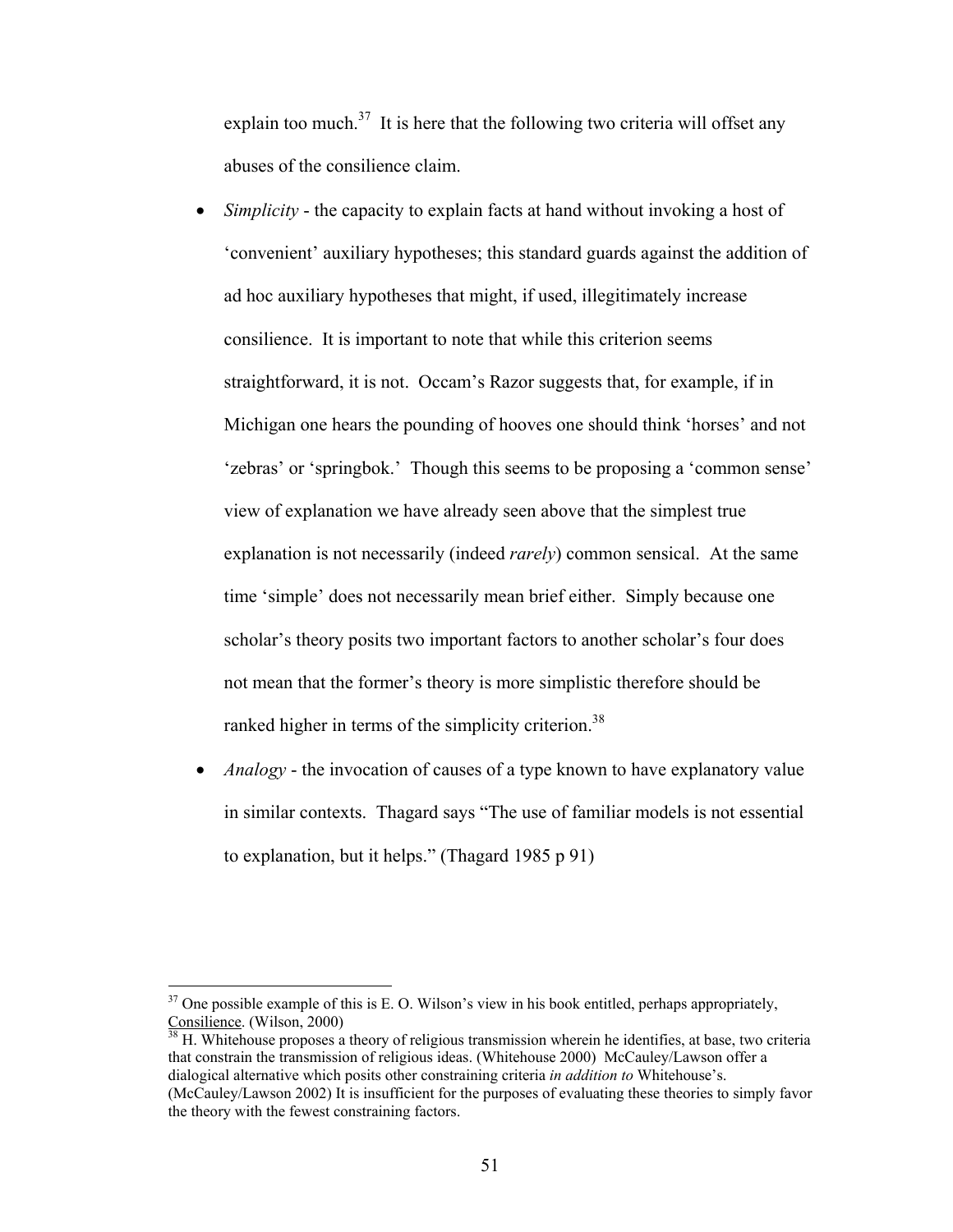explain too much.[37] It is here that the following two criteria will offset any abuses of the consilience claim.

- *Simplicity* - the capacity to explain facts at hand without invoking a host of 'convenient' auxiliary hypotheses; this standard guards against the addition of ad hoc auxiliary hypotheses that might, if used, illegitimately increase consilience. It is important to note that while this criterion seems straightforward, it is not. Occam's Razor suggests that, for example, if in Michigan one hears the pounding of hooves one should think 'horses' and not 'zebras' or 'springbok.' Though this seems to be proposing a 'common sense' view of explanation we have already seen above that the simplest true explanation is not necessarily (indeed *rarely*) common sensical. At the same time 'simple' does not necessarily mean brief either. Simply because one scholar's theory posits two important factors to another scholar's four does not mean that the former's theory is more simplistic therefore should be ranked higher in terms of the simplicity criterion.[38]
- *Analogy* - the invocation of causes of a type known to have explanatory value in similar contexts. Thagard says "The use of familiar models is not essential to explanation, but it helps." (Thagard 1985 p 91)

---

[37] One possible example of this is E. O. Wilson's view in his book entitled, perhaps appropriately, Consilience. (Wilson, 2000)

[38] H. Whitehouse proposes a theory of religious transmission wherein he identifies, at base, two criteria that constrain the transmission of religious ideas. (Whitehouse 2000) McCauley/Lawson offer a dialogical alternative which posits other constraining criteria *in addition to* Whitehouse's. (McCauley/Lawson 2002) It is insufficient for the purposes of evaluating these theories to simply favor the theory with the fewest constraining factors.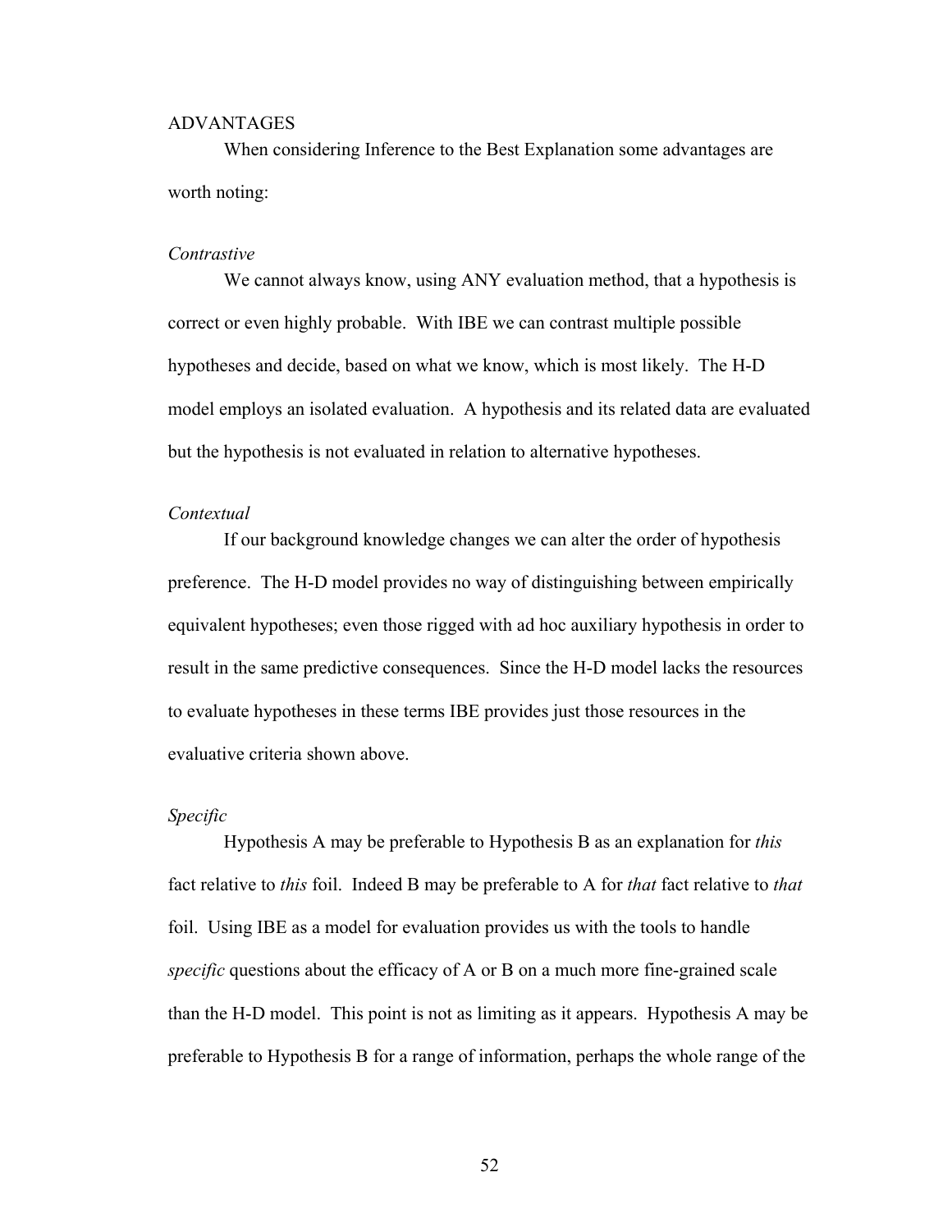ADVANTAGES

When considering Inference to the Best Explanation some advantages are worth noting:

*Contrastive*

We cannot always know, using ANY evaluation method, that a hypothesis is correct or even highly probable. With IBE we can contrast multiple possible hypotheses and decide, based on what we know, which is most likely. The H-D model employs an isolated evaluation. A hypothesis and its related data are evaluated but the hypothesis is not evaluated in relation to alternative hypotheses.

*Contextual*

If our background knowledge changes we can alter the order of hypothesis preference. The H-D model provides no way of distinguishing between empirically equivalent hypotheses; even those rigged with ad hoc auxiliary hypothesis in order to result in the same predictive consequences. Since the H-D model lacks the resources to evaluate hypotheses in these terms IBE provides just those resources in the evaluative criteria shown above.

*Specific*

Hypothesis A may be preferable to Hypothesis B as an explanation for *this* fact relative to *this* foil. Indeed B may be preferable to A for *that* fact relative to *that* foil. Using IBE as a model for evaluation provides us with the tools to handle *specific* questions about the efficacy of A or B on a much more fine-grained scale than the H-D model. This point is not as limiting as it appears. Hypothesis A may be preferable to Hypothesis B for a range of information, perhaps the whole range of the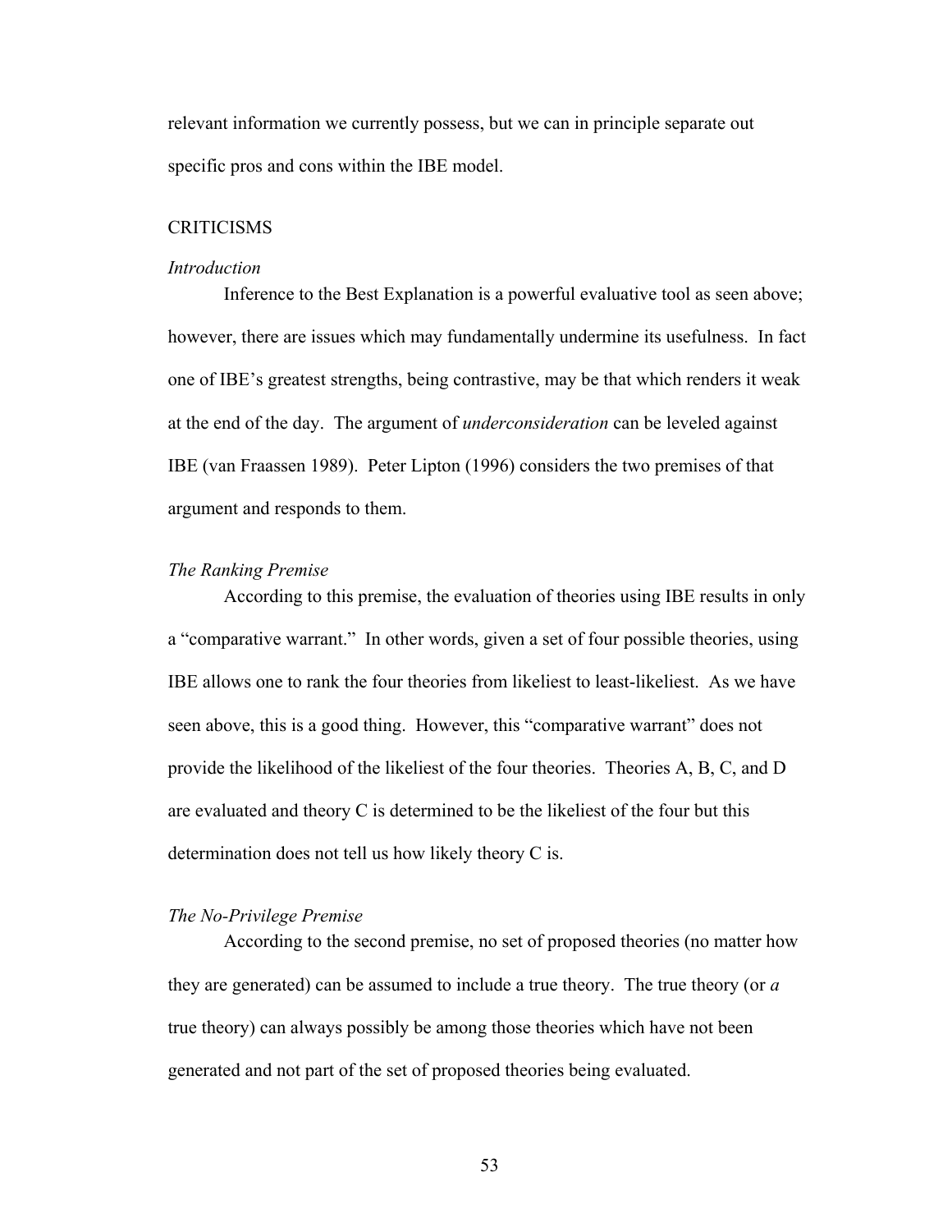relevant information we currently possess, but we can in principle separate out specific pros and cons within the IBE model.

## CRITICISMS

### *Introduction*

Inference to the Best Explanation is a powerful evaluative tool as seen above; however, there are issues which may fundamentally undermine its usefulness. In fact one of IBE's greatest strengths, being contrastive, may be that which renders it weak at the end of the day. The argument of *underconsideration* can be leveled against IBE (van Fraassen 1989). Peter Lipton (1996) considers the two premises of that argument and responds to them.

### *The Ranking Premise*

According to this premise, the evaluation of theories using IBE results in only a "comparative warrant." In other words, given a set of four possible theories, using IBE allows one to rank the four theories from likeliest to least-likeliest. As we have seen above, this is a good thing. However, this "comparative warrant" does not provide the likelihood of the likeliest of the four theories. Theories A, B, C, and D are evaluated and theory C is determined to be the likeliest of the four but this determination does not tell us how likely theory C is.

### *The No-Privilege Premise*

According to the second premise, no set of proposed theories (no matter how they are generated) can be assumed to include a true theory. The true theory (or *a* true theory) can always possibly be among those theories which have not been generated and not part of the set of proposed theories being evaluated.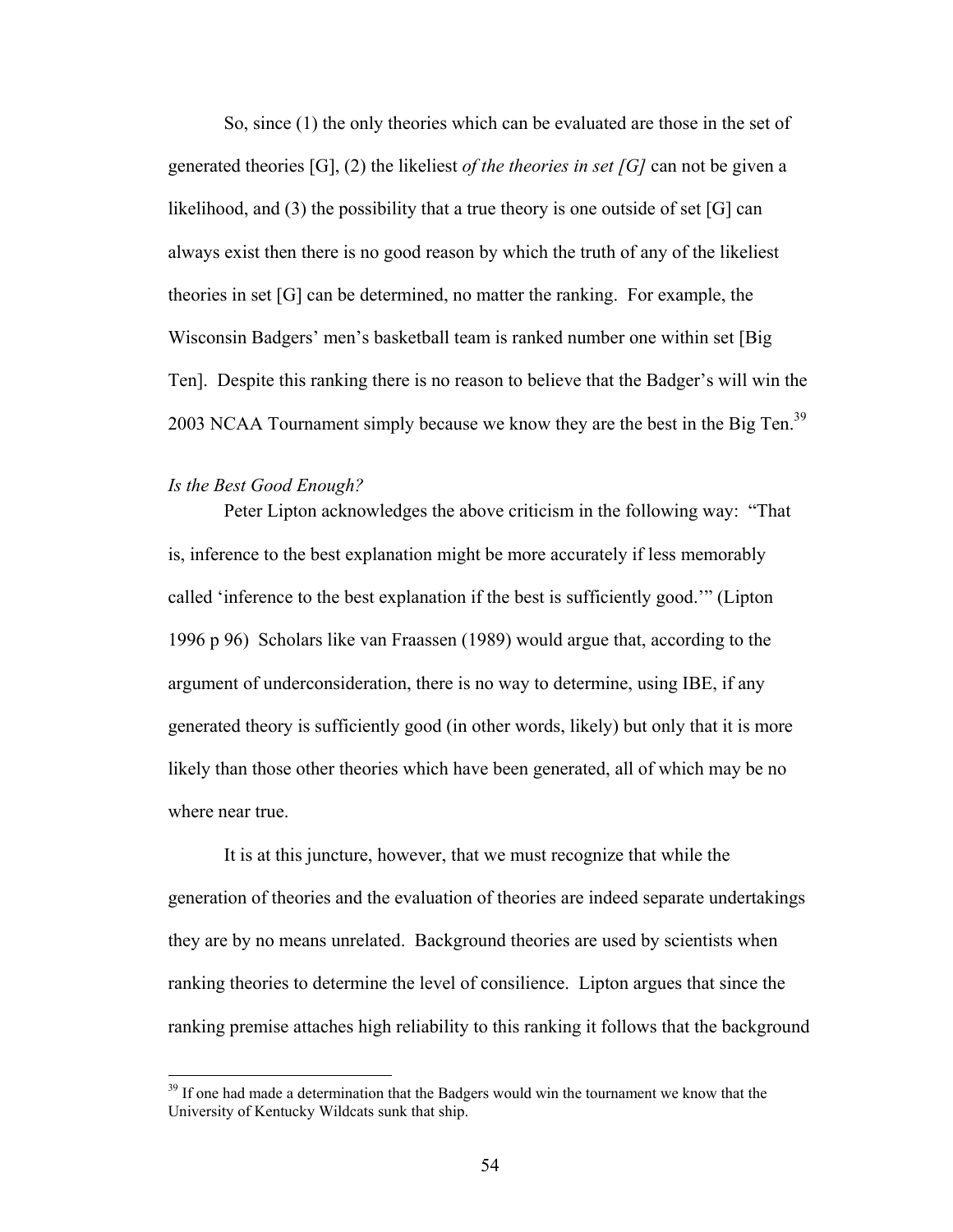So, since (1) the only theories which can be evaluated are those in the set of generated theories [G], (2) the likeliest *of the theories in set [G]* can not be given a likelihood, and (3) the possibility that a true theory is one outside of set [G] can always exist then there is no good reason by which the truth of any of the likeliest theories in set [G] can be determined, no matter the ranking. For example, the Wisconsin Badgers' men's basketball team is ranked number one within set [Big Ten]. Despite this ranking there is no reason to believe that the Badger's will win the 2003 NCAA Tournament simply because we know they are the best in the Big Ten.[39]

*Is the Best Good Enough?*

Peter Lipton acknowledges the above criticism in the following way: "That is, inference to the best explanation might be more accurately if less memorably called 'inference to the best explanation if the best is sufficiently good.'" (Lipton 1996 p 96) Scholars like van Fraassen (1989) would argue that, according to the argument of underconsideration, there is no way to determine, using IBE, if any generated theory is sufficiently good (in other words, likely) but only that it is more likely than those other theories which have been generated, all of which may be no where near true.

It is at this juncture, however, that we must recognize that while the generation of theories and the evaluation of theories are indeed separate undertakings they are by no means unrelated. Background theories are used by scientists when ranking theories to determine the level of consilience. Lipton argues that since the ranking premise attaches high reliability to this ranking it follows that the background

[39] If one had made a determination that the Badgers would win the tournament we know that the University of Kentucky Wildcats sunk that ship.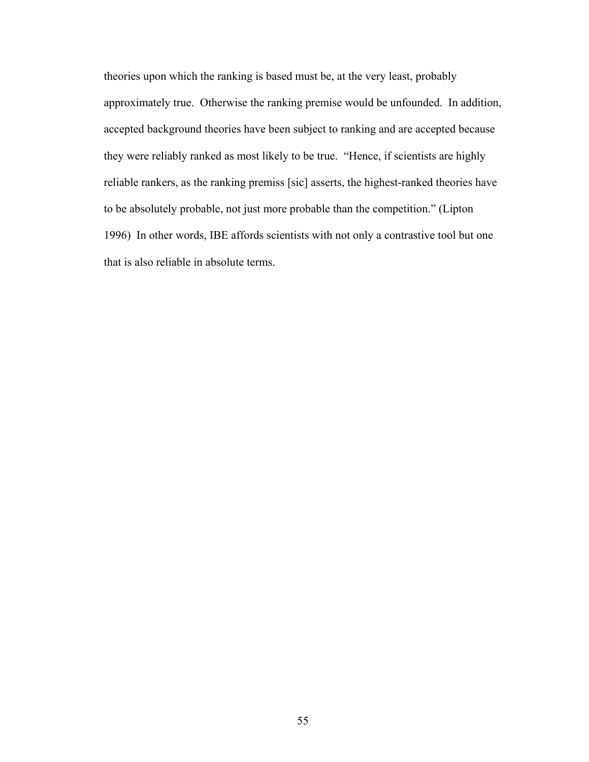theories upon which the ranking is based must be, at the very least, probably approximately true. Otherwise the ranking premise would be unfounded. In addition, accepted background theories have been subject to ranking and are accepted because they were reliably ranked as most likely to be true. "Hence, if scientists are highly reliable rankers, as the ranking premiss [sic] asserts, the highest-ranked theories have to be absolutely probable, not just more probable than the competition." (Lipton 1996) In other words, IBE affords scientists with not only a contrastive tool but one that is also reliable in absolute terms.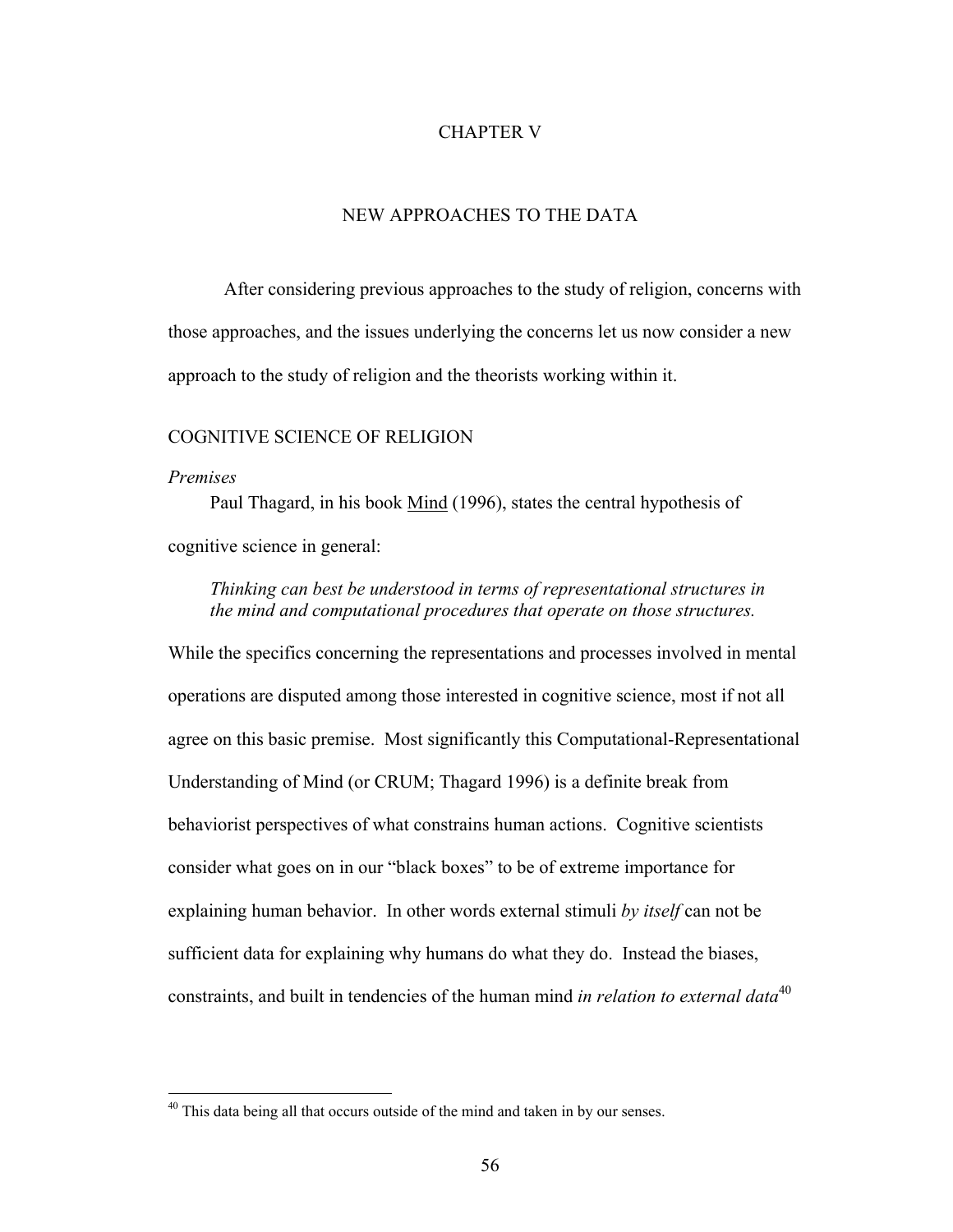# CHAPTER V

## NEW APPROACHES TO THE DATA

After considering previous approaches to the study of religion, concerns with those approaches, and the issues underlying the concerns let us now consider a new approach to the study of religion and the theorists working within it.

### COGNITIVE SCIENCE OF RELIGION

*Premises*

Paul Thagard, in his book Mind (1996), states the central hypothesis of cognitive science in general:

> *Thinking can best be understood in terms of representational structures in the mind and computational procedures that operate on those structures.*

While the specifics concerning the representations and processes involved in mental operations are disputed among those interested in cognitive science, most if not all agree on this basic premise. Most significantly this Computational-Representational Understanding of Mind (or CRUM; Thagard 1996) is a definite break from behaviorist perspectives of what constrains human actions. Cognitive scientists consider what goes on in our "black boxes" to be of extreme importance for explaining human behavior. In other words external stimuli *by itself* can not be sufficient data for explaining why humans do what they do. Instead the biases, constraints, and built in tendencies of the human mind *in relation to external data*[40]

---

[40] This data being all that occurs outside of the mind and taken in by our senses.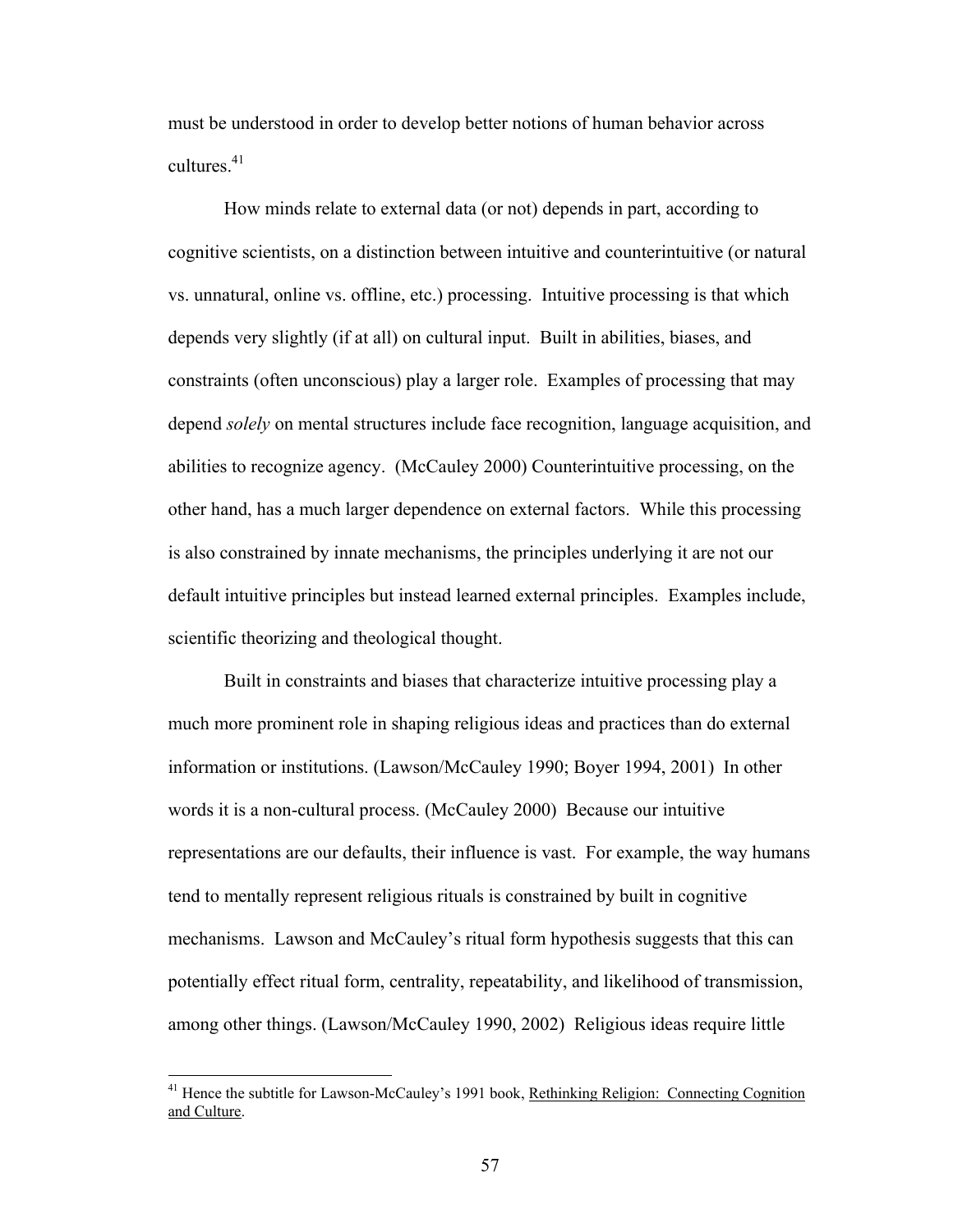must be understood in order to develop better notions of human behavior across cultures.[41]

How minds relate to external data (or not) depends in part, according to cognitive scientists, on a distinction between intuitive and counterintuitive (or natural vs. unnatural, online vs. offline, etc.) processing. Intuitive processing is that which depends very slightly (if at all) on cultural input. Built in abilities, biases, and constraints (often unconscious) play a larger role. Examples of processing that may depend *solely* on mental structures include face recognition, language acquisition, and abilities to recognize agency. (McCauley 2000) Counterintuitive processing, on the other hand, has a much larger dependence on external factors. While this processing is also constrained by innate mechanisms, the principles underlying it are not our default intuitive principles but instead learned external principles. Examples include, scientific theorizing and theological thought.

Built in constraints and biases that characterize intuitive processing play a much more prominent role in shaping religious ideas and practices than do external information or institutions. (Lawson/McCauley 1990; Boyer 1994, 2001) In other words it is a non-cultural process. (McCauley 2000) Because our intuitive representations are our defaults, their influence is vast. For example, the way humans tend to mentally represent religious rituals is constrained by built in cognitive mechanisms. Lawson and McCauley's ritual form hypothesis suggests that this can potentially effect ritual form, centrality, repeatability, and likelihood of transmission, among other things. (Lawson/McCauley 1990, 2002) Religious ideas require little

---

[41] Hence the subtitle for Lawson-McCauley's 1991 book, Rethinking Religion: Connecting Cognition and Culture.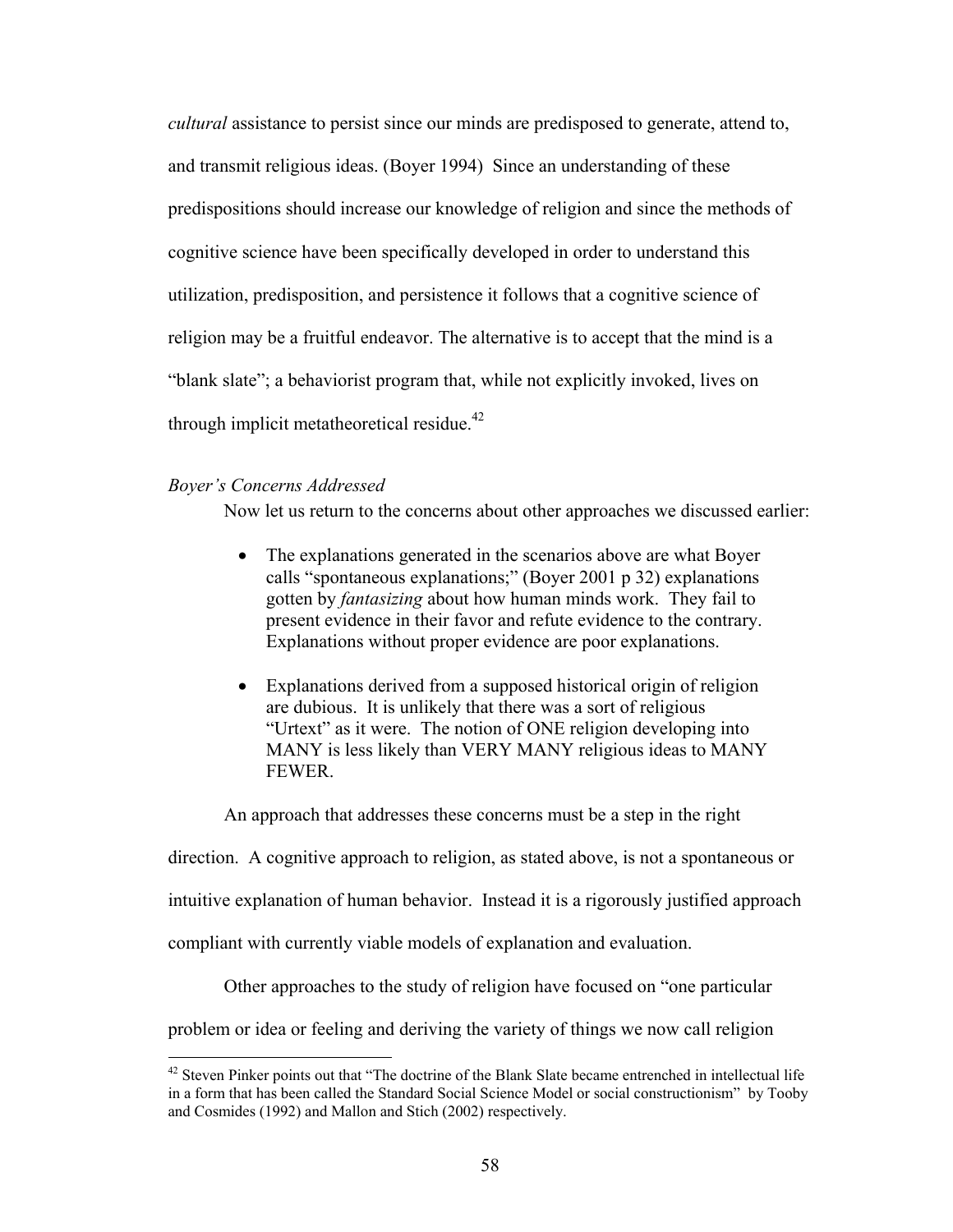*cultural* assistance to persist since our minds are predisposed to generate, attend to, and transmit religious ideas. (Boyer 1994) Since an understanding of these predispositions should increase our knowledge of religion and since the methods of cognitive science have been specifically developed in order to understand this utilization, predisposition, and persistence it follows that a cognitive science of religion may be a fruitful endeavor. The alternative is to accept that the mind is a "blank slate"; a behaviorist program that, while not explicitly invoked, lives on through implicit metatheoretical residue.[42]

*Boyer's Concerns Addressed*

Now let us return to the concerns about other approaches we discussed earlier:

- The explanations generated in the scenarios above are what Boyer calls "spontaneous explanations;" (Boyer 2001 p 32) explanations gotten by *fantasizing* about how human minds work. They fail to present evidence in their favor and refute evidence to the contrary. Explanations without proper evidence are poor explanations.

- Explanations derived from a supposed historical origin of religion are dubious. It is unlikely that there was a sort of religious "Urtext" as it were. The notion of ONE religion developing into MANY is less likely than VERY MANY religious ideas to MANY FEWER.

An approach that addresses these concerns must be a step in the right direction. A cognitive approach to religion, as stated above, is not a spontaneous or intuitive explanation of human behavior. Instead it is a rigorously justified approach compliant with currently viable models of explanation and evaluation.

Other approaches to the study of religion have focused on "one particular problem or idea or feeling and deriving the variety of things we now call religion

[42] Steven Pinker points out that "The doctrine of the Blank Slate became entrenched in intellectual life in a form that has been called the Standard Social Science Model or social constructionism" by Tooby and Cosmides (1992) and Mallon and Stich (2002) respectively.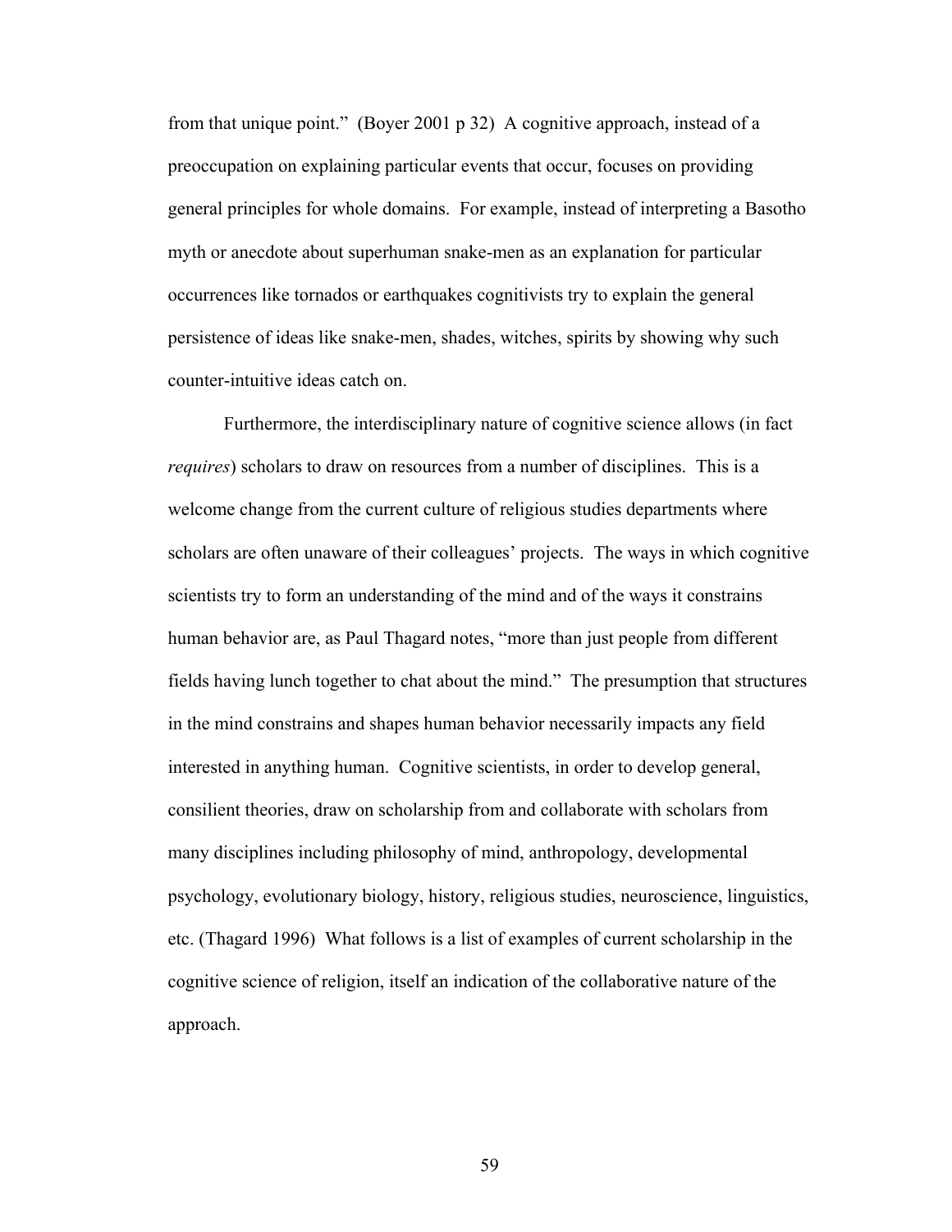from that unique point." (Boyer 2001 p 32) A cognitive approach, instead of a preoccupation on explaining particular events that occur, focuses on providing general principles for whole domains. For example, instead of interpreting a Basotho myth or anecdote about superhuman snake-men as an explanation for particular occurrences like tornados or earthquakes cognitivists try to explain the general persistence of ideas like snake-men, shades, witches, spirits by showing why such counter-intuitive ideas catch on.

Furthermore, the interdisciplinary nature of cognitive science allows (in fact *requires*) scholars to draw on resources from a number of disciplines. This is a welcome change from the current culture of religious studies departments where scholars are often unaware of their colleagues' projects. The ways in which cognitive scientists try to form an understanding of the mind and of the ways it constrains human behavior are, as Paul Thagard notes, "more than just people from different fields having lunch together to chat about the mind." The presumption that structures in the mind constrains and shapes human behavior necessarily impacts any field interested in anything human. Cognitive scientists, in order to develop general, consilient theories, draw on scholarship from and collaborate with scholars from many disciplines including philosophy of mind, anthropology, developmental psychology, evolutionary biology, history, religious studies, neuroscience, linguistics, etc. (Thagard 1996) What follows is a list of examples of current scholarship in the cognitive science of religion, itself an indication of the collaborative nature of the approach.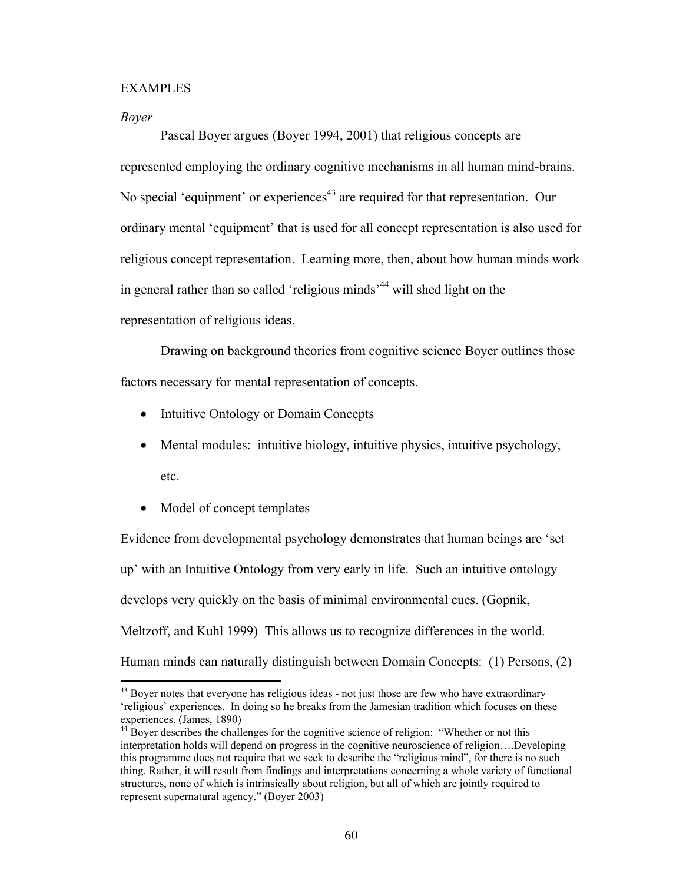EXAMPLES

*Boyer*

Pascal Boyer argues (Boyer 1994, 2001) that religious concepts are represented employing the ordinary cognitive mechanisms in all human mind-brains. No special 'equipment' or experiences[43] are required for that representation. Our ordinary mental 'equipment' that is used for all concept representation is also used for religious concept representation. Learning more, then, about how human minds work in general rather than so called 'religious minds'[44] will shed light on the representation of religious ideas.

Drawing on background theories from cognitive science Boyer outlines those factors necessary for mental representation of concepts.

- Intuitive Ontology or Domain Concepts
- Mental modules: intuitive biology, intuitive physics, intuitive psychology, etc.
- Model of concept templates

Evidence from developmental psychology demonstrates that human beings are 'set up' with an Intuitive Ontology from very early in life. Such an intuitive ontology develops very quickly on the basis of minimal environmental cues. (Gopnik, Meltzoff, and Kuhl 1999) This allows us to recognize differences in the world. Human minds can naturally distinguish between Domain Concepts: (1) Persons, (2)

---

[43] Boyer notes that everyone has religious ideas - not just those are few who have extraordinary 'religious' experiences. In doing so he breaks from the Jamesian tradition which focuses on these experiences. (James, 1890)

[44] Boyer describes the challenges for the cognitive science of religion: "Whether or not this interpretation holds will depend on progress in the cognitive neuroscience of religion….Developing this programme does not require that we seek to describe the "religious mind", for there is no such thing. Rather, it will result from findings and interpretations concerning a whole variety of functional structures, none of which is intrinsically about religion, but all of which are jointly required to represent supernatural agency." (Boyer 2003)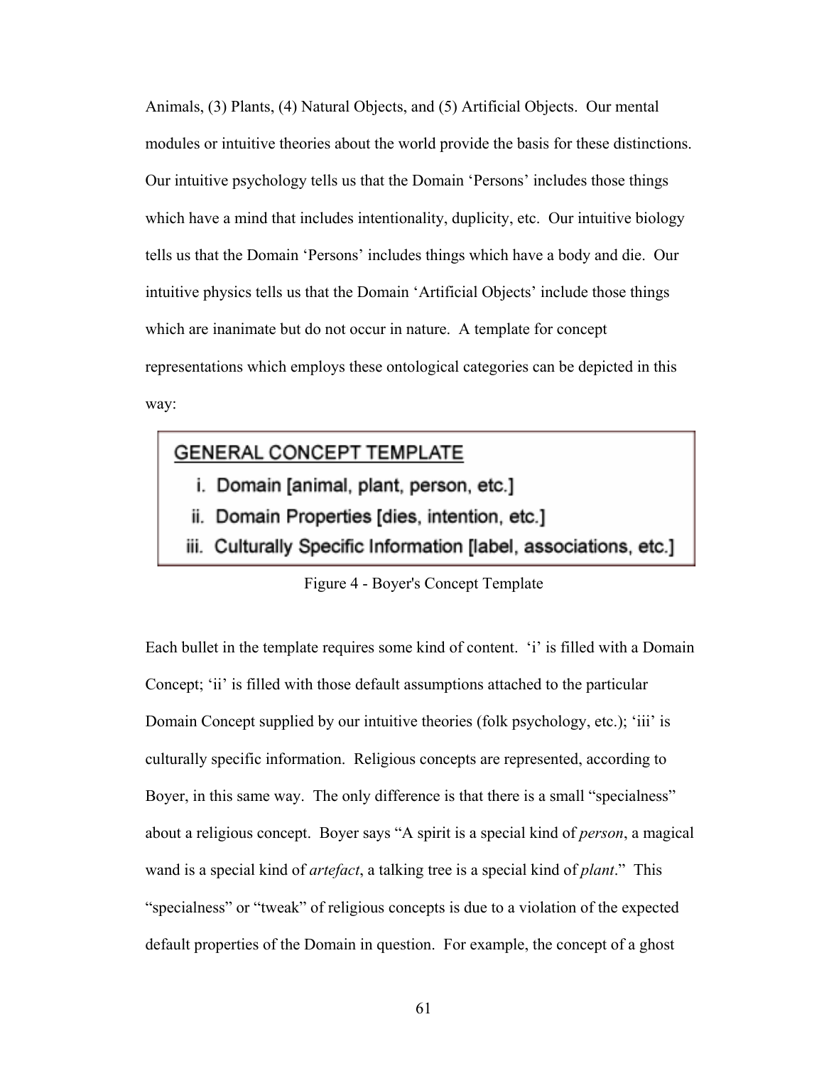Animals, (3) Plants, (4) Natural Objects, and (5) Artificial Objects. Our mental modules or intuitive theories about the world provide the basis for these distinctions. Our intuitive psychology tells us that the Domain 'Persons' includes those things which have a mind that includes intentionality, duplicity, etc. Our intuitive biology tells us that the Domain 'Persons' includes things which have a body and die. Our intuitive physics tells us that the Domain 'Artificial Objects' include those things which are inanimate but do not occur in nature. A template for concept representations which employs these ontological categories can be depicted in this way:

GENERAL CONCEPT TEMPLATE

i. Domain [animal, plant, person, etc.]
ii. Domain Properties [dies, intention, etc.]
iii. Culturally Specific Information [label, associations, etc.]

Figure 4 - Boyer's Concept Template

Each bullet in the template requires some kind of content. 'i' is filled with a Domain Concept; 'ii' is filled with those default assumptions attached to the particular Domain Concept supplied by our intuitive theories (folk psychology, etc.); 'iii' is culturally specific information. Religious concepts are represented, according to Boyer, in this same way. The only difference is that there is a small "specialness" about a religious concept. Boyer says "A spirit is a special kind of *person*, a magical wand is a special kind of *artefact*, a talking tree is a special kind of *plant*." This "specialness" or "tweak" of religious concepts is due to a violation of the expected default properties of the Domain in question. For example, the concept of a ghost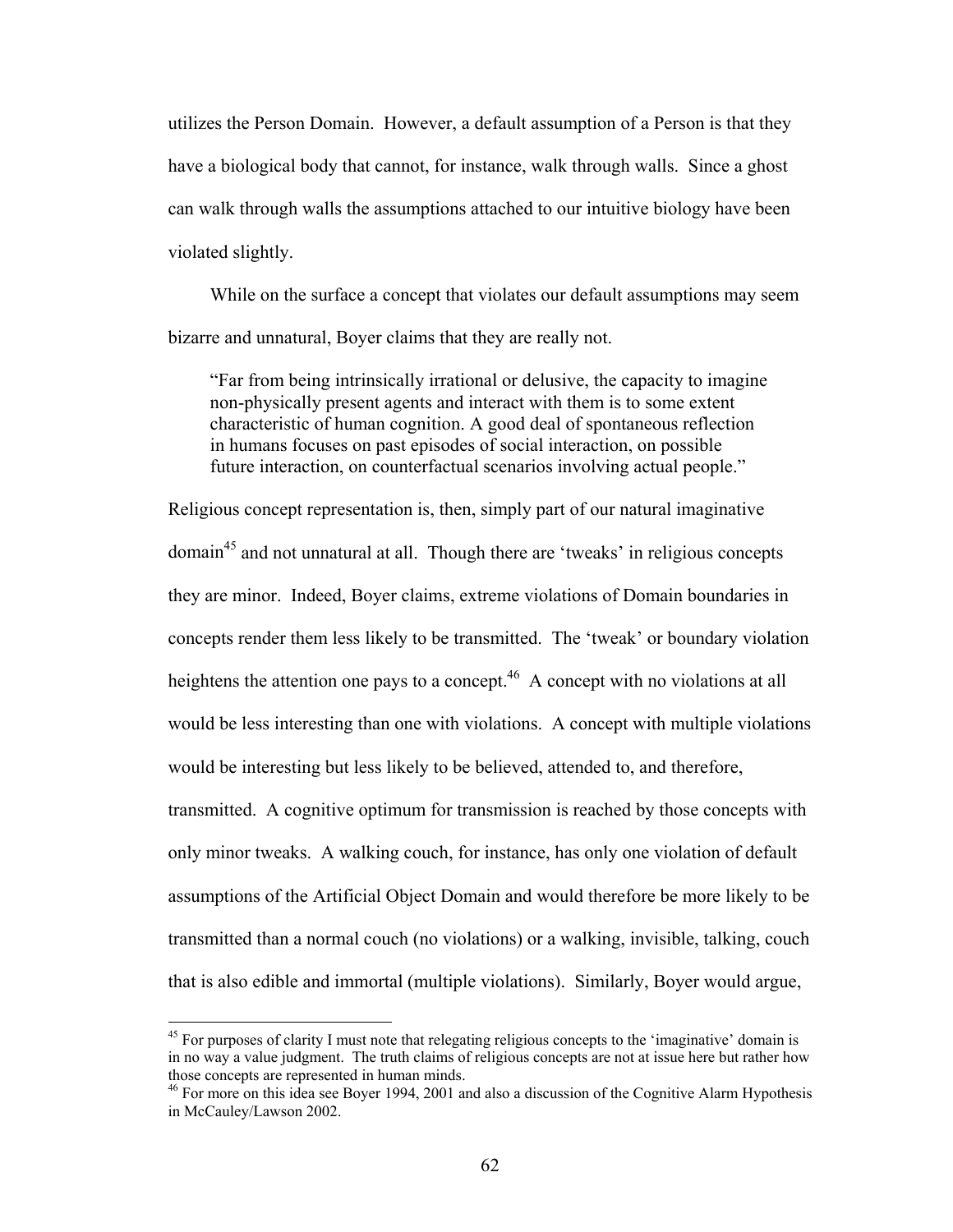utilizes the Person Domain. However, a default assumption of a Person is that they have a biological body that cannot, for instance, walk through walls. Since a ghost can walk through walls the assumptions attached to our intuitive biology have been violated slightly.

While on the surface a concept that violates our default assumptions may seem bizarre and unnatural, Boyer claims that they are really not.

> "Far from being intrinsically irrational or delusive, the capacity to imagine non-physically present agents and interact with them is to some extent characteristic of human cognition. A good deal of spontaneous reflection in humans focuses on past episodes of social interaction, on possible future interaction, on counterfactual scenarios involving actual people."

Religious concept representation is, then, simply part of our natural imaginative domain[45] and not unnatural at all. Though there are 'tweaks' in religious concepts they are minor. Indeed, Boyer claims, extreme violations of Domain boundaries in concepts render them less likely to be transmitted. The 'tweak' or boundary violation heightens the attention one pays to a concept.[46] A concept with no violations at all would be less interesting than one with violations. A concept with multiple violations would be interesting but less likely to be believed, attended to, and therefore, transmitted. A cognitive optimum for transmission is reached by those concepts with only minor tweaks. A walking couch, for instance, has only one violation of default assumptions of the Artificial Object Domain and would therefore be more likely to be transmitted than a normal couch (no violations) or a walking, invisible, talking, couch that is also edible and immortal (multiple violations). Similarly, Boyer would argue,

---

[45] For purposes of clarity I must note that relegating religious concepts to the 'imaginative' domain is in no way a value judgment. The truth claims of religious concepts are not at issue here but rather how those concepts are represented in human minds.

[46] For more on this idea see Boyer 1994, 2001 and also a discussion of the Cognitive Alarm Hypothesis in McCauley/Lawson 2002.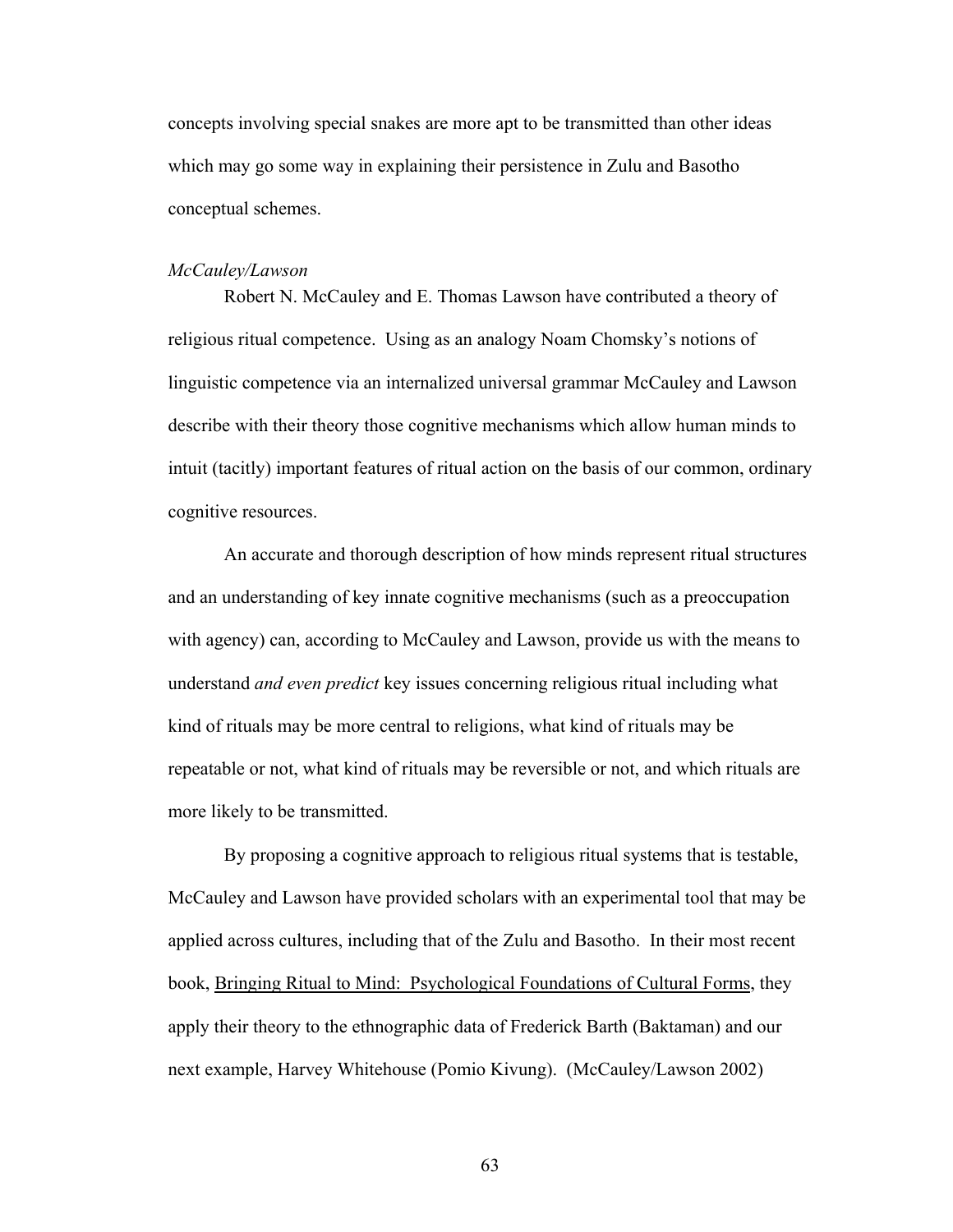concepts involving special snakes are more apt to be transmitted than other ideas which may go some way in explaining their persistence in Zulu and Basotho conceptual schemes.

*McCauley/Lawson*

Robert N. McCauley and E. Thomas Lawson have contributed a theory of religious ritual competence. Using as an analogy Noam Chomsky's notions of linguistic competence via an internalized universal grammar McCauley and Lawson describe with their theory those cognitive mechanisms which allow human minds to intuit (tacitly) important features of ritual action on the basis of our common, ordinary cognitive resources.

An accurate and thorough description of how minds represent ritual structures and an understanding of key innate cognitive mechanisms (such as a preoccupation with agency) can, according to McCauley and Lawson, provide us with the means to understand *and even predict* key issues concerning religious ritual including what kind of rituals may be more central to religions, what kind of rituals may be repeatable or not, what kind of rituals may be reversible or not, and which rituals are more likely to be transmitted.

By proposing a cognitive approach to religious ritual systems that is testable, McCauley and Lawson have provided scholars with an experimental tool that may be applied across cultures, including that of the Zulu and Basotho. In their most recent book, <u>Bringing Ritual to Mind: Psychological Foundations of Cultural Forms</u>, they apply their theory to the ethnographic data of Frederick Barth (Baktaman) and our next example, Harvey Whitehouse (Pomio Kivung). (McCauley/Lawson 2002)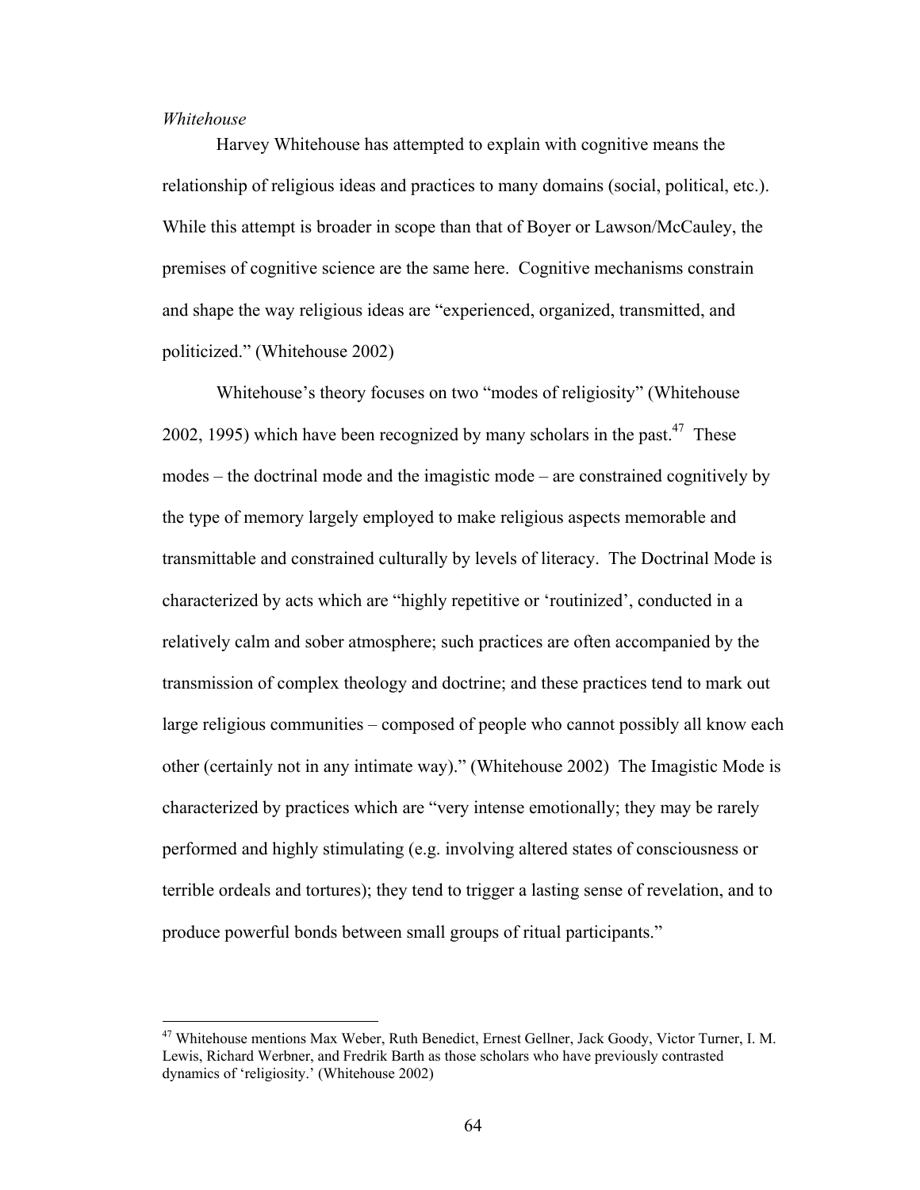*Whitehouse*

Harvey Whitehouse has attempted to explain with cognitive means the relationship of religious ideas and practices to many domains (social, political, etc.). While this attempt is broader in scope than that of Boyer or Lawson/McCauley, the premises of cognitive science are the same here. Cognitive mechanisms constrain and shape the way religious ideas are "experienced, organized, transmitted, and politicized." (Whitehouse 2002)

Whitehouse's theory focuses on two "modes of religiosity" (Whitehouse 2002, 1995) which have been recognized by many scholars in the past.[47] These modes – the doctrinal mode and the imagistic mode – are constrained cognitively by the type of memory largely employed to make religious aspects memorable and transmittable and constrained culturally by levels of literacy. The Doctrinal Mode is characterized by acts which are "highly repetitive or 'routinized', conducted in a relatively calm and sober atmosphere; such practices are often accompanied by the transmission of complex theology and doctrine; and these practices tend to mark out large religious communities – composed of people who cannot possibly all know each other (certainly not in any intimate way)." (Whitehouse 2002) The Imagistic Mode is characterized by practices which are "very intense emotionally; they may be rarely performed and highly stimulating (e.g. involving altered states of consciousness or terrible ordeals and tortures); they tend to trigger a lasting sense of revelation, and to produce powerful bonds between small groups of ritual participants."

---

[47] Whitehouse mentions Max Weber, Ruth Benedict, Ernest Gellner, Jack Goody, Victor Turner, I. M. Lewis, Richard Werbner, and Fredrik Barth as those scholars who have previously contrasted dynamics of 'religiosity.' (Whitehouse 2002)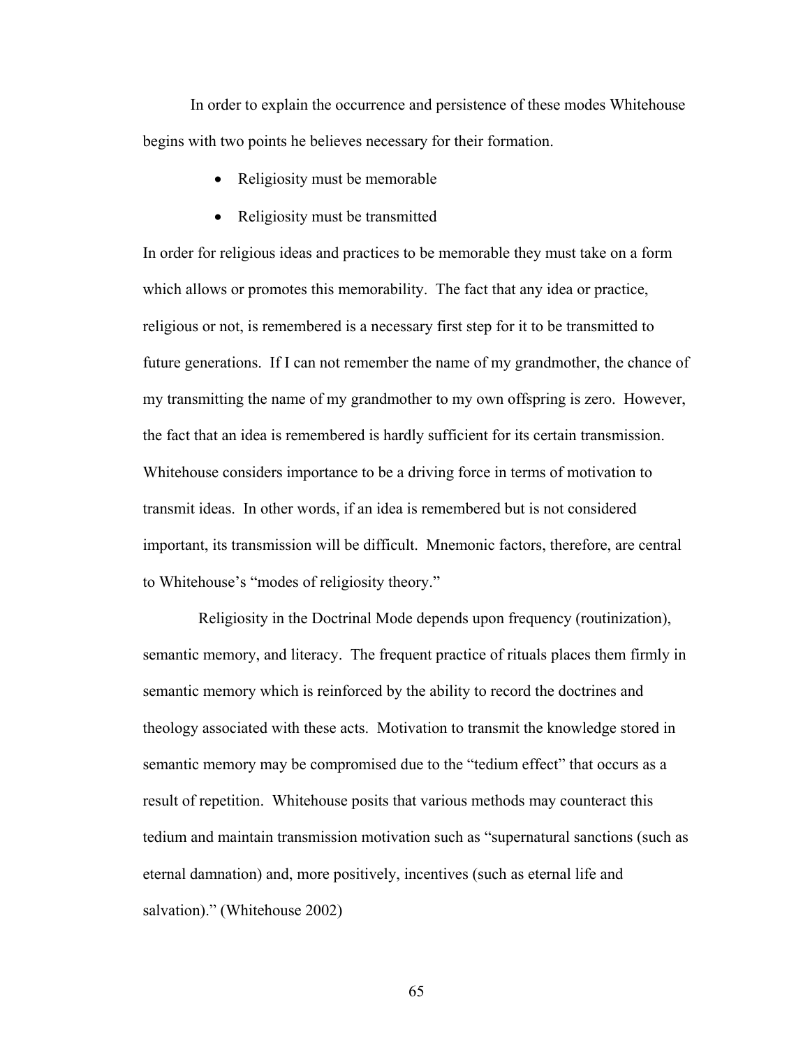In order to explain the occurrence and persistence of these modes Whitehouse begins with two points he believes necessary for their formation.

- Religiosity must be memorable
- Religiosity must be transmitted

In order for religious ideas and practices to be memorable they must take on a form which allows or promotes this memorability. The fact that any idea or practice, religious or not, is remembered is a necessary first step for it to be transmitted to future generations. If I can not remember the name of my grandmother, the chance of my transmitting the name of my grandmother to my own offspring is zero. However, the fact that an idea is remembered is hardly sufficient for its certain transmission. Whitehouse considers importance to be a driving force in terms of motivation to transmit ideas. In other words, if an idea is remembered but is not considered important, its transmission will be difficult. Mnemonic factors, therefore, are central to Whitehouse's "modes of religiosity theory."

Religiosity in the Doctrinal Mode depends upon frequency (routinization), semantic memory, and literacy. The frequent practice of rituals places them firmly in semantic memory which is reinforced by the ability to record the doctrines and theology associated with these acts. Motivation to transmit the knowledge stored in semantic memory may be compromised due to the "tedium effect" that occurs as a result of repetition. Whitehouse posits that various methods may counteract this tedium and maintain transmission motivation such as "supernatural sanctions (such as eternal damnation) and, more positively, incentives (such as eternal life and salvation)." (Whitehouse 2002)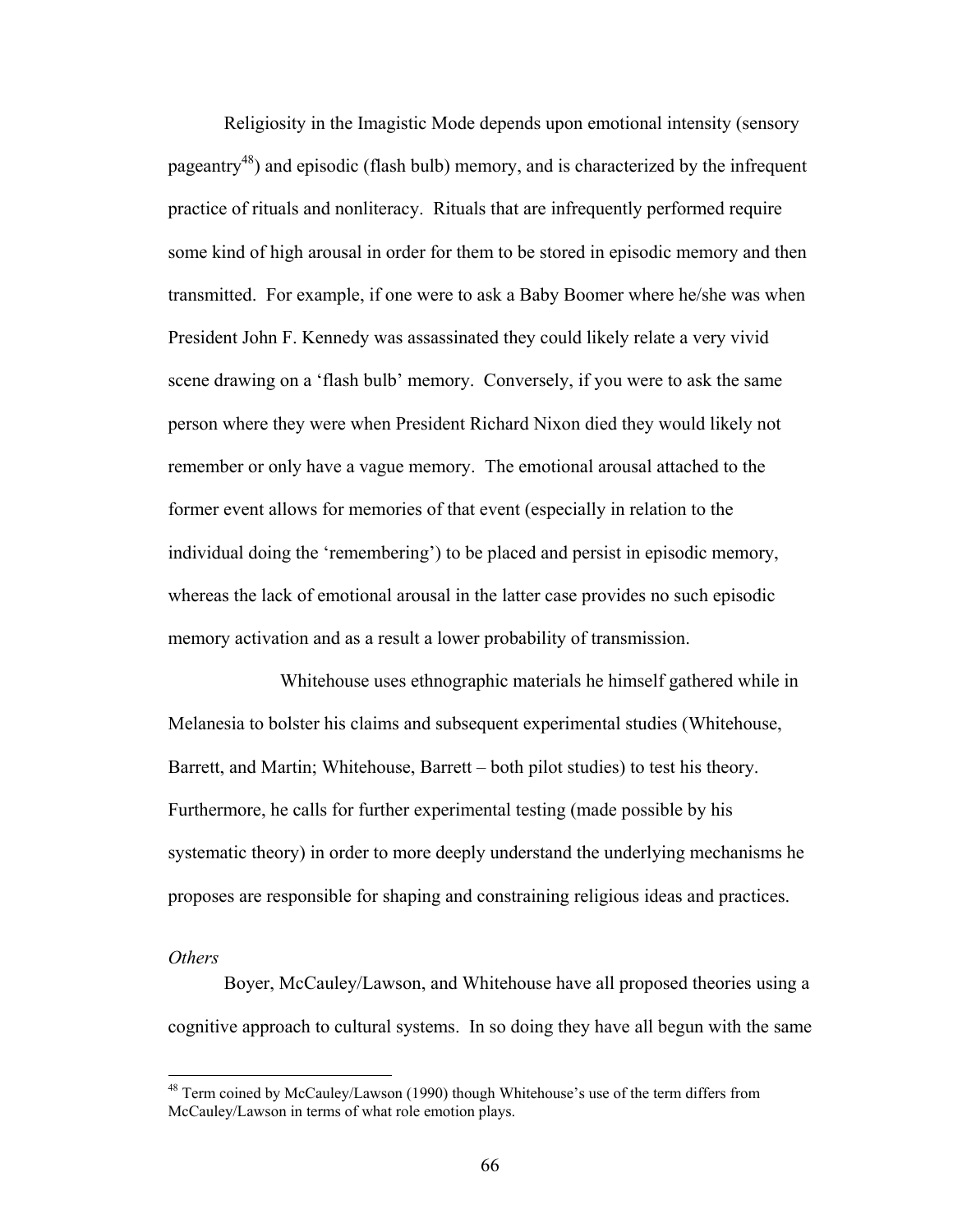Religiosity in the Imagistic Mode depends upon emotional intensity (sensory pageantry[48]) and episodic (flash bulb) memory, and is characterized by the infrequent practice of rituals and nonliteracy. Rituals that are infrequently performed require some kind of high arousal in order for them to be stored in episodic memory and then transmitted. For example, if one were to ask a Baby Boomer where he/she was when President John F. Kennedy was assassinated they could likely relate a very vivid scene drawing on a 'flash bulb' memory. Conversely, if you were to ask the same person where they were when President Richard Nixon died they would likely not remember or only have a vague memory. The emotional arousal attached to the former event allows for memories of that event (especially in relation to the individual doing the 'remembering') to be placed and persist in episodic memory, whereas the lack of emotional arousal in the latter case provides no such episodic memory activation and as a result a lower probability of transmission.

Whitehouse uses ethnographic materials he himself gathered while in Melanesia to bolster his claims and subsequent experimental studies (Whitehouse, Barrett, and Martin; Whitehouse, Barrett – both pilot studies) to test his theory. Furthermore, he calls for further experimental testing (made possible by his systematic theory) in order to more deeply understand the underlying mechanisms he proposes are responsible for shaping and constraining religious ideas and practices.

*Others*

Boyer, McCauley/Lawson, and Whitehouse have all proposed theories using a cognitive approach to cultural systems. In so doing they have all begun with the same

[48] Term coined by McCauley/Lawson (1990) though Whitehouse's use of the term differs from McCauley/Lawson in terms of what role emotion plays.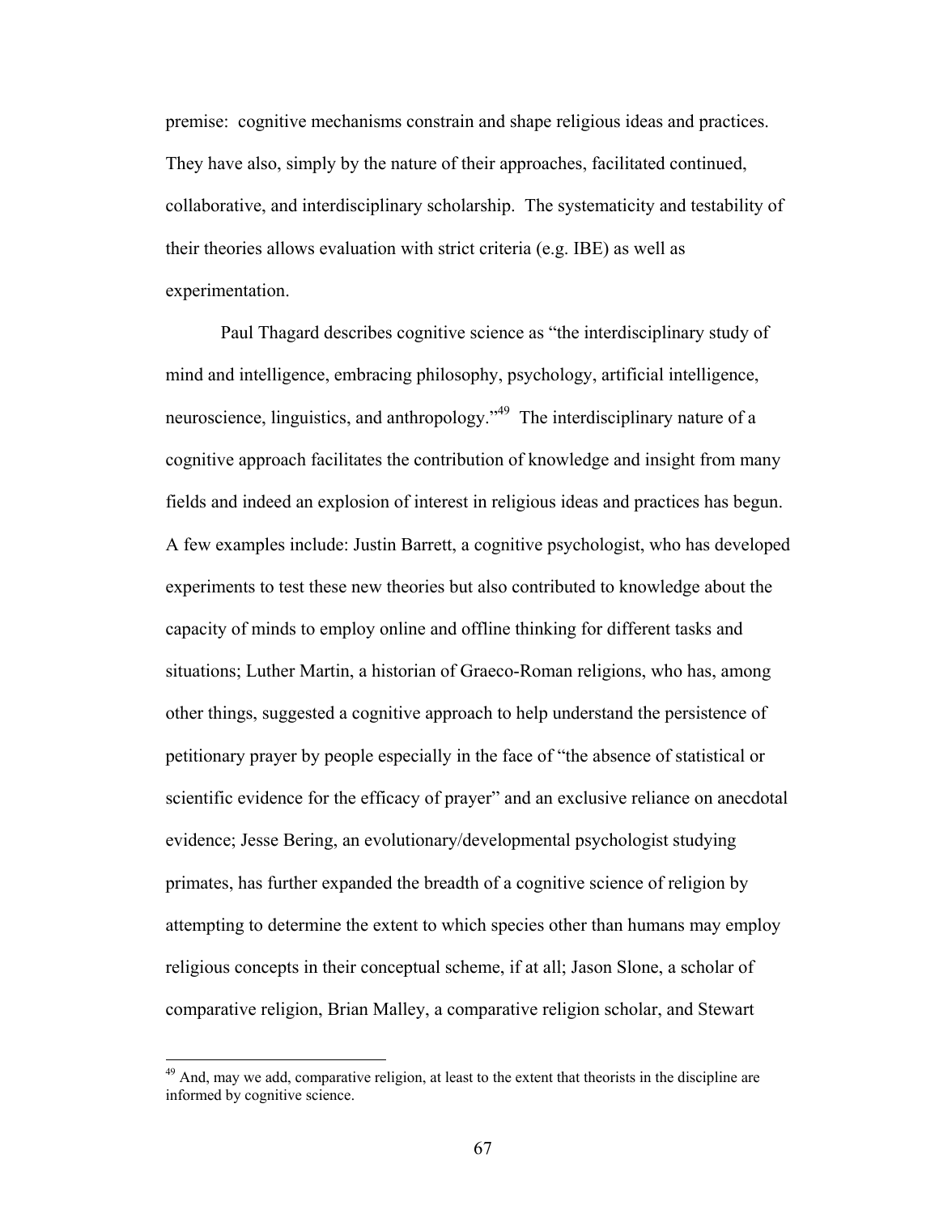premise: cognitive mechanisms constrain and shape religious ideas and practices. They have also, simply by the nature of their approaches, facilitated continued, collaborative, and interdisciplinary scholarship. The systematicity and testability of their theories allows evaluation with strict criteria (e.g. IBE) as well as experimentation.

Paul Thagard describes cognitive science as "the interdisciplinary study of mind and intelligence, embracing philosophy, psychology, artificial intelligence, neuroscience, linguistics, and anthropology."[49] The interdisciplinary nature of a cognitive approach facilitates the contribution of knowledge and insight from many fields and indeed an explosion of interest in religious ideas and practices has begun. A few examples include: Justin Barrett, a cognitive psychologist, who has developed experiments to test these new theories but also contributed to knowledge about the capacity of minds to employ online and offline thinking for different tasks and situations; Luther Martin, a historian of Graeco-Roman religions, who has, among other things, suggested a cognitive approach to help understand the persistence of petitionary prayer by people especially in the face of "the absence of statistical or scientific evidence for the efficacy of prayer" and an exclusive reliance on anecdotal evidence; Jesse Bering, an evolutionary/developmental psychologist studying primates, has further expanded the breadth of a cognitive science of religion by attempting to determine the extent to which species other than humans may employ religious concepts in their conceptual scheme, if at all; Jason Slone, a scholar of comparative religion, Brian Malley, a comparative religion scholar, and Stewart

[49] And, may we add, comparative religion, at least to the extent that theorists in the discipline are informed by cognitive science.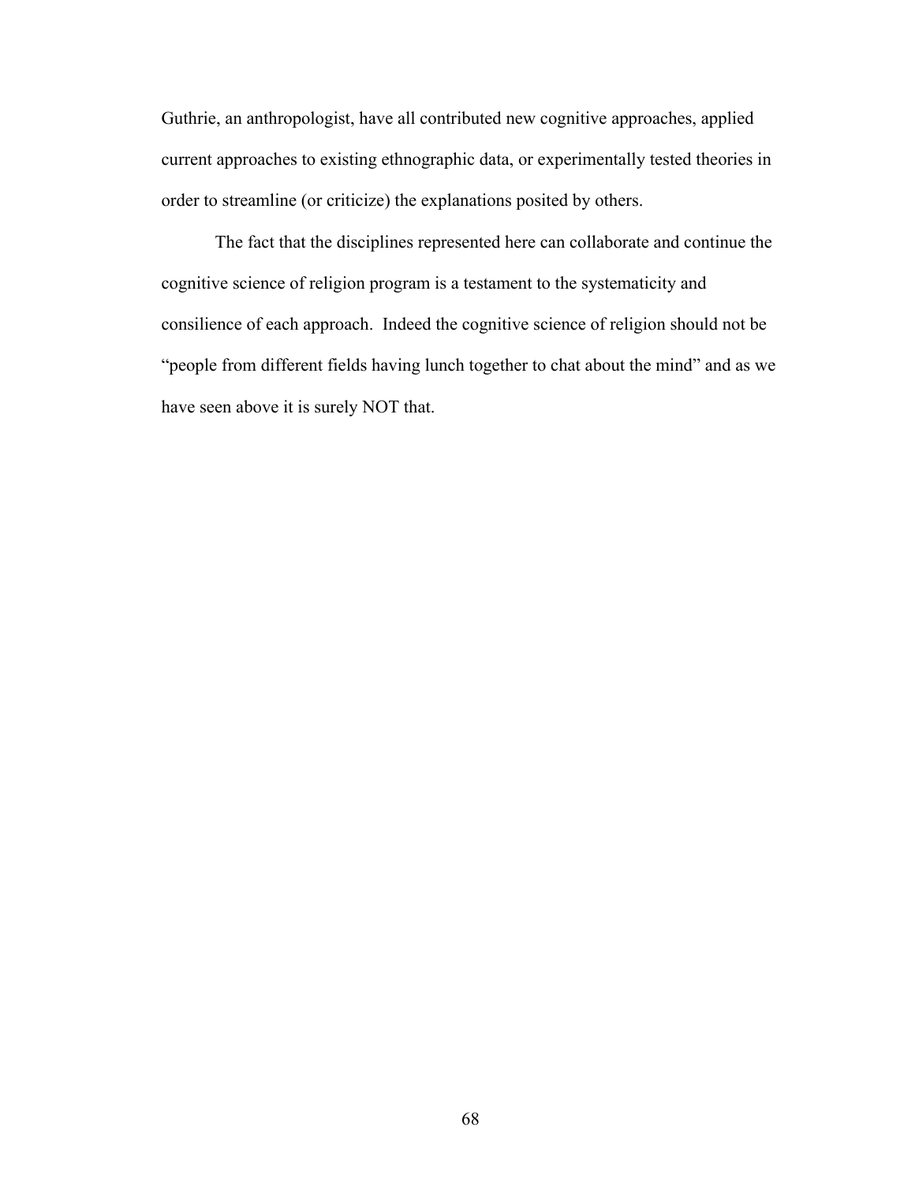Guthrie, an anthropologist, have all contributed new cognitive approaches, applied current approaches to existing ethnographic data, or experimentally tested theories in order to streamline (or criticize) the explanations posited by others.

The fact that the disciplines represented here can collaborate and continue the cognitive science of religion program is a testament to the systematicity and consilience of each approach. Indeed the cognitive science of religion should not be "people from different fields having lunch together to chat about the mind" and as we have seen above it is surely NOT that.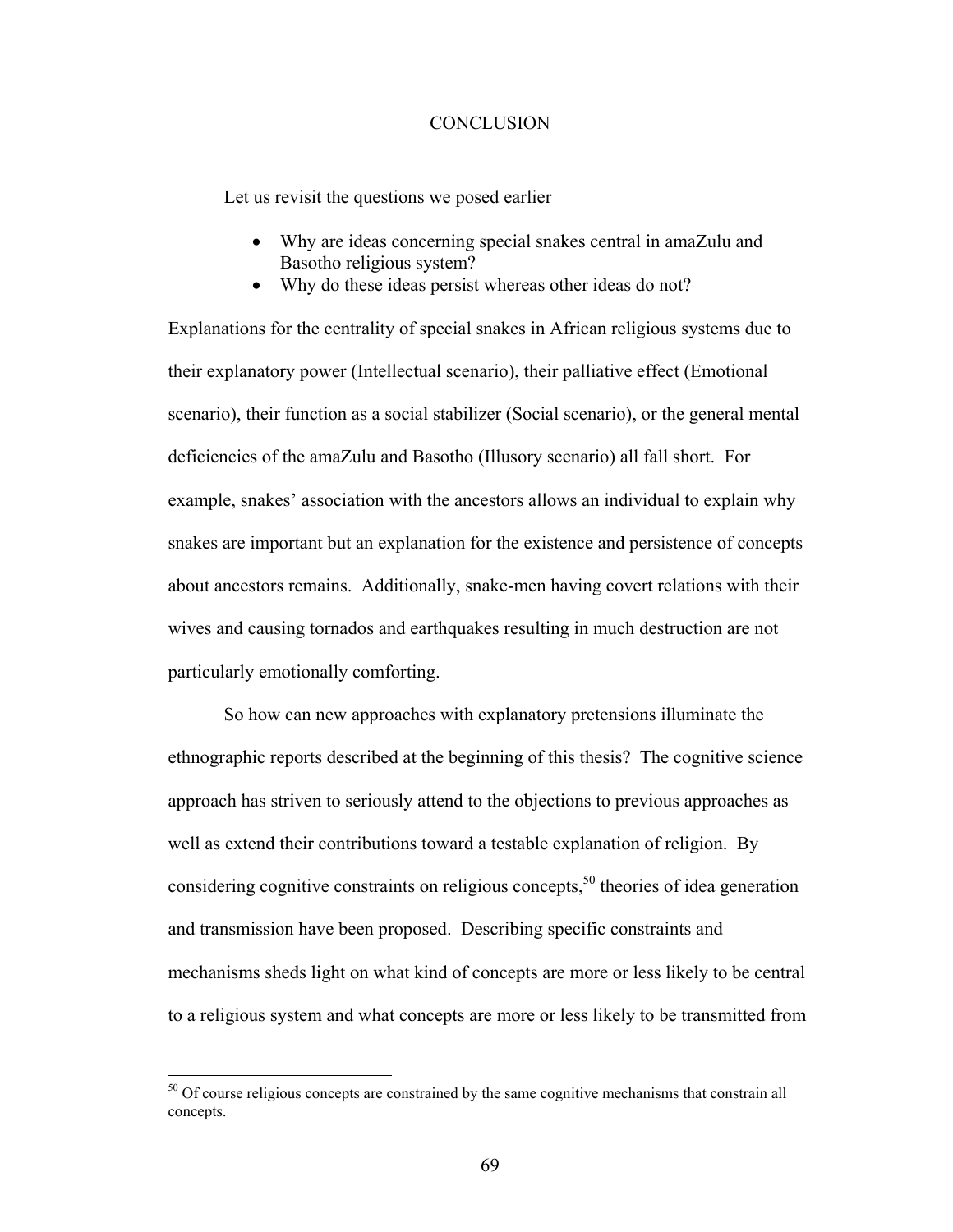# CONCLUSION

Let us revisit the questions we posed earlier

- Why are ideas concerning special snakes central in amaZulu and Basotho religious system?
- Why do these ideas persist whereas other ideas do not?

Explanations for the centrality of special snakes in African religious systems due to their explanatory power (Intellectual scenario), their palliative effect (Emotional scenario), their function as a social stabilizer (Social scenario), or the general mental deficiencies of the amaZulu and Basotho (Illusory scenario) all fall short. For example, snakes' association with the ancestors allows an individual to explain why snakes are important but an explanation for the existence and persistence of concepts about ancestors remains. Additionally, snake-men having covert relations with their wives and causing tornados and earthquakes resulting in much destruction are not particularly emotionally comforting.

So how can new approaches with explanatory pretensions illuminate the ethnographic reports described at the beginning of this thesis? The cognitive science approach has striven to seriously attend to the objections to previous approaches as well as extend their contributions toward a testable explanation of religion. By considering cognitive constraints on religious concepts,[50] theories of idea generation and transmission have been proposed. Describing specific constraints and mechanisms sheds light on what kind of concepts are more or less likely to be central to a religious system and what concepts are more or less likely to be transmitted from

[50] Of course religious concepts are constrained by the same cognitive mechanisms that constrain all concepts.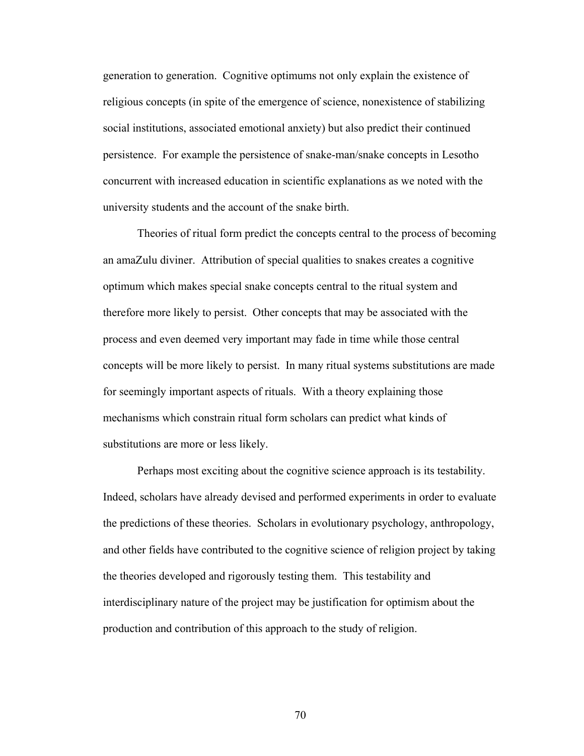generation to generation. Cognitive optimums not only explain the existence of religious concepts (in spite of the emergence of science, nonexistence of stabilizing social institutions, associated emotional anxiety) but also predict their continued persistence. For example the persistence of snake-man/snake concepts in Lesotho concurrent with increased education in scientific explanations as we noted with the university students and the account of the snake birth.

Theories of ritual form predict the concepts central to the process of becoming an amaZulu diviner. Attribution of special qualities to snakes creates a cognitive optimum which makes special snake concepts central to the ritual system and therefore more likely to persist. Other concepts that may be associated with the process and even deemed very important may fade in time while those central concepts will be more likely to persist. In many ritual systems substitutions are made for seemingly important aspects of rituals. With a theory explaining those mechanisms which constrain ritual form scholars can predict what kinds of substitutions are more or less likely.

Perhaps most exciting about the cognitive science approach is its testability. Indeed, scholars have already devised and performed experiments in order to evaluate the predictions of these theories. Scholars in evolutionary psychology, anthropology, and other fields have contributed to the cognitive science of religion project by taking the theories developed and rigorously testing them. This testability and interdisciplinary nature of the project may be justification for optimism about the production and contribution of this approach to the study of religion.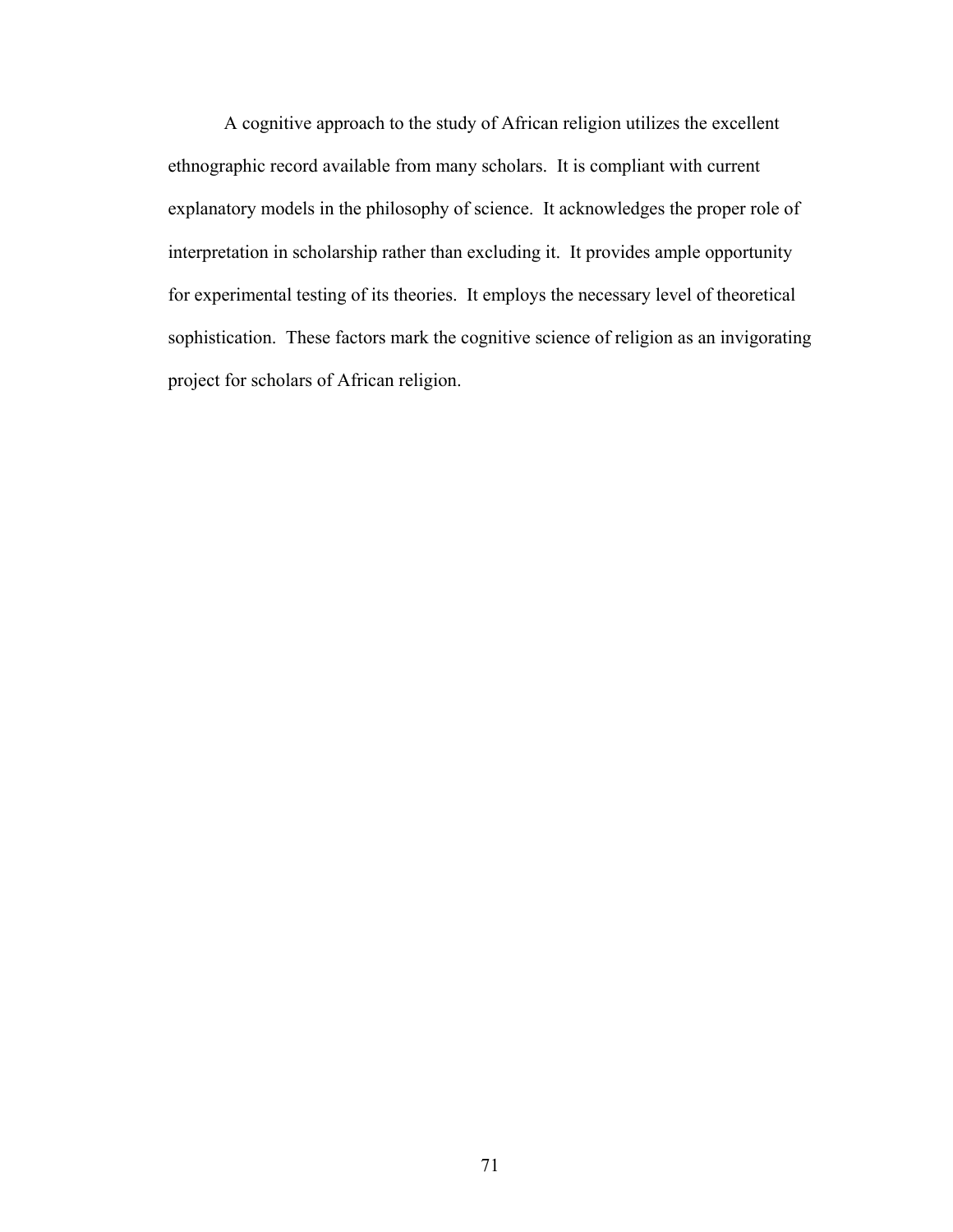A cognitive approach to the study of African religion utilizes the excellent ethnographic record available from many scholars. It is compliant with current explanatory models in the philosophy of science. It acknowledges the proper role of interpretation in scholarship rather than excluding it. It provides ample opportunity for experimental testing of its theories. It employs the necessary level of theoretical sophistication. These factors mark the cognitive science of religion as an invigorating project for scholars of African religion.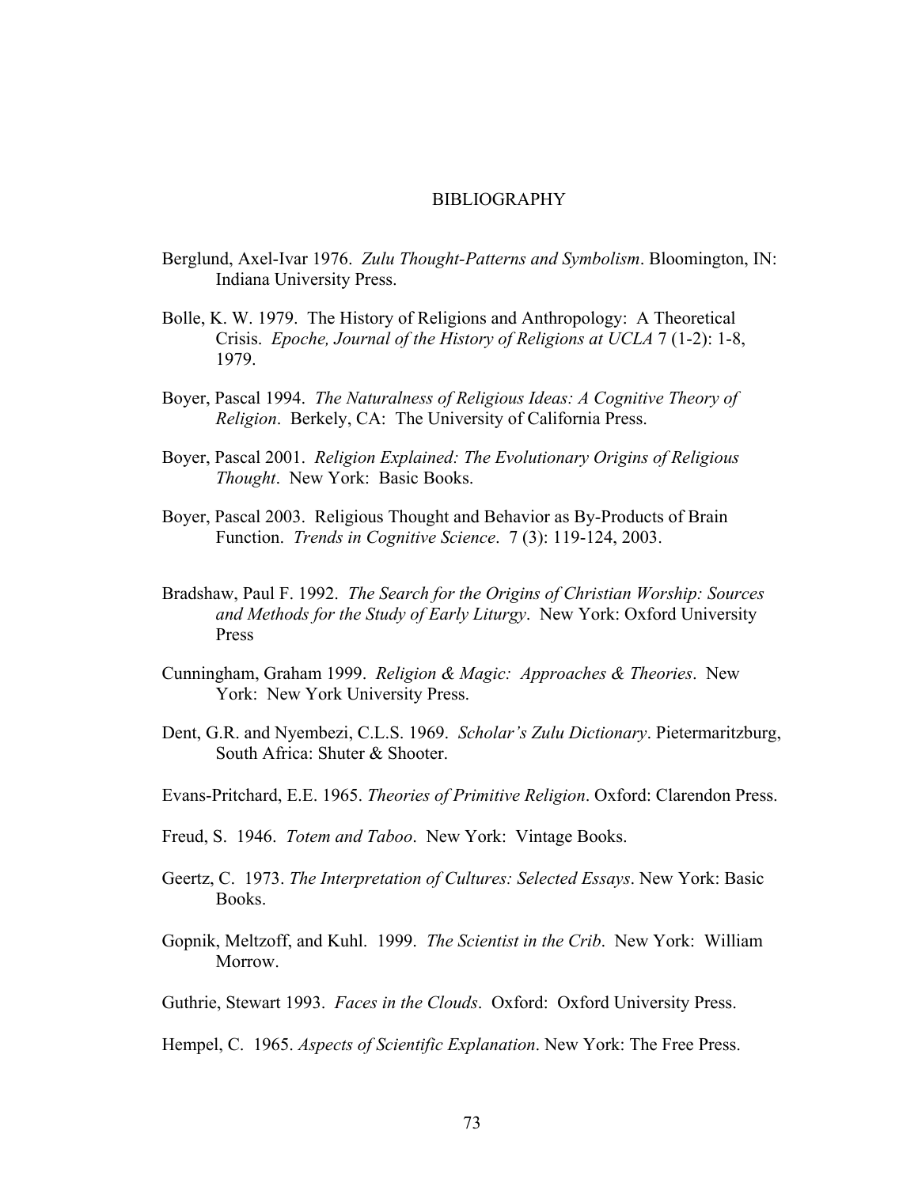# BIBLIOGRAPHY

Berglund, Axel-Ivar 1976. *Zulu Thought-Patterns and Symbolism*. Bloomington, IN: Indiana University Press.

Bolle, K. W. 1979. The History of Religions and Anthropology: A Theoretical Crisis. *Epoche, Journal of the History of Religions at UCLA* 7 (1-2): 1-8, 1979.

Boyer, Pascal 1994. *The Naturalness of Religious Ideas: A Cognitive Theory of Religion*. Berkely, CA: The University of California Press.

Boyer, Pascal 2001. *Religion Explained: The Evolutionary Origins of Religious Thought*. New York: Basic Books.

Boyer, Pascal 2003. Religious Thought and Behavior as By-Products of Brain Function. *Trends in Cognitive Science*. 7 (3): 119-124, 2003.

Bradshaw, Paul F. 1992. *The Search for the Origins of Christian Worship: Sources and Methods for the Study of Early Liturgy*. New York: Oxford University Press

Cunningham, Graham 1999. *Religion & Magic: Approaches & Theories*. New York: New York University Press.

Dent, G.R. and Nyembezi, C.L.S. 1969. *Scholar's Zulu Dictionary*. Pietermaritzburg, South Africa: Shuter & Shooter.

Evans-Pritchard, E.E. 1965. *Theories of Primitive Religion*. Oxford: Clarendon Press.

Freud, S. 1946. *Totem and Taboo*. New York: Vintage Books.

Geertz, C. 1973. *The Interpretation of Cultures: Selected Essays*. New York: Basic Books.

Gopnik, Meltzoff, and Kuhl. 1999. *The Scientist in the Crib*. New York: William Morrow.

Guthrie, Stewart 1993. *Faces in the Clouds*. Oxford: Oxford University Press.

Hempel, C. 1965. *Aspects of Scientific Explanation*. New York: The Free Press.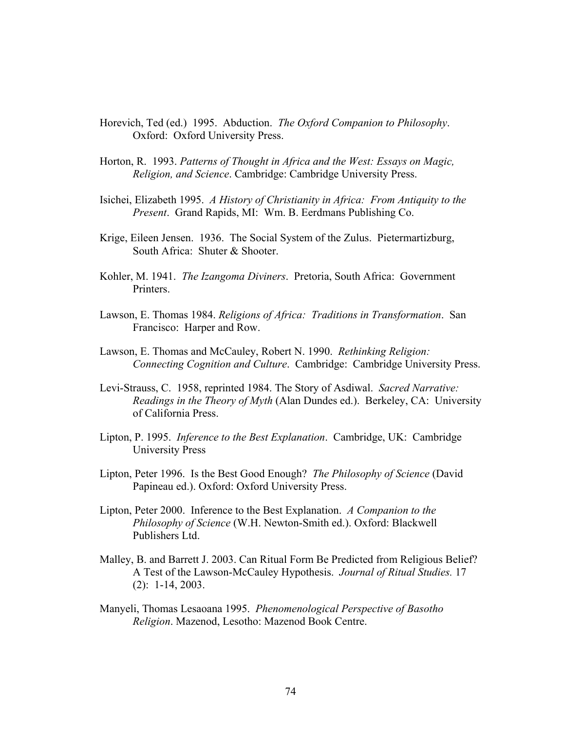Horevich, Ted (ed.) 1995. Abduction. *The Oxford Companion to Philosophy*. Oxford: Oxford University Press.

Horton, R. 1993. *Patterns of Thought in Africa and the West: Essays on Magic, Religion, and Science*. Cambridge: Cambridge University Press.

Isichei, Elizabeth 1995. *A History of Christianity in Africa: From Antiquity to the Present*. Grand Rapids, MI: Wm. B. Eerdmans Publishing Co.

Krige, Eileen Jensen. 1936. The Social System of the Zulus. Pietermartizburg, South Africa: Shuter & Shooter.

Kohler, M. 1941. *The Izangoma Diviners*. Pretoria, South Africa: Government Printers.

Lawson, E. Thomas 1984. *Religions of Africa: Traditions in Transformation*. San Francisco: Harper and Row.

Lawson, E. Thomas and McCauley, Robert N. 1990. *Rethinking Religion: Connecting Cognition and Culture*. Cambridge: Cambridge University Press.

Levi-Strauss, C. 1958, reprinted 1984. The Story of Asdiwal. *Sacred Narrative: Readings in the Theory of Myth* (Alan Dundes ed.). Berkeley, CA: University of California Press.

Lipton, P. 1995. *Inference to the Best Explanation*. Cambridge, UK: Cambridge University Press

Lipton, Peter 1996. Is the Best Good Enough? *The Philosophy of Science* (David Papineau ed.). Oxford: Oxford University Press.

Lipton, Peter 2000. Inference to the Best Explanation. *A Companion to the Philosophy of Science* (W.H. Newton-Smith ed.). Oxford: Blackwell Publishers Ltd.

Malley, B. and Barrett J. 2003. Can Ritual Form Be Predicted from Religious Belief? A Test of the Lawson-McCauley Hypothesis. *Journal of Ritual Studies.* 17 (2): 1-14, 2003.

Manyeli, Thomas Lesaoana 1995. *Phenomenological Perspective of Basotho Religion*. Mazenod, Lesotho: Mazenod Book Centre.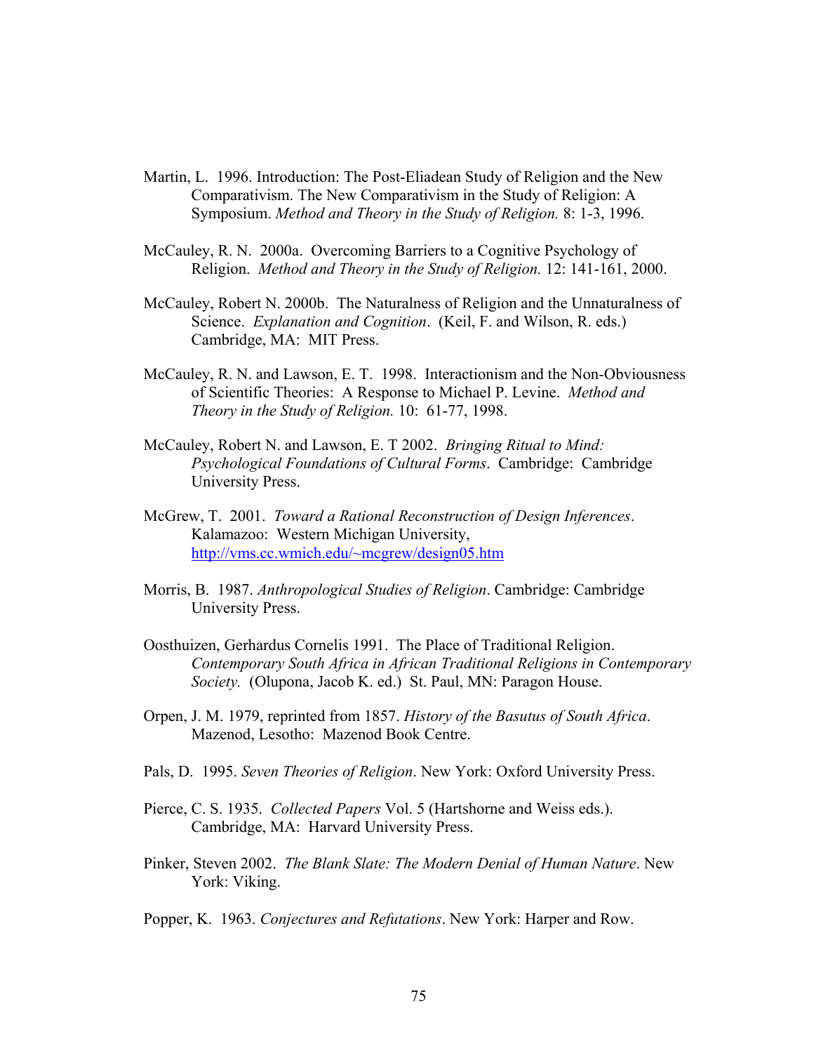Martin, L. 1996. Introduction: The Post-Eliadean Study of Religion and the New Comparativism. The New Comparativism in the Study of Religion: A Symposium. *Method and Theory in the Study of Religion.* 8: 1-3, 1996.

McCauley, R. N. 2000a. Overcoming Barriers to a Cognitive Psychology of Religion. *Method and Theory in the Study of Religion.* 12: 141-161, 2000.

McCauley, Robert N. 2000b. The Naturalness of Religion and the Unnaturalness of Science. *Explanation and Cognition*. (Keil, F. and Wilson, R. eds.) Cambridge, MA: MIT Press.

McCauley, R. N. and Lawson, E. T. 1998. Interactionism and the Non-Obviousness of Scientific Theories: A Response to Michael P. Levine. *Method and Theory in the Study of Religion.* 10: 61-77, 1998.

McCauley, Robert N. and Lawson, E. T 2002. *Bringing Ritual to Mind: Psychological Foundations of Cultural Forms*. Cambridge: Cambridge University Press.

McGrew, T. 2001. *Toward a Rational Reconstruction of Design Inferences*. Kalamazoo: Western Michigan University, http://vms.cc.wmich.edu/~mcgrew/design05.htm

Morris, B. 1987. *Anthropological Studies of Religion*. Cambridge: Cambridge University Press.

Oosthuizen, Gerhardus Cornelis 1991. The Place of Traditional Religion. *Contemporary South Africa in African Traditional Religions in Contemporary Society.* (Olupona, Jacob K. ed.) St. Paul, MN: Paragon House.

Orpen, J. M. 1979, reprinted from 1857. *History of the Basutus of South Africa*. Mazenod, Lesotho: Mazenod Book Centre.

Pals, D. 1995. *Seven Theories of Religion*. New York: Oxford University Press.

Pierce, C. S. 1935. *Collected Papers* Vol. 5 (Hartshorne and Weiss eds.). Cambridge, MA: Harvard University Press.

Pinker, Steven 2002. *The Blank Slate: The Modern Denial of Human Nature*. New York: Viking.

Popper, K. 1963. *Conjectures and Refutations*. New York: Harper and Row.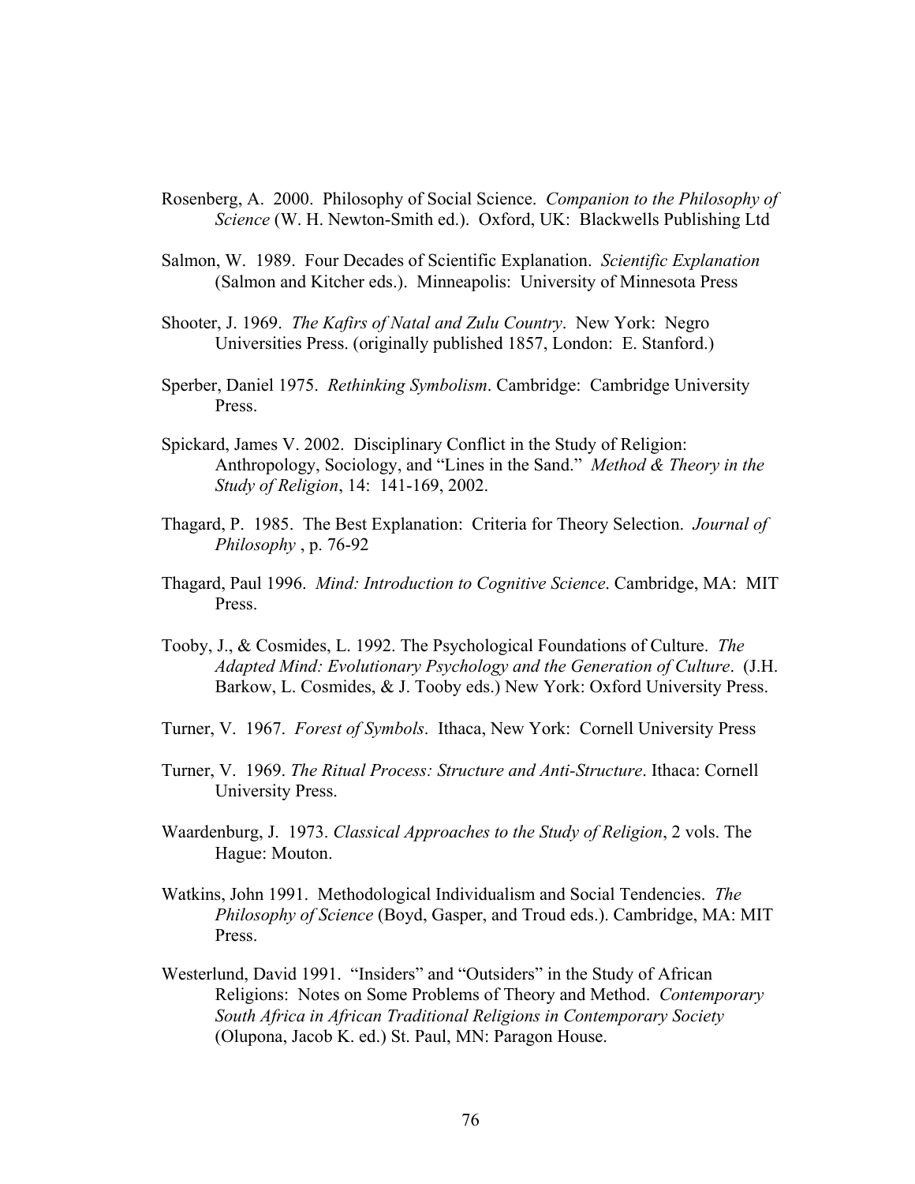Rosenberg, A. 2000. Philosophy of Social Science. *Companion to the Philosophy of Science* (W. H. Newton-Smith ed.). Oxford, UK: Blackwells Publishing Ltd

Salmon, W. 1989. Four Decades of Scientific Explanation. *Scientific Explanation* (Salmon and Kitcher eds.). Minneapolis: University of Minnesota Press

Shooter, J. 1969. *The Kafirs of Natal and Zulu Country*. New York: Negro Universities Press. (originally published 1857, London: E. Stanford.)

Sperber, Daniel 1975. *Rethinking Symbolism*. Cambridge: Cambridge University Press.

Spickard, James V. 2002. Disciplinary Conflict in the Study of Religion: Anthropology, Sociology, and "Lines in the Sand." *Method & Theory in the Study of Religion*, 14: 141-169, 2002.

Thagard, P. 1985. The Best Explanation: Criteria for Theory Selection. *Journal of Philosophy* , p. 76-92

Thagard, Paul 1996. *Mind: Introduction to Cognitive Science*. Cambridge, MA: MIT Press.

Tooby, J., & Cosmides, L. 1992. The Psychological Foundations of Culture. *The Adapted Mind: Evolutionary Psychology and the Generation of Culture*. (J.H. Barkow, L. Cosmides, & J. Tooby eds.) New York: Oxford University Press.

Turner, V. 1967. *Forest of Symbols*. Ithaca, New York: Cornell University Press

Turner, V. 1969. *The Ritual Process: Structure and Anti-Structure*. Ithaca: Cornell University Press.

Waardenburg, J. 1973. *Classical Approaches to the Study of Religion*, 2 vols. The Hague: Mouton.

Watkins, John 1991. Methodological Individualism and Social Tendencies. *The Philosophy of Science* (Boyd, Gasper, and Troud eds.). Cambridge, MA: MIT Press.

Westerlund, David 1991. "Insiders" and "Outsiders" in the Study of African Religions: Notes on Some Problems of Theory and Method. *Contemporary South Africa in African Traditional Religions in Contemporary Society* (Olupona, Jacob K. ed.) St. Paul, MN: Paragon House.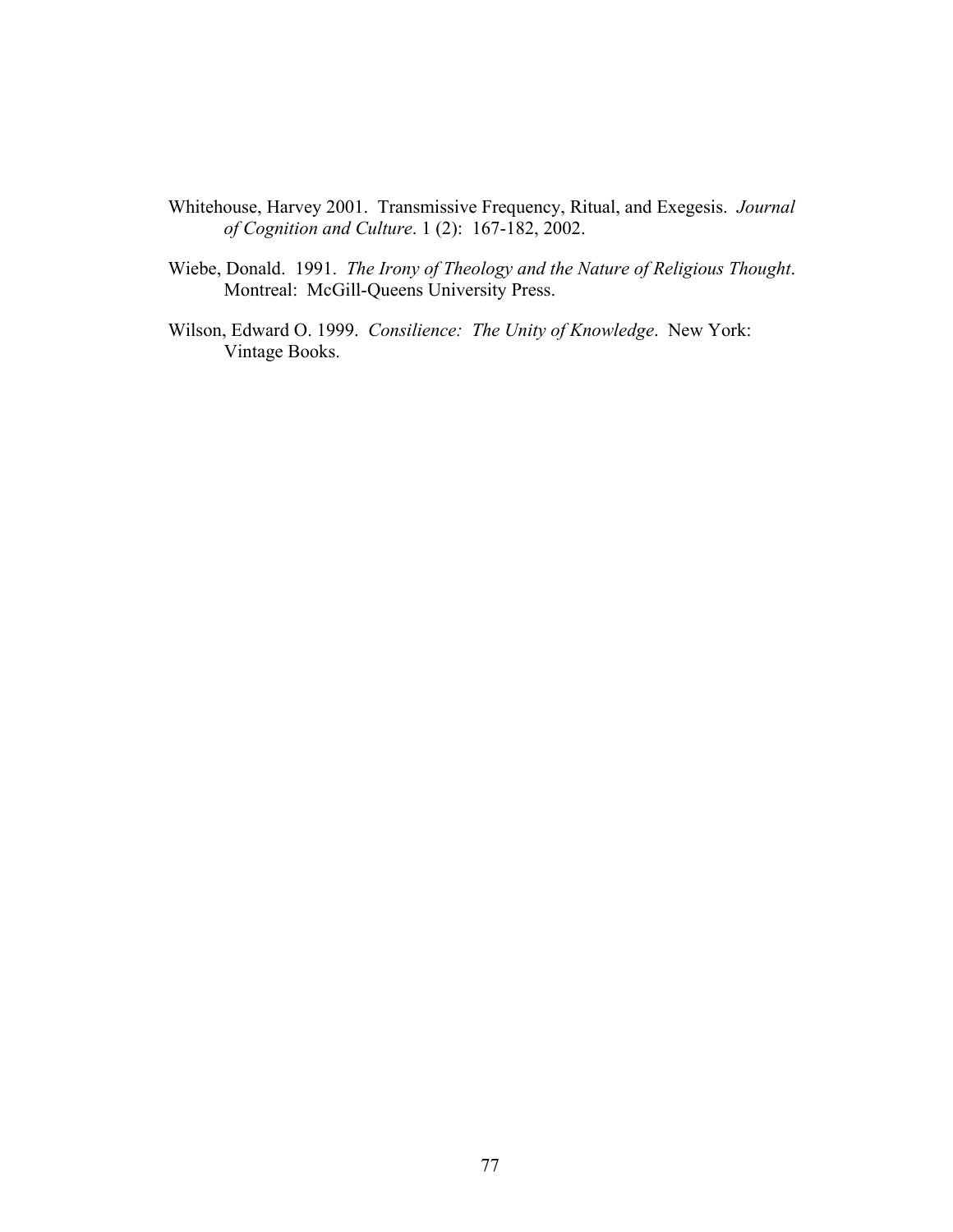Whitehouse, Harvey 2001. Transmissive Frequency, Ritual, and Exegesis. *Journal of Cognition and Culture*. 1 (2): 167-182, 2002.

Wiebe, Donald. 1991. *The Irony of Theology and the Nature of Religious Thought*. Montreal: McGill-Queens University Press.

Wilson, Edward O. 1999. *Consilience: The Unity of Knowledge*. New York: Vintage Books.